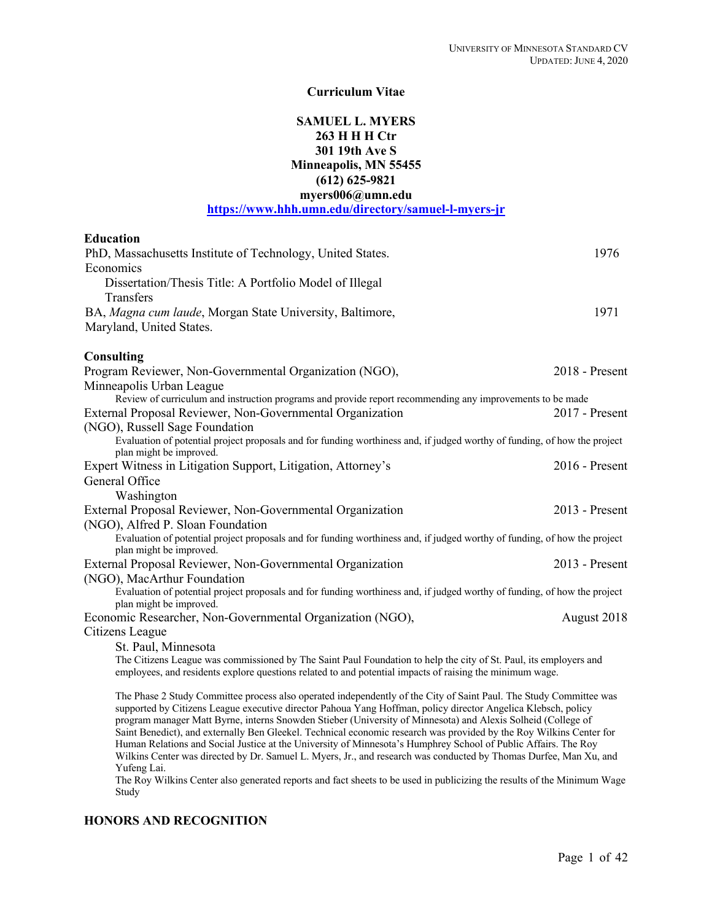# Curriculum Vitae

**SAMUEL L. MYERS**
**263 H H H Ctr**
**301 19th Ave S**
**Minneapolis, MN 55455**
**(612) 625-9821**
**myers006@umn.edu**
**https://www.hhh.umn.edu/directory/samuel-l-myers-jr**

## Education

PhD, Massachusetts Institute of Technology, United States. Economics — 1976
Dissertation/Thesis Title: A Portfolio Model of Illegal Transfers

BA, *Magna cum laude*, Morgan State University, Baltimore, Maryland, United States. — 1971

## Consulting

Program Reviewer, Non-Governmental Organization (NGO), Minneapolis Urban League — 2018 - Present
Review of curriculum and instruction programs and provide report recommending any improvements to be made

External Proposal Reviewer, Non-Governmental Organization (NGO), Russell Sage Foundation — 2017 - Present
Evaluation of potential project proposals and for funding worthiness and, if judged worthy of funding, of how the project plan might be improved.

Expert Witness in Litigation Support, Litigation, Attorney's General Office — 2016 - Present
Washington

External Proposal Reviewer, Non-Governmental Organization (NGO), Alfred P. Sloan Foundation — 2013 - Present
Evaluation of potential project proposals and for funding worthiness and, if judged worthy of funding, of how the project plan might be improved.

External Proposal Reviewer, Non-Governmental Organization (NGO), MacArthur Foundation — 2013 - Present
Evaluation of potential project proposals and for funding worthiness and, if judged worthy of funding, of how the project plan might be improved.

Economic Researcher, Non-Governmental Organization (NGO), Citizens League — August 2018
St. Paul, Minnesota
The Citizens League was commissioned by The Saint Paul Foundation to help the city of St. Paul, its employers and employees, and residents explore questions related to and potential impacts of raising the minimum wage.

The Phase 2 Study Committee process also operated independently of the City of Saint Paul. The Study Committee was supported by Citizens League executive director Pahoua Yang Hoffman, policy director Angelica Klebsch, policy program manager Matt Byrne, interns Snowden Stieber (University of Minnesota) and Alexis Solheid (College of Saint Benedict), and externally Ben Gleekel. Technical economic research was provided by the Roy Wilkins Center for Human Relations and Social Justice at the University of Minnesota's Humphrey School of Public Affairs. The Roy Wilkins Center was directed by Dr. Samuel L. Myers, Jr., and research was conducted by Thomas Durfee, Man Xu, and Yufeng Lai.
The Roy Wilkins Center also generated reports and fact sheets to be used in publicizing the results of the Minimum Wage Study

## HONORS AND RECOGNITION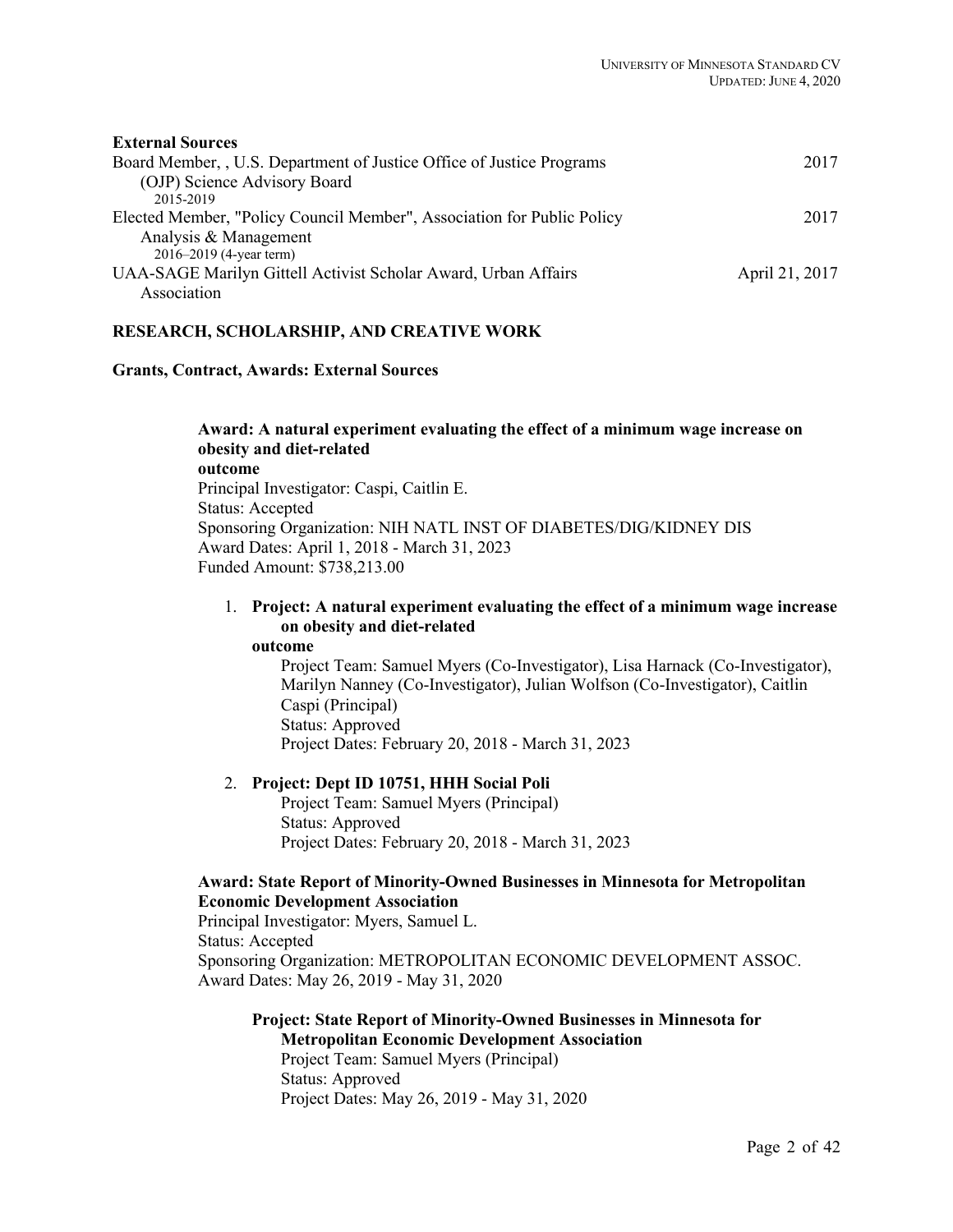**External Sources**

Board Member, , U.S. Department of Justice Office of Justice Programs (OJP) Science Advisory Board — 2017
2015-2019

Elected Member, "Policy Council Member", Association for Public Policy Analysis & Management — 2017
2016–2019 (4-year term)

UAA-SAGE Marilyn Gittell Activist Scholar Award, Urban Affairs Association — April 21, 2017

## RESEARCH, SCHOLARSHIP, AND CREATIVE WORK

### Grants, Contract, Awards: External Sources

**Award: A natural experiment evaluating the effect of a minimum wage increase on obesity and diet-related outcome**
Principal Investigator: Caspi, Caitlin E.
Status: Accepted
Sponsoring Organization: NIH NATL INST OF DIABETES/DIG/KIDNEY DIS
Award Dates: April 1, 2018 - March 31, 2023
Funded Amount: $738,213.00

1. **Project: A natural experiment evaluating the effect of a minimum wage increase on obesity and diet-related outcome**
   Project Team: Samuel Myers (Co-Investigator), Lisa Harnack (Co-Investigator), Marilyn Nanney (Co-Investigator), Julian Wolfson (Co-Investigator), Caitlin Caspi (Principal)
   Status: Approved
   Project Dates: February 20, 2018 - March 31, 2023

2. **Project: Dept ID 10751, HHH Social Poli**
   Project Team: Samuel Myers (Principal)
   Status: Approved
   Project Dates: February 20, 2018 - March 31, 2023

**Award: State Report of Minority-Owned Businesses in Minnesota for Metropolitan Economic Development Association**
Principal Investigator: Myers, Samuel L.
Status: Accepted
Sponsoring Organization: METROPOLITAN ECONOMIC DEVELOPMENT ASSOC.
Award Dates: May 26, 2019 - May 31, 2020

**Project: State Report of Minority-Owned Businesses in Minnesota for Metropolitan Economic Development Association**
Project Team: Samuel Myers (Principal)
Status: Approved
Project Dates: May 26, 2019 - May 31, 2020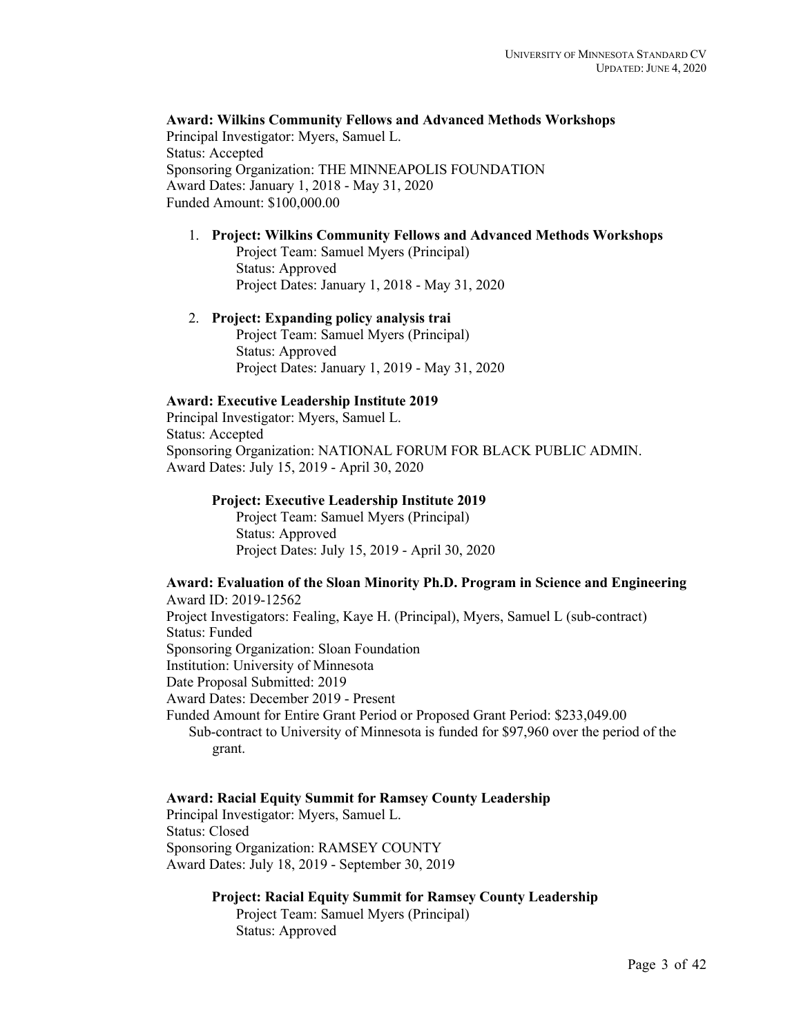**Award: Wilkins Community Fellows and Advanced Methods Workshops**
Principal Investigator: Myers, Samuel L.
Status: Accepted
Sponsoring Organization: THE MINNEAPOLIS FOUNDATION
Award Dates: January 1, 2018 - May 31, 2020
Funded Amount: $100,000.00

1. **Project: Wilkins Community Fellows and Advanced Methods Workshops**
   Project Team: Samuel Myers (Principal)
   Status: Approved
   Project Dates: January 1, 2018 - May 31, 2020

2. **Project: Expanding policy analysis trai**
   Project Team: Samuel Myers (Principal)
   Status: Approved
   Project Dates: January 1, 2019 - May 31, 2020

**Award: Executive Leadership Institute 2019**
Principal Investigator: Myers, Samuel L.
Status: Accepted
Sponsoring Organization: NATIONAL FORUM FOR BLACK PUBLIC ADMIN.
Award Dates: July 15, 2019 - April 30, 2020

**Project: Executive Leadership Institute 2019**
Project Team: Samuel Myers (Principal)
Status: Approved
Project Dates: July 15, 2019 - April 30, 2020

**Award: Evaluation of the Sloan Minority Ph.D. Program in Science and Engineering**
Award ID: 2019-12562
Project Investigators: Fealing, Kaye H. (Principal), Myers, Samuel L (sub-contract)
Status: Funded
Sponsoring Organization: Sloan Foundation
Institution: University of Minnesota
Date Proposal Submitted: 2019
Award Dates: December 2019 - Present
Funded Amount for Entire Grant Period or Proposed Grant Period: $233,049.00
Sub-contract to University of Minnesota is funded for $97,960 over the period of the grant.

**Award: Racial Equity Summit for Ramsey County Leadership**
Principal Investigator: Myers, Samuel L.
Status: Closed
Sponsoring Organization: RAMSEY COUNTY
Award Dates: July 18, 2019 - September 30, 2019

**Project: Racial Equity Summit for Ramsey County Leadership**
Project Team: Samuel Myers (Principal)
Status: Approved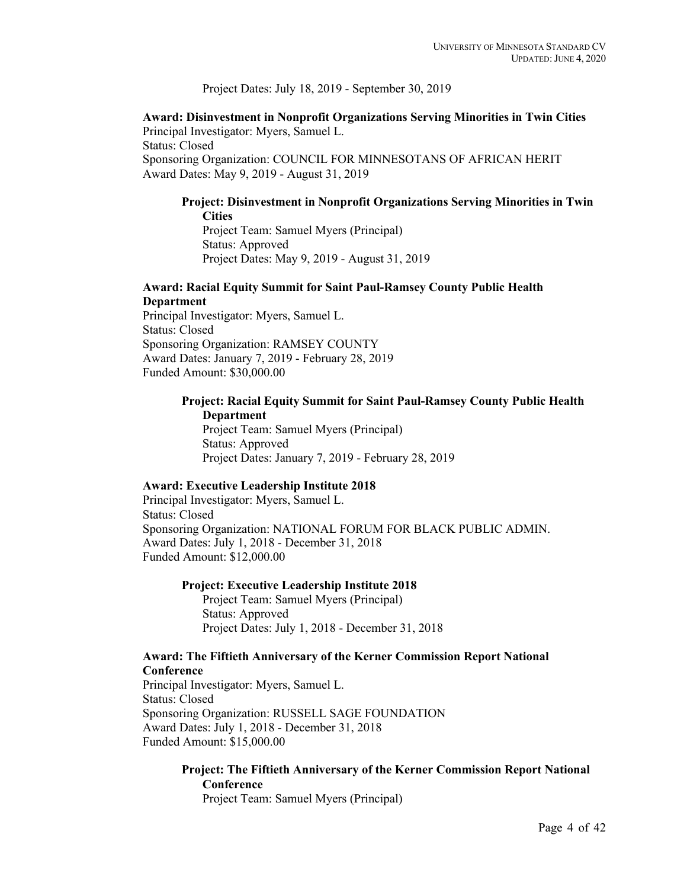Project Dates: July 18, 2019 - September 30, 2019

**Award: Disinvestment in Nonprofit Organizations Serving Minorities in Twin Cities**
Principal Investigator: Myers, Samuel L.
Status: Closed
Sponsoring Organization: COUNCIL FOR MINNESOTANS OF AFRICAN HERIT
Award Dates: May 9, 2019 - August 31, 2019

**Project: Disinvestment in Nonprofit Organizations Serving Minorities in Twin Cities**
Project Team: Samuel Myers (Principal)
Status: Approved
Project Dates: May 9, 2019 - August 31, 2019

**Award: Racial Equity Summit for Saint Paul-Ramsey County Public Health Department**
Principal Investigator: Myers, Samuel L.
Status: Closed
Sponsoring Organization: RAMSEY COUNTY
Award Dates: January 7, 2019 - February 28, 2019
Funded Amount: $30,000.00

**Project: Racial Equity Summit for Saint Paul-Ramsey County Public Health Department**
Project Team: Samuel Myers (Principal)
Status: Approved
Project Dates: January 7, 2019 - February 28, 2019

**Award: Executive Leadership Institute 2018**
Principal Investigator: Myers, Samuel L.
Status: Closed
Sponsoring Organization: NATIONAL FORUM FOR BLACK PUBLIC ADMIN.
Award Dates: July 1, 2018 - December 31, 2018
Funded Amount: $12,000.00

**Project: Executive Leadership Institute 2018**
Project Team: Samuel Myers (Principal)
Status: Approved
Project Dates: July 1, 2018 - December 31, 2018

**Award: The Fiftieth Anniversary of the Kerner Commission Report National Conference**
Principal Investigator: Myers, Samuel L.
Status: Closed
Sponsoring Organization: RUSSELL SAGE FOUNDATION
Award Dates: July 1, 2018 - December 31, 2018
Funded Amount: $15,000.00

**Project: The Fiftieth Anniversary of the Kerner Commission Report National Conference**
Project Team: Samuel Myers (Principal)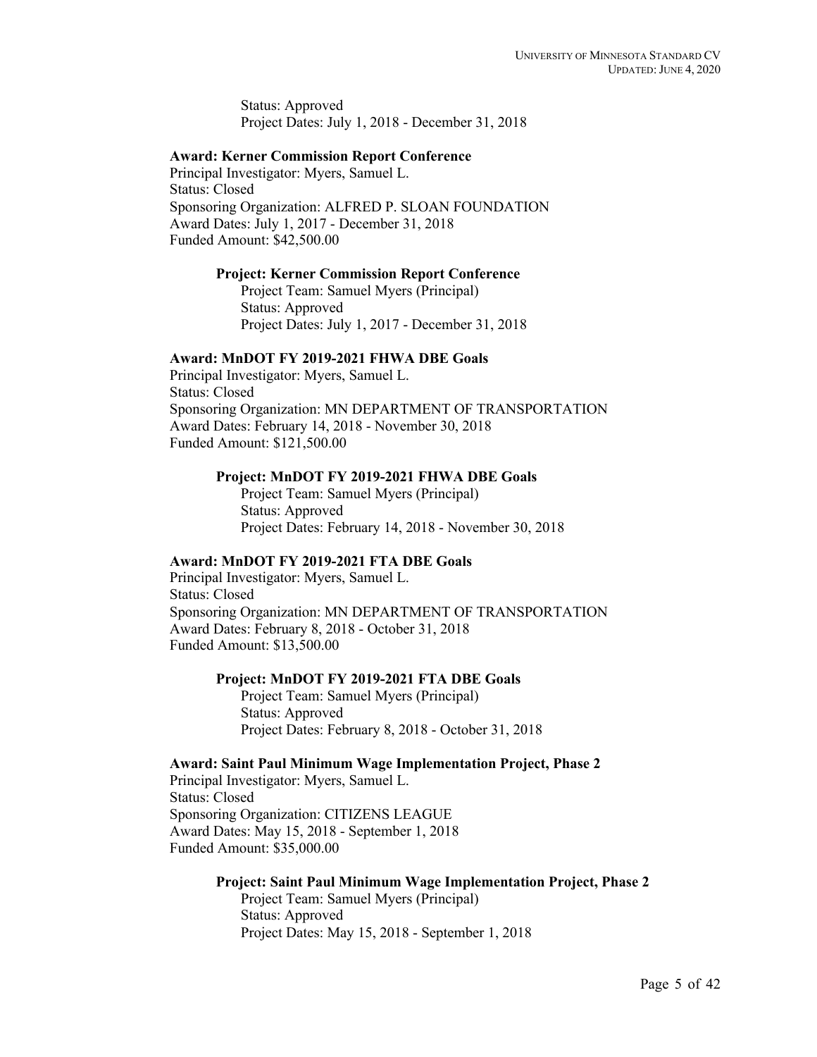Status: Approved
Project Dates: July 1, 2018 - December 31, 2018

**Award: Kerner Commission Report Conference**
Principal Investigator: Myers, Samuel L.
Status: Closed
Sponsoring Organization: ALFRED P. SLOAN FOUNDATION
Award Dates: July 1, 2017 - December 31, 2018
Funded Amount: $42,500.00

**Project: Kerner Commission Report Conference**
Project Team: Samuel Myers (Principal)
Status: Approved
Project Dates: July 1, 2017 - December 31, 2018

**Award: MnDOT FY 2019-2021 FHWA DBE Goals**
Principal Investigator: Myers, Samuel L.
Status: Closed
Sponsoring Organization: MN DEPARTMENT OF TRANSPORTATION
Award Dates: February 14, 2018 - November 30, 2018
Funded Amount: $121,500.00

**Project: MnDOT FY 2019-2021 FHWA DBE Goals**
Project Team: Samuel Myers (Principal)
Status: Approved
Project Dates: February 14, 2018 - November 30, 2018

**Award: MnDOT FY 2019-2021 FTA DBE Goals**
Principal Investigator: Myers, Samuel L.
Status: Closed
Sponsoring Organization: MN DEPARTMENT OF TRANSPORTATION
Award Dates: February 8, 2018 - October 31, 2018
Funded Amount: $13,500.00

**Project: MnDOT FY 2019-2021 FTA DBE Goals**
Project Team: Samuel Myers (Principal)
Status: Approved
Project Dates: February 8, 2018 - October 31, 2018

**Award: Saint Paul Minimum Wage Implementation Project, Phase 2**
Principal Investigator: Myers, Samuel L.
Status: Closed
Sponsoring Organization: CITIZENS LEAGUE
Award Dates: May 15, 2018 - September 1, 2018
Funded Amount: $35,000.00

**Project: Saint Paul Minimum Wage Implementation Project, Phase 2**
Project Team: Samuel Myers (Principal)
Status: Approved
Project Dates: May 15, 2018 - September 1, 2018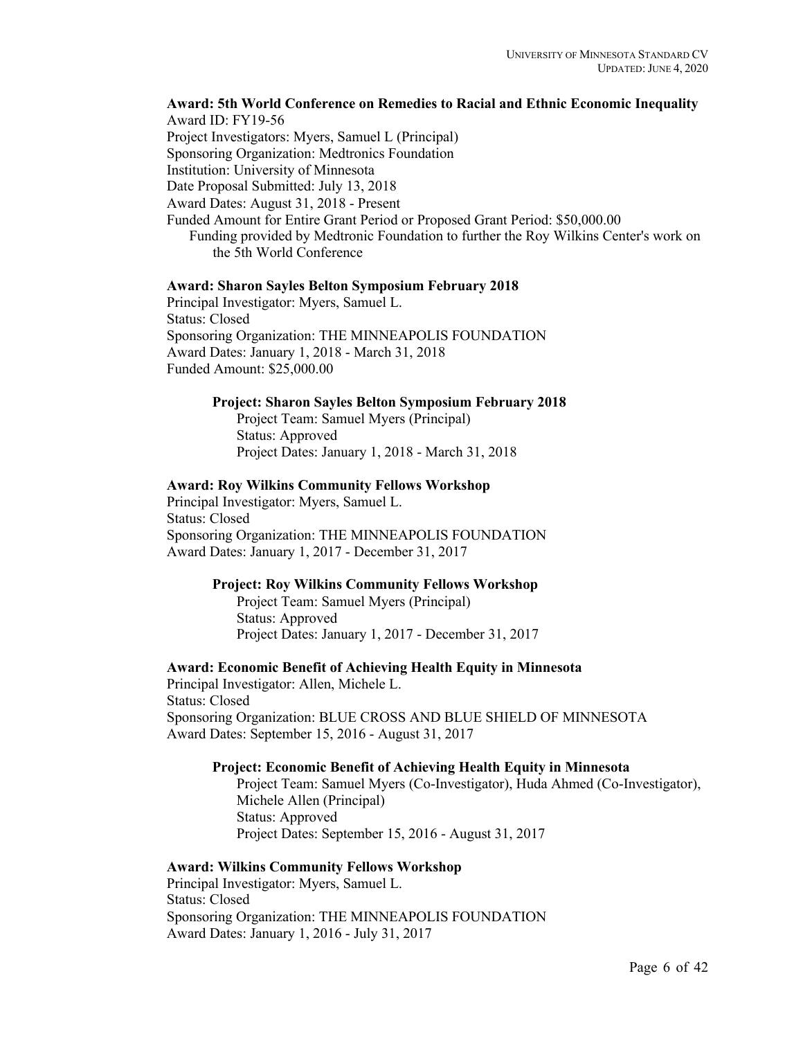**Award: 5th World Conference on Remedies to Racial and Ethnic Economic Inequality**
Award ID: FY19-56
Project Investigators: Myers, Samuel L (Principal)
Sponsoring Organization: Medtronics Foundation
Institution: University of Minnesota
Date Proposal Submitted: July 13, 2018
Award Dates: August 31, 2018 - Present
Funded Amount for Entire Grant Period or Proposed Grant Period: $50,000.00
Funding provided by Medtronic Foundation to further the Roy Wilkins Center's work on the 5th World Conference

**Award: Sharon Sayles Belton Symposium February 2018**
Principal Investigator: Myers, Samuel L.
Status: Closed
Sponsoring Organization: THE MINNEAPOLIS FOUNDATION
Award Dates: January 1, 2018 - March 31, 2018
Funded Amount: $25,000.00

**Project: Sharon Sayles Belton Symposium February 2018**
Project Team: Samuel Myers (Principal)
Status: Approved
Project Dates: January 1, 2018 - March 31, 2018

**Award: Roy Wilkins Community Fellows Workshop**
Principal Investigator: Myers, Samuel L.
Status: Closed
Sponsoring Organization: THE MINNEAPOLIS FOUNDATION
Award Dates: January 1, 2017 - December 31, 2017

**Project: Roy Wilkins Community Fellows Workshop**
Project Team: Samuel Myers (Principal)
Status: Approved
Project Dates: January 1, 2017 - December 31, 2017

**Award: Economic Benefit of Achieving Health Equity in Minnesota**
Principal Investigator: Allen, Michele L.
Status: Closed
Sponsoring Organization: BLUE CROSS AND BLUE SHIELD OF MINNESOTA
Award Dates: September 15, 2016 - August 31, 2017

**Project: Economic Benefit of Achieving Health Equity in Minnesota**
Project Team: Samuel Myers (Co-Investigator), Huda Ahmed (Co-Investigator), Michele Allen (Principal)
Status: Approved
Project Dates: September 15, 2016 - August 31, 2017

**Award: Wilkins Community Fellows Workshop**
Principal Investigator: Myers, Samuel L.
Status: Closed
Sponsoring Organization: THE MINNEAPOLIS FOUNDATION
Award Dates: January 1, 2016 - July 31, 2017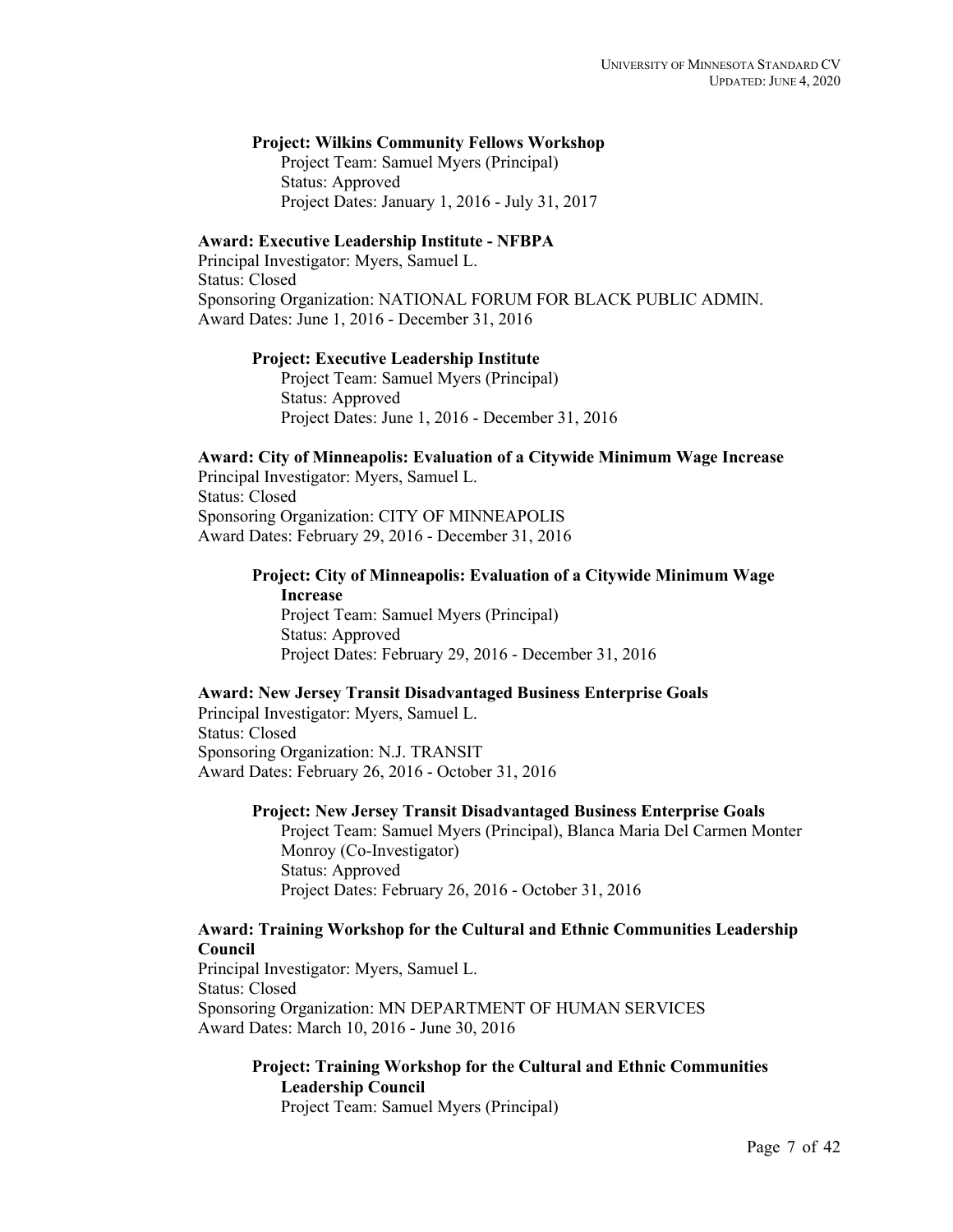**Project: Wilkins Community Fellows Workshop**
Project Team: Samuel Myers (Principal)
Status: Approved
Project Dates: January 1, 2016 - July 31, 2017

**Award: Executive Leadership Institute - NFBPA**
Principal Investigator: Myers, Samuel L.
Status: Closed
Sponsoring Organization: NATIONAL FORUM FOR BLACK PUBLIC ADMIN.
Award Dates: June 1, 2016 - December 31, 2016

**Project: Executive Leadership Institute**
Project Team: Samuel Myers (Principal)
Status: Approved
Project Dates: June 1, 2016 - December 31, 2016

**Award: City of Minneapolis: Evaluation of a Citywide Minimum Wage Increase**
Principal Investigator: Myers, Samuel L.
Status: Closed
Sponsoring Organization: CITY OF MINNEAPOLIS
Award Dates: February 29, 2016 - December 31, 2016

**Project: City of Minneapolis: Evaluation of a Citywide Minimum Wage Increase**
Project Team: Samuel Myers (Principal)
Status: Approved
Project Dates: February 29, 2016 - December 31, 2016

**Award: New Jersey Transit Disadvantaged Business Enterprise Goals**
Principal Investigator: Myers, Samuel L.
Status: Closed
Sponsoring Organization: N.J. TRANSIT
Award Dates: February 26, 2016 - October 31, 2016

**Project: New Jersey Transit Disadvantaged Business Enterprise Goals**
Project Team: Samuel Myers (Principal), Blanca Maria Del Carmen Monter Monroy (Co-Investigator)
Status: Approved
Project Dates: February 26, 2016 - October 31, 2016

**Award: Training Workshop for the Cultural and Ethnic Communities Leadership Council**
Principal Investigator: Myers, Samuel L.
Status: Closed
Sponsoring Organization: MN DEPARTMENT OF HUMAN SERVICES
Award Dates: March 10, 2016 - June 30, 2016

**Project: Training Workshop for the Cultural and Ethnic Communities Leadership Council**
Project Team: Samuel Myers (Principal)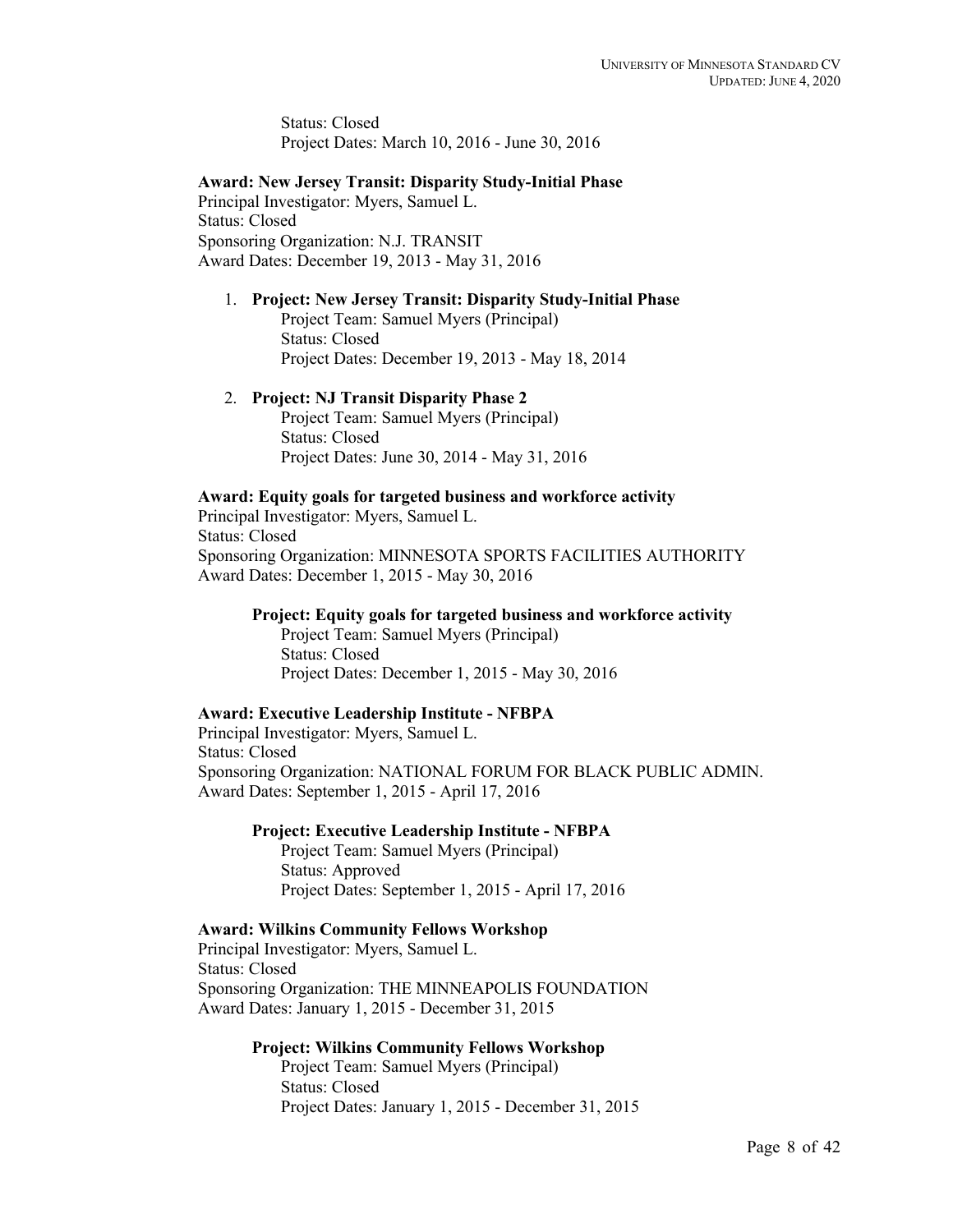Status: Closed
Project Dates: March 10, 2016 - June 30, 2016

**Award: New Jersey Transit: Disparity Study-Initial Phase**
Principal Investigator: Myers, Samuel L.
Status: Closed
Sponsoring Organization: N.J. TRANSIT
Award Dates: December 19, 2013 - May 31, 2016

1. **Project: New Jersey Transit: Disparity Study-Initial Phase**
   Project Team: Samuel Myers (Principal)
   Status: Closed
   Project Dates: December 19, 2013 - May 18, 2014

2. **Project: NJ Transit Disparity Phase 2**
   Project Team: Samuel Myers (Principal)
   Status: Closed
   Project Dates: June 30, 2014 - May 31, 2016

**Award: Equity goals for targeted business and workforce activity**
Principal Investigator: Myers, Samuel L.
Status: Closed
Sponsoring Organization: MINNESOTA SPORTS FACILITIES AUTHORITY
Award Dates: December 1, 2015 - May 30, 2016

**Project: Equity goals for targeted business and workforce activity**
Project Team: Samuel Myers (Principal)
Status: Closed
Project Dates: December 1, 2015 - May 30, 2016

**Award: Executive Leadership Institute - NFBPA**
Principal Investigator: Myers, Samuel L.
Status: Closed
Sponsoring Organization: NATIONAL FORUM FOR BLACK PUBLIC ADMIN.
Award Dates: September 1, 2015 - April 17, 2016

**Project: Executive Leadership Institute - NFBPA**
Project Team: Samuel Myers (Principal)
Status: Approved
Project Dates: September 1, 2015 - April 17, 2016

**Award: Wilkins Community Fellows Workshop**
Principal Investigator: Myers, Samuel L.
Status: Closed
Sponsoring Organization: THE MINNEAPOLIS FOUNDATION
Award Dates: January 1, 2015 - December 31, 2015

**Project: Wilkins Community Fellows Workshop**
Project Team: Samuel Myers (Principal)
Status: Closed
Project Dates: January 1, 2015 - December 31, 2015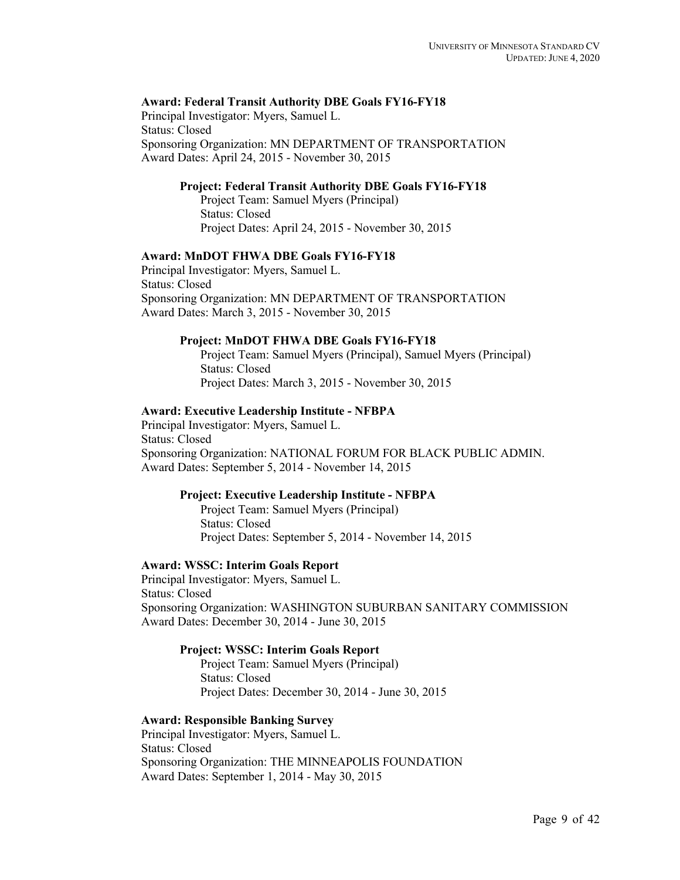**Award: Federal Transit Authority DBE Goals FY16-FY18**
Principal Investigator: Myers, Samuel L.
Status: Closed
Sponsoring Organization: MN DEPARTMENT OF TRANSPORTATION
Award Dates: April 24, 2015 - November 30, 2015

> **Project: Federal Transit Authority DBE Goals FY16-FY18**
> Project Team: Samuel Myers (Principal)
> Status: Closed
> Project Dates: April 24, 2015 - November 30, 2015

**Award: MnDOT FHWA DBE Goals FY16-FY18**
Principal Investigator: Myers, Samuel L.
Status: Closed
Sponsoring Organization: MN DEPARTMENT OF TRANSPORTATION
Award Dates: March 3, 2015 - November 30, 2015

> **Project: MnDOT FHWA DBE Goals FY16-FY18**
> Project Team: Samuel Myers (Principal), Samuel Myers (Principal)
> Status: Closed
> Project Dates: March 3, 2015 - November 30, 2015

**Award: Executive Leadership Institute - NFBPA**
Principal Investigator: Myers, Samuel L.
Status: Closed
Sponsoring Organization: NATIONAL FORUM FOR BLACK PUBLIC ADMIN.
Award Dates: September 5, 2014 - November 14, 2015

> **Project: Executive Leadership Institute - NFBPA**
> Project Team: Samuel Myers (Principal)
> Status: Closed
> Project Dates: September 5, 2014 - November 14, 2015

**Award: WSSC: Interim Goals Report**
Principal Investigator: Myers, Samuel L.
Status: Closed
Sponsoring Organization: WASHINGTON SUBURBAN SANITARY COMMISSION
Award Dates: December 30, 2014 - June 30, 2015

> **Project: WSSC: Interim Goals Report**
> Project Team: Samuel Myers (Principal)
> Status: Closed
> Project Dates: December 30, 2014 - June 30, 2015

**Award: Responsible Banking Survey**
Principal Investigator: Myers, Samuel L.
Status: Closed
Sponsoring Organization: THE MINNEAPOLIS FOUNDATION
Award Dates: September 1, 2014 - May 30, 2015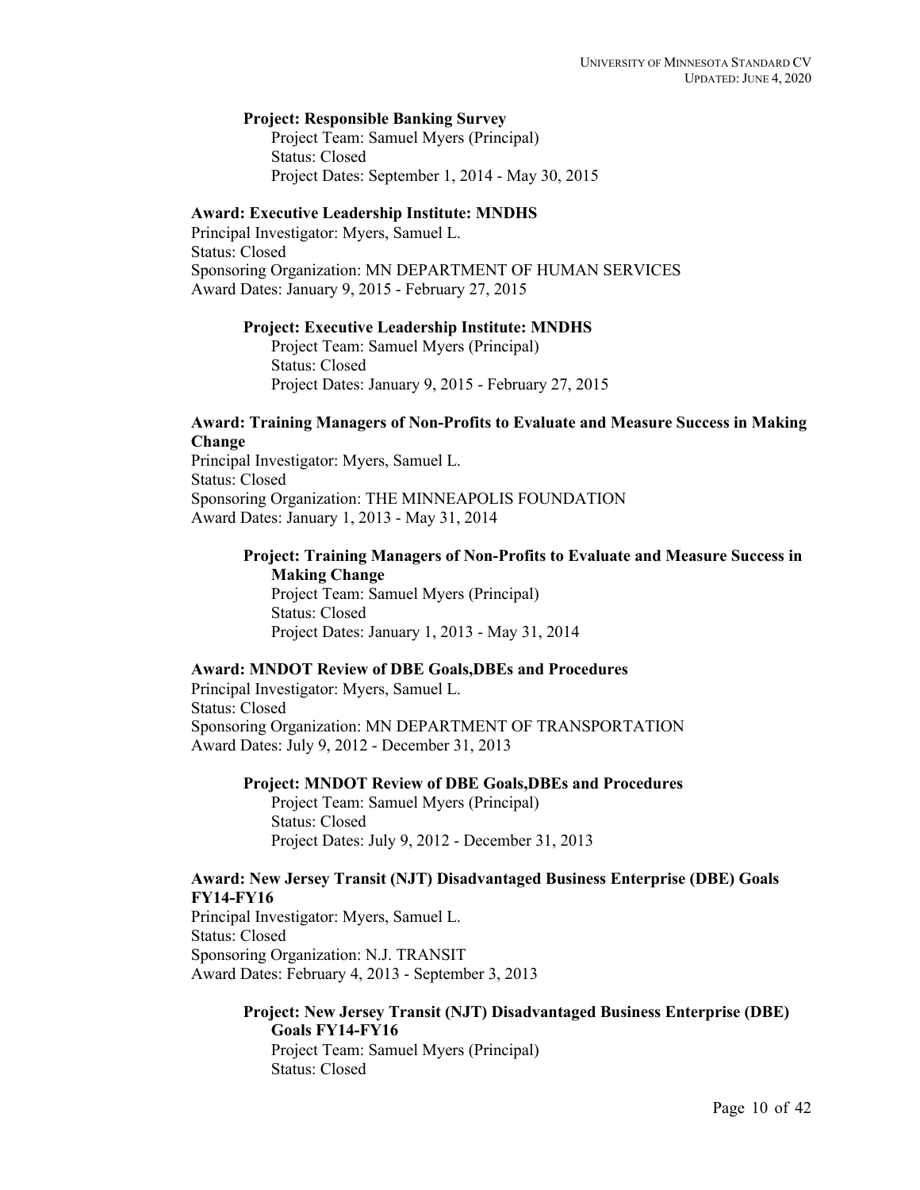**Project: Responsible Banking Survey**
Project Team: Samuel Myers (Principal)
Status: Closed
Project Dates: September 1, 2014 - May 30, 2015

**Award: Executive Leadership Institute: MNDHS**
Principal Investigator: Myers, Samuel L.
Status: Closed
Sponsoring Organization: MN DEPARTMENT OF HUMAN SERVICES
Award Dates: January 9, 2015 - February 27, 2015

**Project: Executive Leadership Institute: MNDHS**
Project Team: Samuel Myers (Principal)
Status: Closed
Project Dates: January 9, 2015 - February 27, 2015

**Award: Training Managers of Non-Profits to Evaluate and Measure Success in Making Change**
Principal Investigator: Myers, Samuel L.
Status: Closed
Sponsoring Organization: THE MINNEAPOLIS FOUNDATION
Award Dates: January 1, 2013 - May 31, 2014

**Project: Training Managers of Non-Profits to Evaluate and Measure Success in Making Change**
Project Team: Samuel Myers (Principal)
Status: Closed
Project Dates: January 1, 2013 - May 31, 2014

**Award: MNDOT Review of DBE Goals,DBEs and Procedures**
Principal Investigator: Myers, Samuel L.
Status: Closed
Sponsoring Organization: MN DEPARTMENT OF TRANSPORTATION
Award Dates: July 9, 2012 - December 31, 2013

**Project: MNDOT Review of DBE Goals,DBEs and Procedures**
Project Team: Samuel Myers (Principal)
Status: Closed
Project Dates: July 9, 2012 - December 31, 2013

**Award: New Jersey Transit (NJT) Disadvantaged Business Enterprise (DBE) Goals FY14-FY16**
Principal Investigator: Myers, Samuel L.
Status: Closed
Sponsoring Organization: N.J. TRANSIT
Award Dates: February 4, 2013 - September 3, 2013

**Project: New Jersey Transit (NJT) Disadvantaged Business Enterprise (DBE) Goals FY14-FY16**
Project Team: Samuel Myers (Principal)
Status: Closed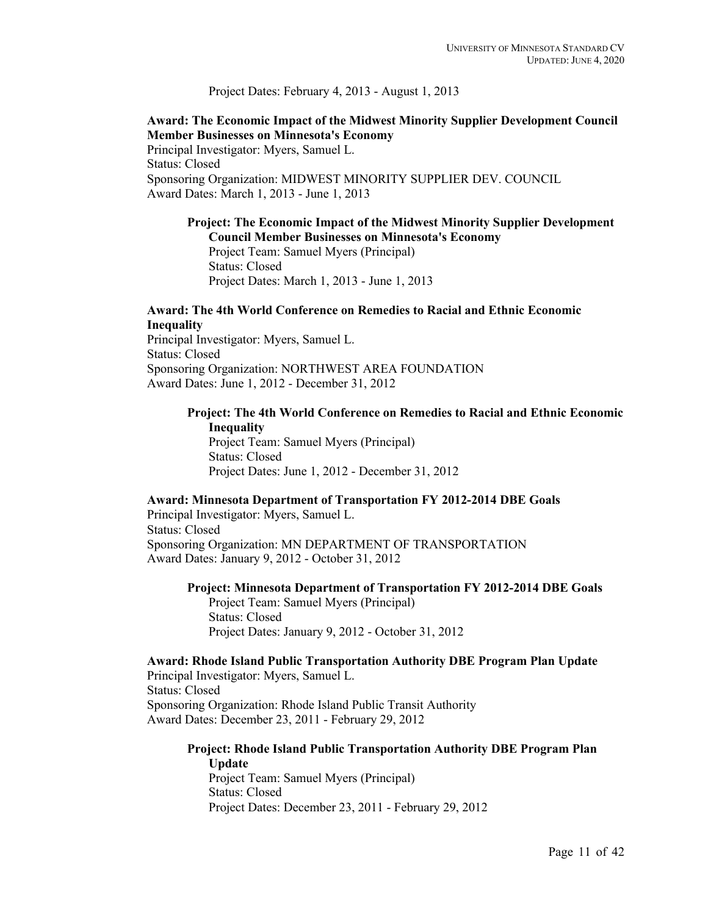Project Dates: February 4, 2013 - August 1, 2013

**Award: The Economic Impact of the Midwest Minority Supplier Development Council Member Businesses on Minnesota's Economy**
Principal Investigator: Myers, Samuel L.
Status: Closed
Sponsoring Organization: MIDWEST MINORITY SUPPLIER DEV. COUNCIL
Award Dates: March 1, 2013 - June 1, 2013

**Project: The Economic Impact of the Midwest Minority Supplier Development Council Member Businesses on Minnesota's Economy**
Project Team: Samuel Myers (Principal)
Status: Closed
Project Dates: March 1, 2013 - June 1, 2013

**Award: The 4th World Conference on Remedies to Racial and Ethnic Economic Inequality**
Principal Investigator: Myers, Samuel L.
Status: Closed
Sponsoring Organization: NORTHWEST AREA FOUNDATION
Award Dates: June 1, 2012 - December 31, 2012

**Project: The 4th World Conference on Remedies to Racial and Ethnic Economic Inequality**
Project Team: Samuel Myers (Principal)
Status: Closed
Project Dates: June 1, 2012 - December 31, 2012

**Award: Minnesota Department of Transportation FY 2012-2014 DBE Goals**
Principal Investigator: Myers, Samuel L.
Status: Closed
Sponsoring Organization: MN DEPARTMENT OF TRANSPORTATION
Award Dates: January 9, 2012 - October 31, 2012

**Project: Minnesota Department of Transportation FY 2012-2014 DBE Goals**
Project Team: Samuel Myers (Principal)
Status: Closed
Project Dates: January 9, 2012 - October 31, 2012

**Award: Rhode Island Public Transportation Authority DBE Program Plan Update**
Principal Investigator: Myers, Samuel L.
Status: Closed
Sponsoring Organization: Rhode Island Public Transit Authority
Award Dates: December 23, 2011 - February 29, 2012

**Project: Rhode Island Public Transportation Authority DBE Program Plan Update**
Project Team: Samuel Myers (Principal)
Status: Closed
Project Dates: December 23, 2011 - February 29, 2012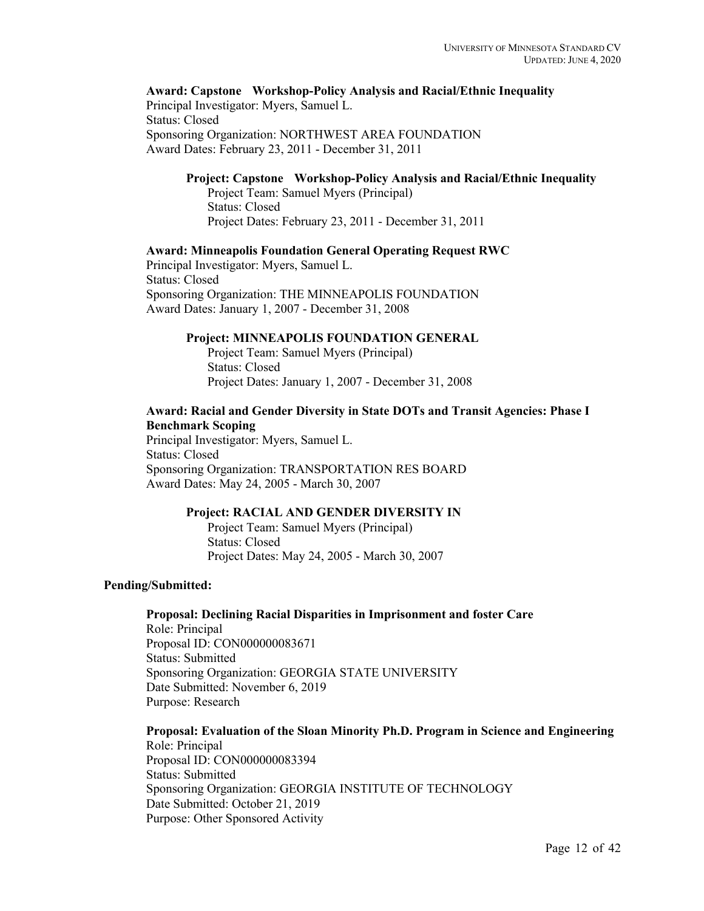**Award: Capstone Workshop-Policy Analysis and Racial/Ethnic Inequality**
Principal Investigator: Myers, Samuel L.
Status: Closed
Sponsoring Organization: NORTHWEST AREA FOUNDATION
Award Dates: February 23, 2011 - December 31, 2011

**Project: Capstone Workshop-Policy Analysis and Racial/Ethnic Inequality**
Project Team: Samuel Myers (Principal)
Status: Closed
Project Dates: February 23, 2011 - December 31, 2011

**Award: Minneapolis Foundation General Operating Request RWC**
Principal Investigator: Myers, Samuel L.
Status: Closed
Sponsoring Organization: THE MINNEAPOLIS FOUNDATION
Award Dates: January 1, 2007 - December 31, 2008

**Project: MINNEAPOLIS FOUNDATION GENERAL**
Project Team: Samuel Myers (Principal)
Status: Closed
Project Dates: January 1, 2007 - December 31, 2008

**Award: Racial and Gender Diversity in State DOTs and Transit Agencies: Phase I Benchmark Scoping**
Principal Investigator: Myers, Samuel L.
Status: Closed
Sponsoring Organization: TRANSPORTATION RES BOARD
Award Dates: May 24, 2005 - March 30, 2007

**Project: RACIAL AND GENDER DIVERSITY IN**
Project Team: Samuel Myers (Principal)
Status: Closed
Project Dates: May 24, 2005 - March 30, 2007

**Pending/Submitted:**

**Proposal: Declining Racial Disparities in Imprisonment and foster Care**
Role: Principal
Proposal ID: CON000000083671
Status: Submitted
Sponsoring Organization: GEORGIA STATE UNIVERSITY
Date Submitted: November 6, 2019
Purpose: Research

**Proposal: Evaluation of the Sloan Minority Ph.D. Program in Science and Engineering**
Role: Principal
Proposal ID: CON000000083394
Status: Submitted
Sponsoring Organization: GEORGIA INSTITUTE OF TECHNOLOGY
Date Submitted: October 21, 2019
Purpose: Other Sponsored Activity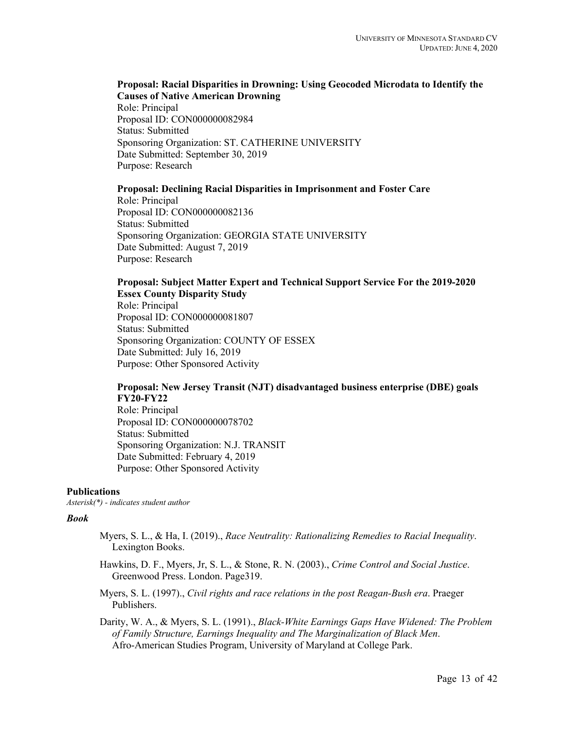**Proposal: Racial Disparities in Drowning: Using Geocoded Microdata to Identify the Causes of Native American Drowning**
Role: Principal
Proposal ID: CON000000082984
Status: Submitted
Sponsoring Organization: ST. CATHERINE UNIVERSITY
Date Submitted: September 30, 2019
Purpose: Research

**Proposal: Declining Racial Disparities in Imprisonment and Foster Care**
Role: Principal
Proposal ID: CON000000082136
Status: Submitted
Sponsoring Organization: GEORGIA STATE UNIVERSITY
Date Submitted: August 7, 2019
Purpose: Research

**Proposal: Subject Matter Expert and Technical Support Service For the 2019-2020 Essex County Disparity Study**
Role: Principal
Proposal ID: CON000000081807
Status: Submitted
Sponsoring Organization: COUNTY OF ESSEX
Date Submitted: July 16, 2019
Purpose: Other Sponsored Activity

**Proposal: New Jersey Transit (NJT) disadvantaged business enterprise (DBE) goals FY20-FY22**
Role: Principal
Proposal ID: CON000000078702
Status: Submitted
Sponsoring Organization: N.J. TRANSIT
Date Submitted: February 4, 2019
Purpose: Other Sponsored Activity

## Publications

*Asterisk(*) - indicates student author*

### *Book*

Myers, S. L., & Ha, I. (2019)., *Race Neutrality: Rationalizing Remedies to Racial Inequality*. Lexington Books.

Hawkins, D. F., Myers, Jr, S. L., & Stone, R. N. (2003)., *Crime Control and Social Justice*. Greenwood Press. London. Page319.

Myers, S. L. (1997)., *Civil rights and race relations in the post Reagan-Bush era*. Praeger Publishers.

Darity, W. A., & Myers, S. L. (1991)., *Black-White Earnings Gaps Have Widened: The Problem of Family Structure, Earnings Inequality and The Marginalization of Black Men*. Afro-American Studies Program, University of Maryland at College Park.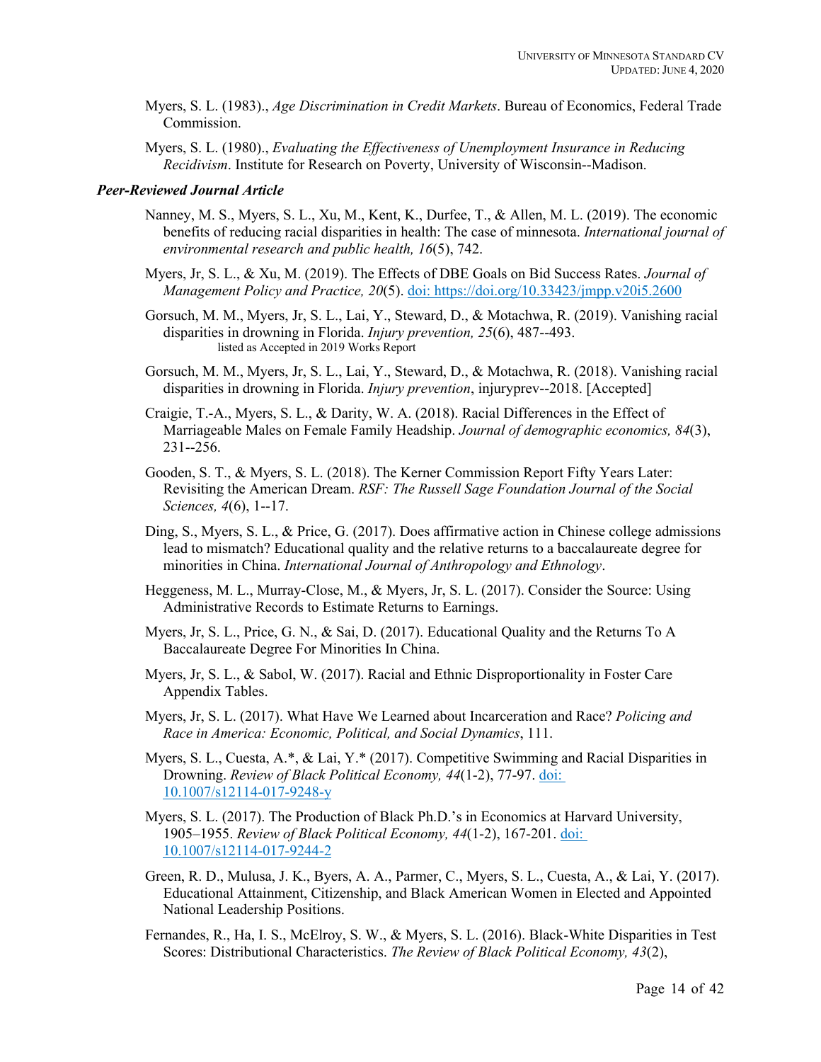Myers, S. L. (1983)., *Age Discrimination in Credit Markets*. Bureau of Economics, Federal Trade Commission.

Myers, S. L. (1980)., *Evaluating the Effectiveness of Unemployment Insurance in Reducing Recidivism*. Institute for Research on Poverty, University of Wisconsin--Madison.

### *Peer-Reviewed Journal Article*

Nanney, M. S., Myers, S. L., Xu, M., Kent, K., Durfee, T., & Allen, M. L. (2019). The economic benefits of reducing racial disparities in health: The case of minnesota. *International journal of environmental research and public health, 16*(5), 742.

Myers, Jr, S. L., & Xu, M. (2019). The Effects of DBE Goals on Bid Success Rates. *Journal of Management Policy and Practice, 20*(5). [doi: https://doi.org/10.33423/jmpp.v20i5.2600](https://doi.org/10.33423/jmpp.v20i5.2600)

Gorsuch, M. M., Myers, Jr, S. L., Lai, Y., Steward, D., & Motachwa, R. (2019). Vanishing racial disparities in drowning in Florida. *Injury prevention, 25*(6), 487--493.
listed as Accepted in 2019 Works Report

Gorsuch, M. M., Myers, Jr, S. L., Lai, Y., Steward, D., & Motachwa, R. (2018). Vanishing racial disparities in drowning in Florida. *Injury prevention*, injuryprev--2018. [Accepted]

Craigie, T.-A., Myers, S. L., & Darity, W. A. (2018). Racial Differences in the Effect of Marriageable Males on Female Family Headship. *Journal of demographic economics, 84*(3), 231--256.

Gooden, S. T., & Myers, S. L. (2018). The Kerner Commission Report Fifty Years Later: Revisiting the American Dream. *RSF: The Russell Sage Foundation Journal of the Social Sciences, 4*(6), 1--17.

Ding, S., Myers, S. L., & Price, G. (2017). Does affirmative action in Chinese college admissions lead to mismatch? Educational quality and the relative returns to a baccalaureate degree for minorities in China. *International Journal of Anthropology and Ethnology*.

Heggeness, M. L., Murray-Close, M., & Myers, Jr, S. L. (2017). Consider the Source: Using Administrative Records to Estimate Returns to Earnings.

Myers, Jr, S. L., Price, G. N., & Sai, D. (2017). Educational Quality and the Returns To A Baccalaureate Degree For Minorities In China.

Myers, Jr, S. L., & Sabol, W. (2017). Racial and Ethnic Disproportionality in Foster Care Appendix Tables.

Myers, Jr, S. L. (2017). What Have We Learned about Incarceration and Race? *Policing and Race in America: Economic, Political, and Social Dynamics*, 111.

Myers, S. L., Cuesta, A.*, & Lai, Y.* (2017). Competitive Swimming and Racial Disparities in Drowning. *Review of Black Political Economy, 44*(1-2), 77-97. [doi: 10.1007/s12114-017-9248-y](https://doi.org/10.1007/s12114-017-9248-y)

Myers, S. L. (2017). The Production of Black Ph.D.'s in Economics at Harvard University, 1905–1955. *Review of Black Political Economy, 44*(1-2), 167-201. [doi: 10.1007/s12114-017-9244-2](https://doi.org/10.1007/s12114-017-9244-2)

Green, R. D., Mulusa, J. K., Byers, A. A., Parmer, C., Myers, S. L., Cuesta, A., & Lai, Y. (2017). Educational Attainment, Citizenship, and Black American Women in Elected and Appointed National Leadership Positions.

Fernandes, R., Ha, I. S., McElroy, S. W., & Myers, S. L. (2016). Black-White Disparities in Test Scores: Distributional Characteristics. *The Review of Black Political Economy, 43*(2),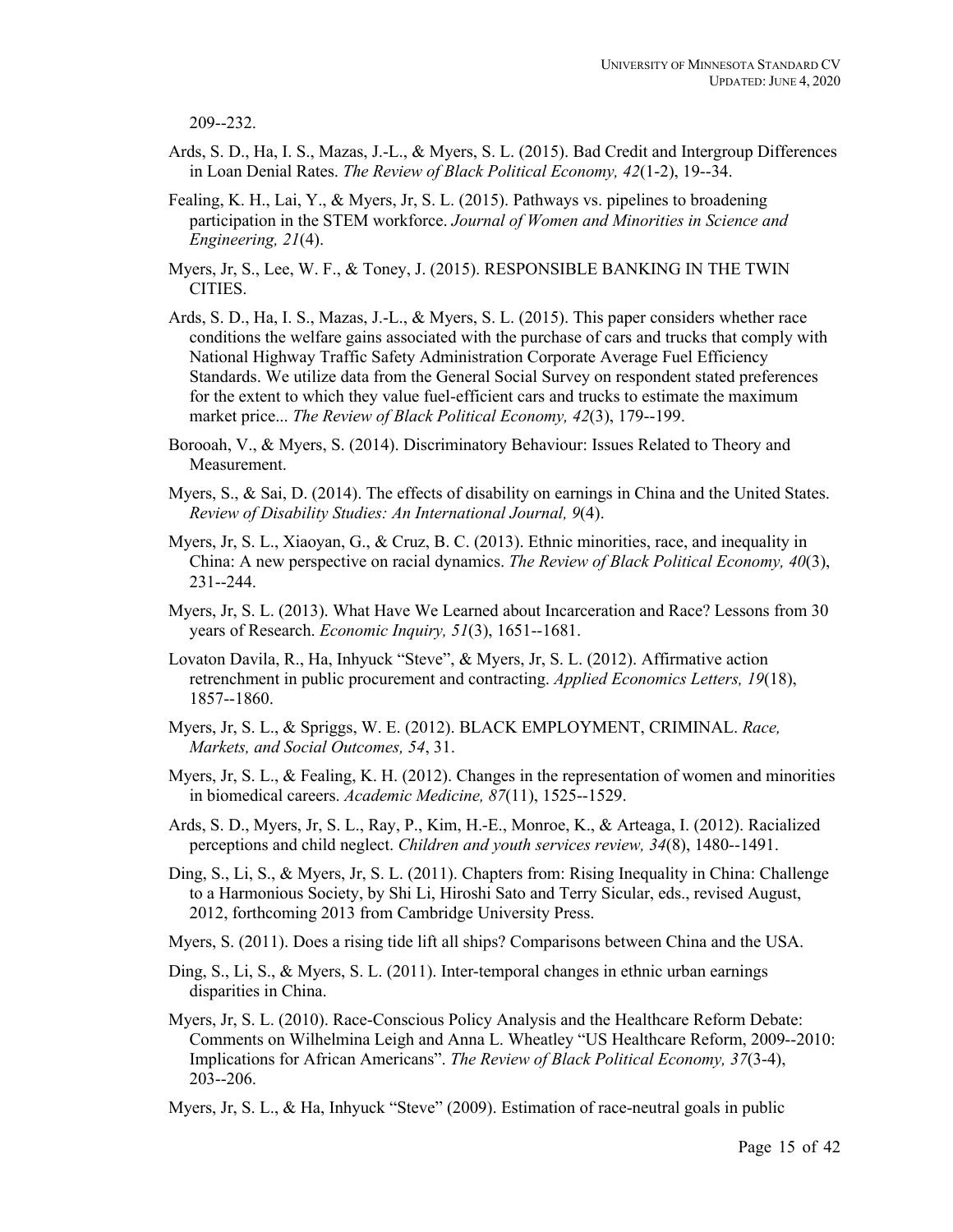209--232.

Ards, S. D., Ha, I. S., Mazas, J.-L., & Myers, S. L. (2015). Bad Credit and Intergroup Differences in Loan Denial Rates. *The Review of Black Political Economy, 42*(1-2), 19--34.

Fealing, K. H., Lai, Y., & Myers, Jr, S. L. (2015). Pathways vs. pipelines to broadening participation in the STEM workforce. *Journal of Women and Minorities in Science and Engineering, 21*(4).

Myers, Jr, S., Lee, W. F., & Toney, J. (2015). RESPONSIBLE BANKING IN THE TWIN CITIES.

Ards, S. D., Ha, I. S., Mazas, J.-L., & Myers, S. L. (2015). This paper considers whether race conditions the welfare gains associated with the purchase of cars and trucks that comply with National Highway Traffic Safety Administration Corporate Average Fuel Efficiency Standards. We utilize data from the General Social Survey on respondent stated preferences for the extent to which they value fuel-efficient cars and trucks to estimate the maximum market price... *The Review of Black Political Economy, 42*(3), 179--199.

Borooah, V., & Myers, S. (2014). Discriminatory Behaviour: Issues Related to Theory and Measurement.

Myers, S., & Sai, D. (2014). The effects of disability on earnings in China and the United States. *Review of Disability Studies: An International Journal, 9*(4).

Myers, Jr, S. L., Xiaoyan, G., & Cruz, B. C. (2013). Ethnic minorities, race, and inequality in China: A new perspective on racial dynamics. *The Review of Black Political Economy, 40*(3), 231--244.

Myers, Jr, S. L. (2013). What Have We Learned about Incarceration and Race? Lessons from 30 years of Research. *Economic Inquiry, 51*(3), 1651--1681.

Lovaton Davila, R., Ha, Inhyuck "Steve", & Myers, Jr, S. L. (2012). Affirmative action retrenchment in public procurement and contracting. *Applied Economics Letters, 19*(18), 1857--1860.

Myers, Jr, S. L., & Spriggs, W. E. (2012). BLACK EMPLOYMENT, CRIMINAL. *Race, Markets, and Social Outcomes, 54*, 31.

Myers, Jr, S. L., & Fealing, K. H. (2012). Changes in the representation of women and minorities in biomedical careers. *Academic Medicine, 87*(11), 1525--1529.

Ards, S. D., Myers, Jr, S. L., Ray, P., Kim, H.-E., Monroe, K., & Arteaga, I. (2012). Racialized perceptions and child neglect. *Children and youth services review, 34*(8), 1480--1491.

Ding, S., Li, S., & Myers, Jr, S. L. (2011). Chapters from: Rising Inequality in China: Challenge to a Harmonious Society, by Shi Li, Hiroshi Sato and Terry Sicular, eds., revised August, 2012, forthcoming 2013 from Cambridge University Press.

Myers, S. (2011). Does a rising tide lift all ships? Comparisons between China and the USA.

Ding, S., Li, S., & Myers, S. L. (2011). Inter-temporal changes in ethnic urban earnings disparities in China.

Myers, Jr, S. L. (2010). Race-Conscious Policy Analysis and the Healthcare Reform Debate: Comments on Wilhelmina Leigh and Anna L. Wheatley "US Healthcare Reform, 2009--2010: Implications for African Americans". *The Review of Black Political Economy, 37*(3-4), 203--206.

Myers, Jr, S. L., & Ha, Inhyuck "Steve" (2009). Estimation of race-neutral goals in public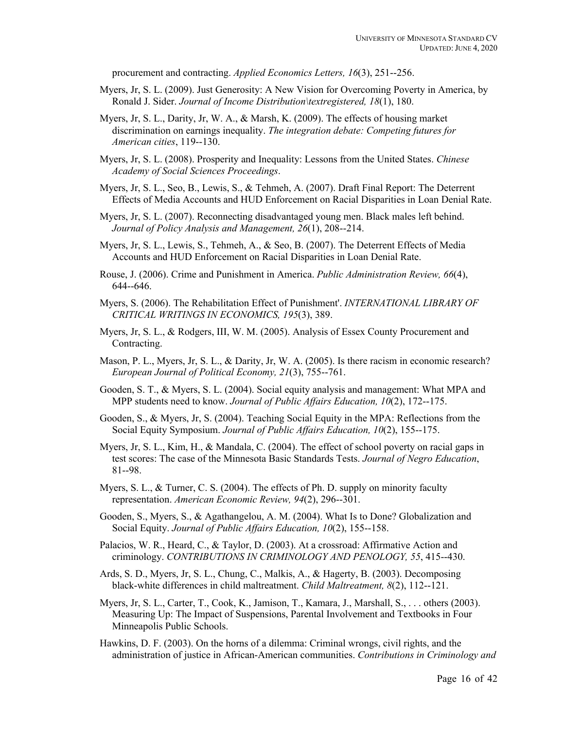procurement and contracting. *Applied Economics Letters, 16*(3), 251--256.

Myers, Jr, S. L. (2009). Just Generosity: A New Vision for Overcoming Poverty in America, by Ronald J. Sider. *Journal of Income Distribution\textregistered, 18*(1), 180.

Myers, Jr, S. L., Darity, Jr, W. A., & Marsh, K. (2009). The effects of housing market discrimination on earnings inequality. *The integration debate: Competing futures for American cities*, 119--130.

Myers, Jr, S. L. (2008). Prosperity and Inequality: Lessons from the United States. *Chinese Academy of Social Sciences Proceedings*.

Myers, Jr, S. L., Seo, B., Lewis, S., & Tehmeh, A. (2007). Draft Final Report: The Deterrent Effects of Media Accounts and HUD Enforcement on Racial Disparities in Loan Denial Rate.

Myers, Jr, S. L. (2007). Reconnecting disadvantaged young men. Black males left behind. *Journal of Policy Analysis and Management, 26*(1), 208--214.

Myers, Jr, S. L., Lewis, S., Tehmeh, A., & Seo, B. (2007). The Deterrent Effects of Media Accounts and HUD Enforcement on Racial Disparities in Loan Denial Rate.

Rouse, J. (2006). Crime and Punishment in America. *Public Administration Review, 66*(4), 644--646.

Myers, S. (2006). The Rehabilitation Effect of Punishment'. *INTERNATIONAL LIBRARY OF CRITICAL WRITINGS IN ECONOMICS, 195*(3), 389.

Myers, Jr, S. L., & Rodgers, III, W. M. (2005). Analysis of Essex County Procurement and Contracting.

Mason, P. L., Myers, Jr, S. L., & Darity, Jr, W. A. (2005). Is there racism in economic research? *European Journal of Political Economy, 21*(3), 755--761.

Gooden, S. T., & Myers, S. L. (2004). Social equity analysis and management: What MPA and MPP students need to know. *Journal of Public Affairs Education, 10*(2), 172--175.

Gooden, S., & Myers, Jr, S. (2004). Teaching Social Equity in the MPA: Reflections from the Social Equity Symposium. *Journal of Public Affairs Education, 10*(2), 155--175.

Myers, Jr, S. L., Kim, H., & Mandala, C. (2004). The effect of school poverty on racial gaps in test scores: The case of the Minnesota Basic Standards Tests. *Journal of Negro Education*, 81--98.

Myers, S. L., & Turner, C. S. (2004). The effects of Ph. D. supply on minority faculty representation. *American Economic Review, 94*(2), 296--301.

Gooden, S., Myers, S., & Agathangelou, A. M. (2004). What Is to Done? Globalization and Social Equity. *Journal of Public Affairs Education, 10*(2), 155--158.

Palacios, W. R., Heard, C., & Taylor, D. (2003). At a crossroad: Affirmative Action and criminology. *CONTRIBUTIONS IN CRIMINOLOGY AND PENOLOGY, 55*, 415--430.

Ards, S. D., Myers, Jr, S. L., Chung, C., Malkis, A., & Hagerty, B. (2003). Decomposing black-white differences in child maltreatment. *Child Maltreatment, 8*(2), 112--121.

Myers, Jr, S. L., Carter, T., Cook, K., Jamison, T., Kamara, J., Marshall, S., . . . others (2003). Measuring Up: The Impact of Suspensions, Parental Involvement and Textbooks in Four Minneapolis Public Schools.

Hawkins, D. F. (2003). On the horns of a dilemma: Criminal wrongs, civil rights, and the administration of justice in African-American communities. *Contributions in Criminology and*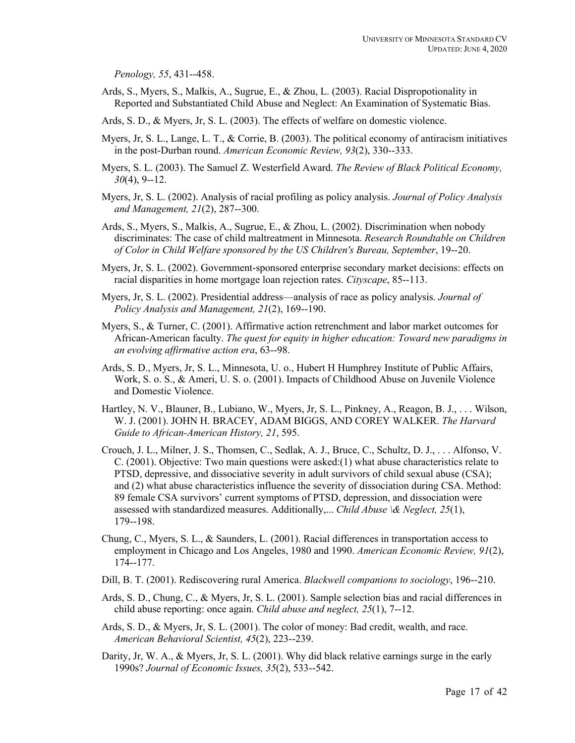*Penology, 55*, 431--458.

Ards, S., Myers, S., Malkis, A., Sugrue, E., & Zhou, L. (2003). Racial Dispropotionality in Reported and Substantiated Child Abuse and Neglect: An Examination of Systematic Bias.

Ards, S. D., & Myers, Jr, S. L. (2003). The effects of welfare on domestic violence.

Myers, Jr, S. L., Lange, L. T., & Corrie, B. (2003). The political economy of antiracism initiatives in the post-Durban round. *American Economic Review, 93*(2), 330--333.

Myers, S. L. (2003). The Samuel Z. Westerfield Award. *The Review of Black Political Economy, 30*(4), 9--12.

Myers, Jr, S. L. (2002). Analysis of racial profiling as policy analysis. *Journal of Policy Analysis and Management, 21*(2), 287--300.

Ards, S., Myers, S., Malkis, A., Sugrue, E., & Zhou, L. (2002). Discrimination when nobody discriminates: The case of child maltreatment in Minnesota. *Research Roundtable on Children of Color in Child Welfare sponsored by the US Children's Bureau, September*, 19--20.

Myers, Jr, S. L. (2002). Government-sponsored enterprise secondary market decisions: effects on racial disparities in home mortgage loan rejection rates. *Cityscape*, 85--113.

Myers, Jr, S. L. (2002). Presidential address—analysis of race as policy analysis. *Journal of Policy Analysis and Management, 21*(2), 169--190.

Myers, S., & Turner, C. (2001). Affirmative action retrenchment and labor market outcomes for African-American faculty. *The quest for equity in higher education: Toward new paradigms in an evolving affirmative action era*, 63--98.

Ards, S. D., Myers, Jr, S. L., Minnesota, U. o., Hubert H Humphrey Institute of Public Affairs, Work, S. o. S., & Ameri, U. S. o. (2001). Impacts of Childhood Abuse on Juvenile Violence and Domestic Violence.

Hartley, N. V., Blauner, B., Lubiano, W., Myers, Jr, S. L., Pinkney, A., Reagon, B. J., . . . Wilson, W. J. (2001). JOHN H. BRACEY, ADAM BIGGS, AND COREY WALKER. *The Harvard Guide to African-American History, 21*, 595.

Crouch, J. L., Milner, J. S., Thomsen, C., Sedlak, A. J., Bruce, C., Schultz, D. J., . . . Alfonso, V. C. (2001). Objective: Two main questions were asked:(1) what abuse characteristics relate to PTSD, depressive, and dissociative severity in adult survivors of child sexual abuse (CSA); and (2) what abuse characteristics influence the severity of dissociation during CSA. Method: 89 female CSA survivors' current symptoms of PTSD, depression, and dissociation were assessed with standardized measures. Additionally,... *Child Abuse \& Neglect, 25*(1), 179--198.

Chung, C., Myers, S. L., & Saunders, L. (2001). Racial differences in transportation access to employment in Chicago and Los Angeles, 1980 and 1990. *American Economic Review, 91*(2), 174--177.

Dill, B. T. (2001). Rediscovering rural America. *Blackwell companions to sociology*, 196--210.

Ards, S. D., Chung, C., & Myers, Jr, S. L. (2001). Sample selection bias and racial differences in child abuse reporting: once again. *Child abuse and neglect, 25*(1), 7--12.

Ards, S. D., & Myers, Jr, S. L. (2001). The color of money: Bad credit, wealth, and race. *American Behavioral Scientist, 45*(2), 223--239.

Darity, Jr, W. A., & Myers, Jr, S. L. (2001). Why did black relative earnings surge in the early 1990s? *Journal of Economic Issues, 35*(2), 533--542.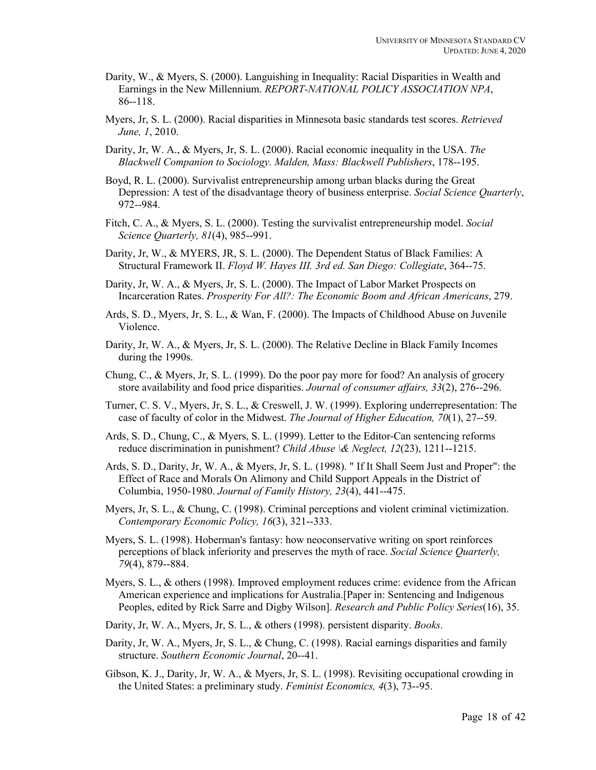Darity, W., & Myers, S. (2000). Languishing in Inequality: Racial Disparities in Wealth and Earnings in the New Millennium. *REPORT-NATIONAL POLICY ASSOCIATION NPA*, 86--118.

Myers, Jr, S. L. (2000). Racial disparities in Minnesota basic standards test scores. *Retrieved June, 1*, 2010.

Darity, Jr, W. A., & Myers, Jr, S. L. (2000). Racial economic inequality in the USA. *The Blackwell Companion to Sociology. Malden, Mass: Blackwell Publishers*, 178--195.

Boyd, R. L. (2000). Survivalist entrepreneurship among urban blacks during the Great Depression: A test of the disadvantage theory of business enterprise. *Social Science Quarterly*, 972--984.

Fitch, C. A., & Myers, S. L. (2000). Testing the survivalist entrepreneurship model. *Social Science Quarterly, 81*(4), 985--991.

Darity, Jr, W., & MYERS, JR, S. L. (2000). The Dependent Status of Black Families: A Structural Framework II. *Floyd W. Hayes III. 3rd ed. San Diego: Collegiate*, 364--75.

Darity, Jr, W. A., & Myers, Jr, S. L. (2000). The Impact of Labor Market Prospects on Incarceration Rates. *Prosperity For All?: The Economic Boom and African Americans*, 279.

Ards, S. D., Myers, Jr, S. L., & Wan, F. (2000). The Impacts of Childhood Abuse on Juvenile Violence.

Darity, Jr, W. A., & Myers, Jr, S. L. (2000). The Relative Decline in Black Family Incomes during the 1990s.

Chung, C., & Myers, Jr, S. L. (1999). Do the poor pay more for food? An analysis of grocery store availability and food price disparities. *Journal of consumer affairs, 33*(2), 276--296.

Turner, C. S. V., Myers, Jr, S. L., & Creswell, J. W. (1999). Exploring underrepresentation: The case of faculty of color in the Midwest. *The Journal of Higher Education, 70*(1), 27--59.

Ards, S. D., Chung, C., & Myers, S. L. (1999). Letter to the Editor-Can sentencing reforms reduce discrimination in punishment? *Child Abuse \& Neglect, 12*(23), 1211--1215.

Ards, S. D., Darity, Jr, W. A., & Myers, Jr, S. L. (1998). " If It Shall Seem Just and Proper": the Effect of Race and Morals On Alimony and Child Support Appeals in the District of Columbia, 1950-1980. *Journal of Family History, 23*(4), 441--475.

Myers, Jr, S. L., & Chung, C. (1998). Criminal perceptions and violent criminal victimization. *Contemporary Economic Policy, 16*(3), 321--333.

Myers, S. L. (1998). Hoberman's fantasy: how neoconservative writing on sport reinforces perceptions of black inferiority and preserves the myth of race. *Social Science Quarterly, 79*(4), 879--884.

Myers, S. L., & others (1998). Improved employment reduces crime: evidence from the African American experience and implications for Australia.[Paper in: Sentencing and Indigenous Peoples, edited by Rick Sarre and Digby Wilson]. *Research and Public Policy Series*(16), 35.

Darity, Jr, W. A., Myers, Jr, S. L., & others (1998). persistent disparity. *Books*.

Darity, Jr, W. A., Myers, Jr, S. L., & Chung, C. (1998). Racial earnings disparities and family structure. *Southern Economic Journal*, 20--41.

Gibson, K. J., Darity, Jr, W. A., & Myers, Jr, S. L. (1998). Revisiting occupational crowding in the United States: a preliminary study. *Feminist Economics, 4*(3), 73--95.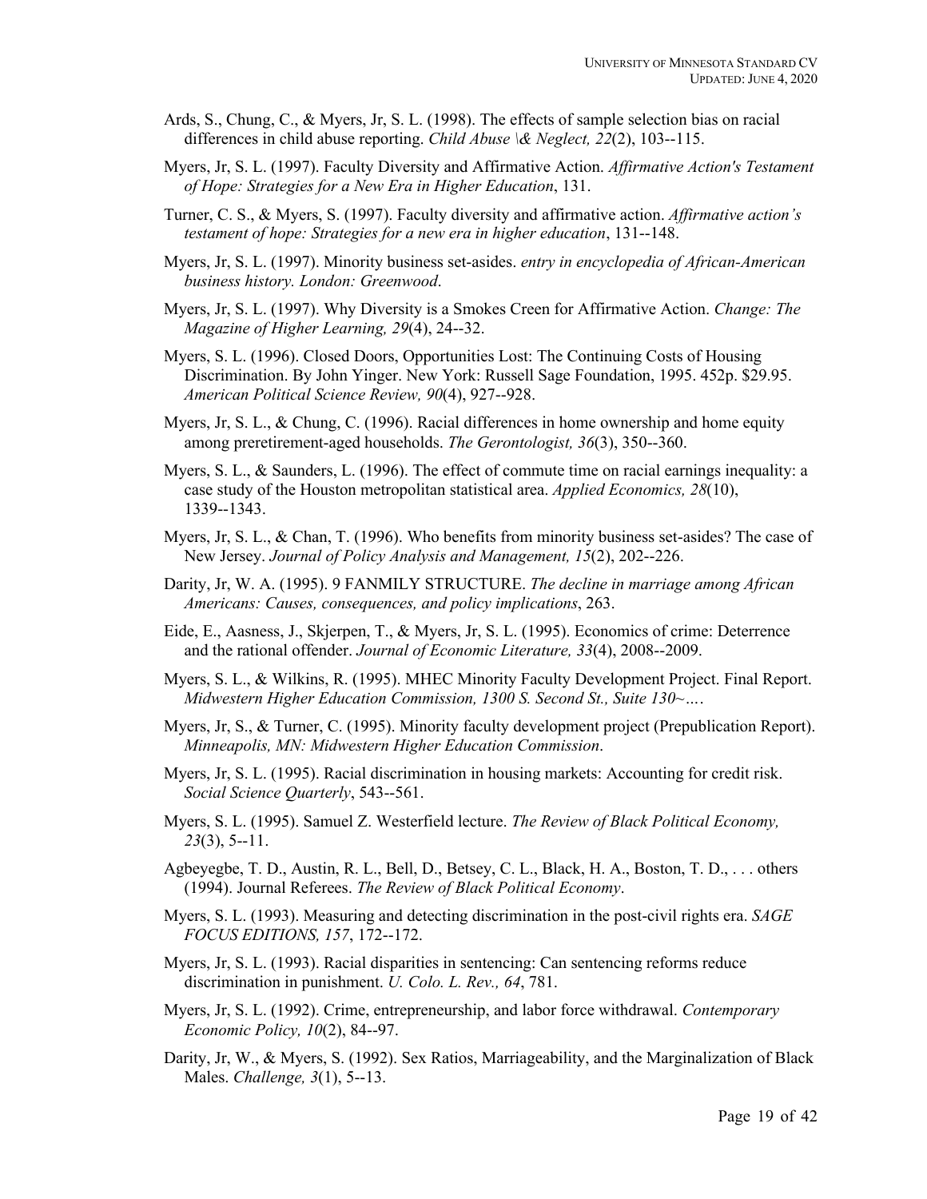Ards, S., Chung, C., & Myers, Jr, S. L. (1998). The effects of sample selection bias on racial differences in child abuse reporting. *Child Abuse \& Neglect, 22*(2), 103--115.

Myers, Jr, S. L. (1997). Faculty Diversity and Affirmative Action. *Affirmative Action's Testament of Hope: Strategies for a New Era in Higher Education*, 131.

Turner, C. S., & Myers, S. (1997). Faculty diversity and affirmative action. *Affirmative action's testament of hope: Strategies for a new era in higher education*, 131--148.

Myers, Jr, S. L. (1997). Minority business set-asides. *entry in encyclopedia of African-American business history. London: Greenwood*.

Myers, Jr, S. L. (1997). Why Diversity is a Smokes Creen for Affirmative Action. *Change: The Magazine of Higher Learning, 29*(4), 24--32.

Myers, S. L. (1996). Closed Doors, Opportunities Lost: The Continuing Costs of Housing Discrimination. By John Yinger. New York: Russell Sage Foundation, 1995. 452p. $29.95. *American Political Science Review, 90*(4), 927--928.

Myers, Jr, S. L., & Chung, C. (1996). Racial differences in home ownership and home equity among preretirement-aged households. *The Gerontologist, 36*(3), 350--360.

Myers, S. L., & Saunders, L. (1996). The effect of commute time on racial earnings inequality: a case study of the Houston metropolitan statistical area. *Applied Economics, 28*(10), 1339--1343.

Myers, Jr, S. L., & Chan, T. (1996). Who benefits from minority business set-asides? The case of New Jersey. *Journal of Policy Analysis and Management, 15*(2), 202--226.

Darity, Jr, W. A. (1995). 9 FANMILY STRUCTURE. *The decline in marriage among African Americans: Causes, consequences, and policy implications*, 263.

Eide, E., Aasness, J., Skjerpen, T., & Myers, Jr, S. L. (1995). Economics of crime: Deterrence and the rational offender. *Journal of Economic Literature, 33*(4), 2008--2009.

Myers, S. L., & Wilkins, R. (1995). MHEC Minority Faculty Development Project. Final Report. *Midwestern Higher Education Commission, 1300 S. Second St., Suite 130~…*.

Myers, Jr, S., & Turner, C. (1995). Minority faculty development project (Prepublication Report). *Minneapolis, MN: Midwestern Higher Education Commission*.

Myers, Jr, S. L. (1995). Racial discrimination in housing markets: Accounting for credit risk. *Social Science Quarterly*, 543--561.

Myers, S. L. (1995). Samuel Z. Westerfield lecture. *The Review of Black Political Economy, 23*(3), 5--11.

Agbeyegbe, T. D., Austin, R. L., Bell, D., Betsey, C. L., Black, H. A., Boston, T. D., . . . others (1994). Journal Referees. *The Review of Black Political Economy*.

Myers, S. L. (1993). Measuring and detecting discrimination in the post-civil rights era. *SAGE FOCUS EDITIONS, 157*, 172--172.

Myers, Jr, S. L. (1993). Racial disparities in sentencing: Can sentencing reforms reduce discrimination in punishment. *U. Colo. L. Rev., 64*, 781.

Myers, Jr, S. L. (1992). Crime, entrepreneurship, and labor force withdrawal. *Contemporary Economic Policy, 10*(2), 84--97.

Darity, Jr, W., & Myers, S. (1992). Sex Ratios, Marriageability, and the Marginalization of Black Males. *Challenge, 3*(1), 5--13.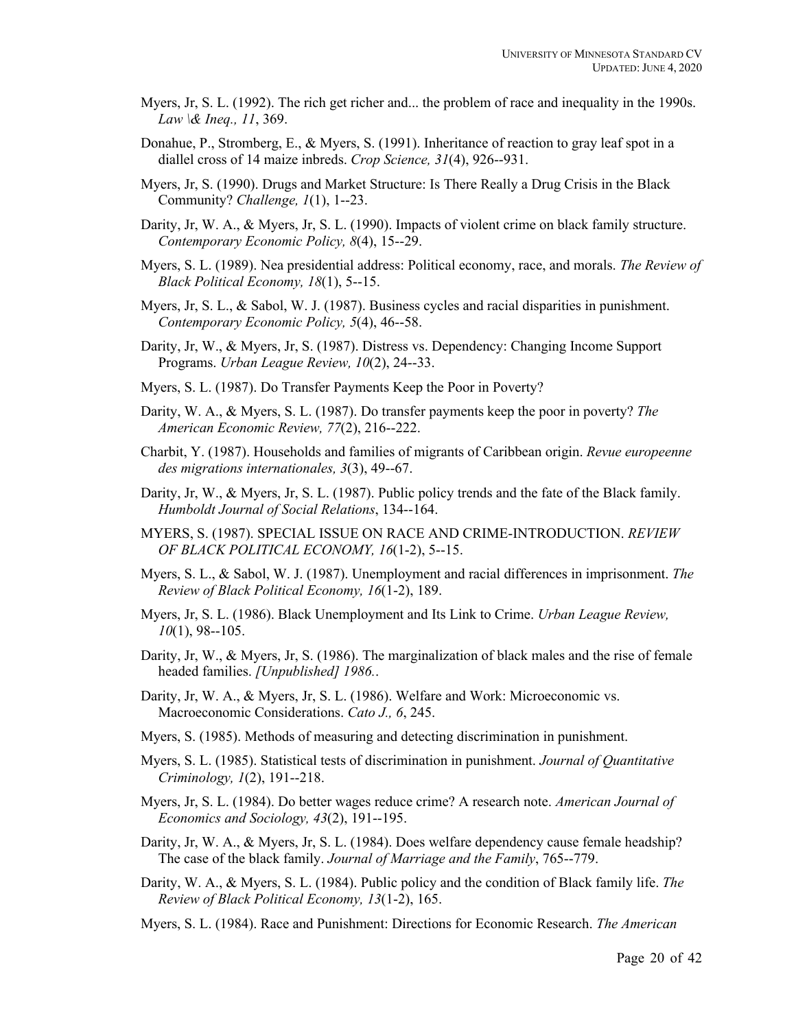Myers, Jr, S. L. (1992). The rich get richer and... the problem of race and inequality in the 1990s. *Law \& Ineq., 11*, 369.

Donahue, P., Stromberg, E., & Myers, S. (1991). Inheritance of reaction to gray leaf spot in a diallel cross of 14 maize inbreds. *Crop Science, 31*(4), 926--931.

Myers, Jr, S. (1990). Drugs and Market Structure: Is There Really a Drug Crisis in the Black Community? *Challenge, 1*(1), 1--23.

Darity, Jr, W. A., & Myers, Jr, S. L. (1990). Impacts of violent crime on black family structure. *Contemporary Economic Policy, 8*(4), 15--29.

Myers, S. L. (1989). Nea presidential address: Political economy, race, and morals. *The Review of Black Political Economy, 18*(1), 5--15.

Myers, Jr, S. L., & Sabol, W. J. (1987). Business cycles and racial disparities in punishment. *Contemporary Economic Policy, 5*(4), 46--58.

Darity, Jr, W., & Myers, Jr, S. (1987). Distress vs. Dependency: Changing Income Support Programs. *Urban League Review, 10*(2), 24--33.

Myers, S. L. (1987). Do Transfer Payments Keep the Poor in Poverty?

Darity, W. A., & Myers, S. L. (1987). Do transfer payments keep the poor in poverty? *The American Economic Review, 77*(2), 216--222.

Charbit, Y. (1987). Households and families of migrants of Caribbean origin. *Revue europeenne des migrations internationales, 3*(3), 49--67.

Darity, Jr, W., & Myers, Jr, S. L. (1987). Public policy trends and the fate of the Black family. *Humboldt Journal of Social Relations*, 134--164.

MYERS, S. (1987). SPECIAL ISSUE ON RACE AND CRIME-INTRODUCTION. *REVIEW OF BLACK POLITICAL ECONOMY, 16*(1-2), 5--15.

Myers, S. L., & Sabol, W. J. (1987). Unemployment and racial differences in imprisonment. *The Review of Black Political Economy, 16*(1-2), 189.

Myers, Jr, S. L. (1986). Black Unemployment and Its Link to Crime. *Urban League Review, 10*(1), 98--105.

Darity, Jr, W., & Myers, Jr, S. (1986). The marginalization of black males and the rise of female headed families. *[Unpublished] 1986.*.

Darity, Jr, W. A., & Myers, Jr, S. L. (1986). Welfare and Work: Microeconomic vs. Macroeconomic Considerations. *Cato J., 6*, 245.

Myers, S. (1985). Methods of measuring and detecting discrimination in punishment.

Myers, S. L. (1985). Statistical tests of discrimination in punishment. *Journal of Quantitative Criminology, 1*(2), 191--218.

Myers, Jr, S. L. (1984). Do better wages reduce crime? A research note. *American Journal of Economics and Sociology, 43*(2), 191--195.

Darity, Jr, W. A., & Myers, Jr, S. L. (1984). Does welfare dependency cause female headship? The case of the black family. *Journal of Marriage and the Family*, 765--779.

Darity, W. A., & Myers, S. L. (1984). Public policy and the condition of Black family life. *The Review of Black Political Economy, 13*(1-2), 165.

Myers, S. L. (1984). Race and Punishment: Directions for Economic Research. *The American*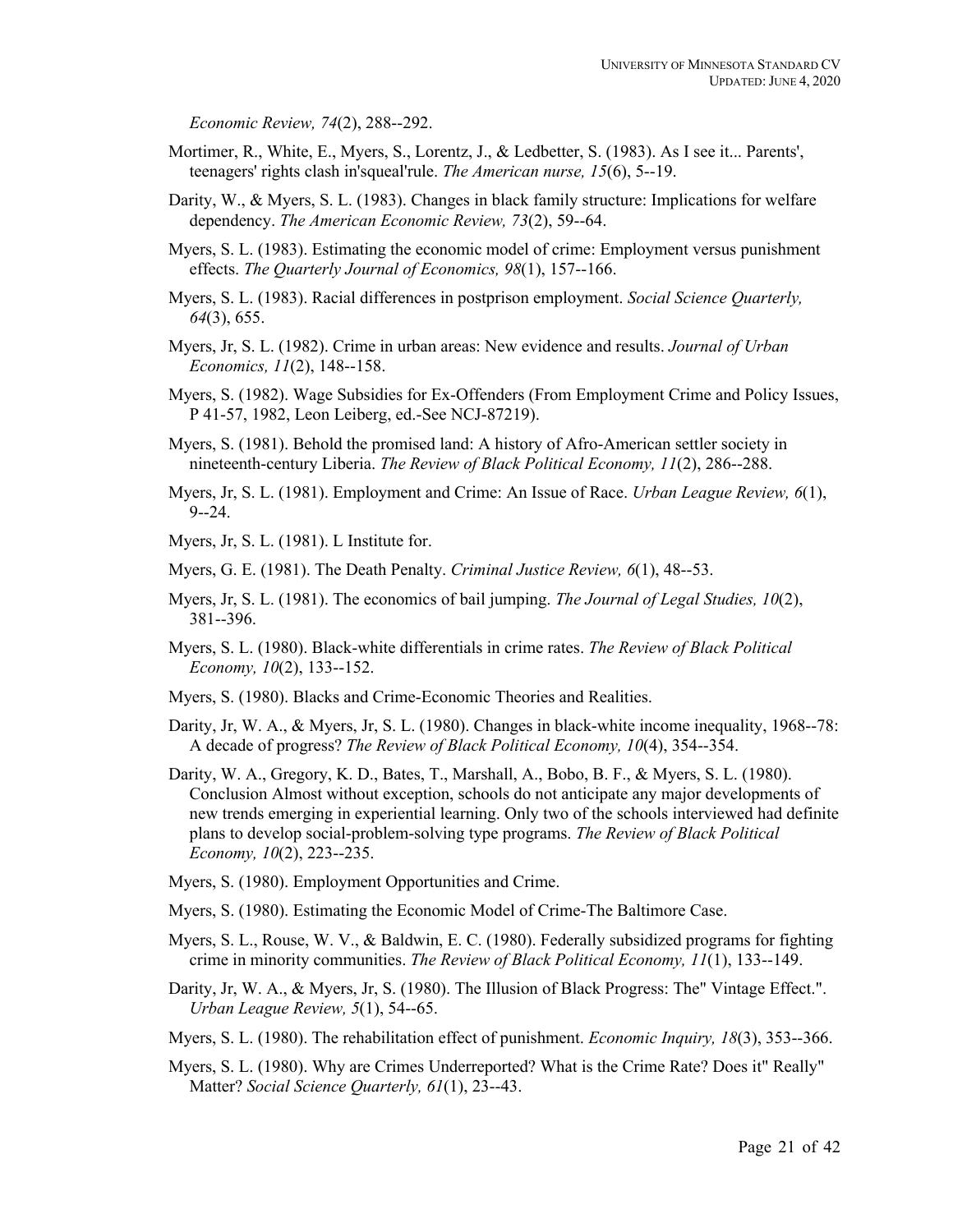*Economic Review, 74*(2), 288--292.

Mortimer, R., White, E., Myers, S., Lorentz, J., & Ledbetter, S. (1983). As I see it... Parents', teenagers' rights clash in'squeal'rule. *The American nurse, 15*(6), 5--19.

Darity, W., & Myers, S. L. (1983). Changes in black family structure: Implications for welfare dependency. *The American Economic Review, 73*(2), 59--64.

Myers, S. L. (1983). Estimating the economic model of crime: Employment versus punishment effects. *The Quarterly Journal of Economics, 98*(1), 157--166.

Myers, S. L. (1983). Racial differences in postprison employment. *Social Science Quarterly, 64*(3), 655.

Myers, Jr, S. L. (1982). Crime in urban areas: New evidence and results. *Journal of Urban Economics, 11*(2), 148--158.

Myers, S. (1982). Wage Subsidies for Ex-Offenders (From Employment Crime and Policy Issues, P 41-57, 1982, Leon Leiberg, ed.-See NCJ-87219).

Myers, S. (1981). Behold the promised land: A history of Afro-American settler society in nineteenth-century Liberia. *The Review of Black Political Economy, 11*(2), 286--288.

Myers, Jr, S. L. (1981). Employment and Crime: An Issue of Race. *Urban League Review, 6*(1), 9--24.

Myers, Jr, S. L. (1981). L Institute for.

Myers, G. E. (1981). The Death Penalty. *Criminal Justice Review, 6*(1), 48--53.

Myers, Jr, S. L. (1981). The economics of bail jumping. *The Journal of Legal Studies, 10*(2), 381--396.

Myers, S. L. (1980). Black-white differentials in crime rates. *The Review of Black Political Economy, 10*(2), 133--152.

Myers, S. (1980). Blacks and Crime-Economic Theories and Realities.

Darity, Jr, W. A., & Myers, Jr, S. L. (1980). Changes in black-white income inequality, 1968--78: A decade of progress? *The Review of Black Political Economy, 10*(4), 354--354.

Darity, W. A., Gregory, K. D., Bates, T., Marshall, A., Bobo, B. F., & Myers, S. L. (1980). Conclusion Almost without exception, schools do not anticipate any major developments of new trends emerging in experiential learning. Only two of the schools interviewed had definite plans to develop social-problem-solving type programs. *The Review of Black Political Economy, 10*(2), 223--235.

Myers, S. (1980). Employment Opportunities and Crime.

Myers, S. (1980). Estimating the Economic Model of Crime-The Baltimore Case.

Myers, S. L., Rouse, W. V., & Baldwin, E. C. (1980). Federally subsidized programs for fighting crime in minority communities. *The Review of Black Political Economy, 11*(1), 133--149.

Darity, Jr, W. A., & Myers, Jr, S. (1980). The Illusion of Black Progress: The" Vintage Effect.". *Urban League Review, 5*(1), 54--65.

Myers, S. L. (1980). The rehabilitation effect of punishment. *Economic Inquiry, 18*(3), 353--366.

Myers, S. L. (1980). Why are Crimes Underreported? What is the Crime Rate? Does it" Really" Matter? *Social Science Quarterly, 61*(1), 23--43.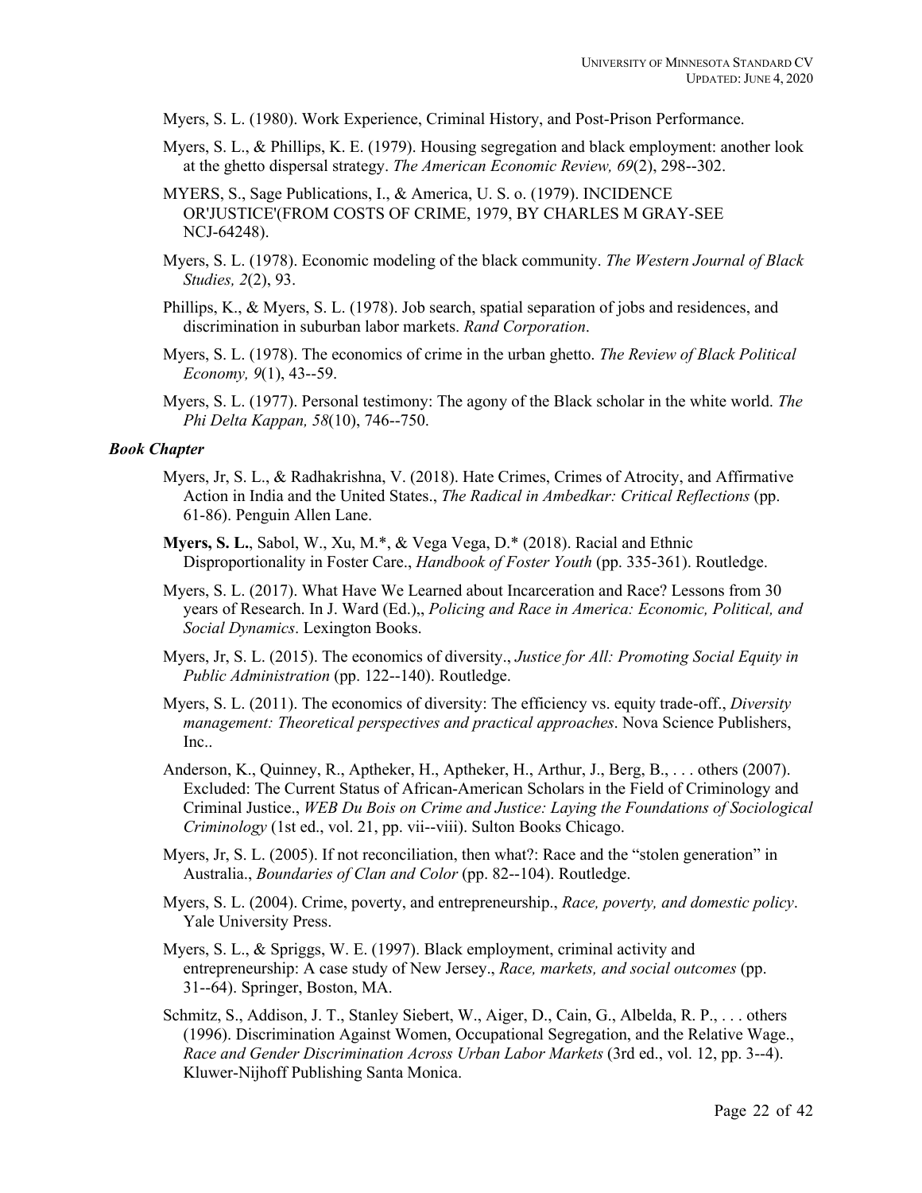Myers, S. L. (1980). Work Experience, Criminal History, and Post-Prison Performance.

Myers, S. L., & Phillips, K. E. (1979). Housing segregation and black employment: another look at the ghetto dispersal strategy. *The American Economic Review, 69*(2), 298--302.

MYERS, S., Sage Publications, I., & America, U. S. o. (1979). INCIDENCE OR'JUSTICE'(FROM COSTS OF CRIME, 1979, BY CHARLES M GRAY-SEE NCJ-64248).

Myers, S. L. (1978). Economic modeling of the black community. *The Western Journal of Black Studies, 2*(2), 93.

Phillips, K., & Myers, S. L. (1978). Job search, spatial separation of jobs and residences, and discrimination in suburban labor markets. *Rand Corporation*.

Myers, S. L. (1978). The economics of crime in the urban ghetto. *The Review of Black Political Economy, 9*(1), 43--59.

Myers, S. L. (1977). Personal testimony: The agony of the Black scholar in the white world. *The Phi Delta Kappan, 58*(10), 746--750.

***Book Chapter***

Myers, Jr, S. L., & Radhakrishna, V. (2018). Hate Crimes, Crimes of Atrocity, and Affirmative Action in India and the United States., *The Radical in Ambedkar: Critical Reflections* (pp. 61-86). Penguin Allen Lane.

**Myers, S. L.**, Sabol, W., Xu, M.*, & Vega Vega, D.* (2018). Racial and Ethnic Disproportionality in Foster Care., *Handbook of Foster Youth* (pp. 335-361). Routledge.

Myers, S. L. (2017). What Have We Learned about Incarceration and Race? Lessons from 30 years of Research. In J. Ward (Ed.),, *Policing and Race in America: Economic, Political, and Social Dynamics*. Lexington Books.

Myers, Jr, S. L. (2015). The economics of diversity., *Justice for All: Promoting Social Equity in Public Administration* (pp. 122--140). Routledge.

Myers, S. L. (2011). The economics of diversity: The efficiency vs. equity trade-off., *Diversity management: Theoretical perspectives and practical approaches*. Nova Science Publishers, Inc..

Anderson, K., Quinney, R., Aptheker, H., Aptheker, H., Arthur, J., Berg, B., . . . others (2007). Excluded: The Current Status of African-American Scholars in the Field of Criminology and Criminal Justice., *WEB Du Bois on Crime and Justice: Laying the Foundations of Sociological Criminology* (1st ed., vol. 21, pp. vii--viii). Sulton Books Chicago.

Myers, Jr, S. L. (2005). If not reconciliation, then what?: Race and the "stolen generation" in Australia., *Boundaries of Clan and Color* (pp. 82--104). Routledge.

Myers, S. L. (2004). Crime, poverty, and entrepreneurship., *Race, poverty, and domestic policy*. Yale University Press.

Myers, S. L., & Spriggs, W. E. (1997). Black employment, criminal activity and entrepreneurship: A case study of New Jersey., *Race, markets, and social outcomes* (pp. 31--64). Springer, Boston, MA.

Schmitz, S., Addison, J. T., Stanley Siebert, W., Aiger, D., Cain, G., Albelda, R. P., . . . others (1996). Discrimination Against Women, Occupational Segregation, and the Relative Wage., *Race and Gender Discrimination Across Urban Labor Markets* (3rd ed., vol. 12, pp. 3--4). Kluwer-Nijhoff Publishing Santa Monica.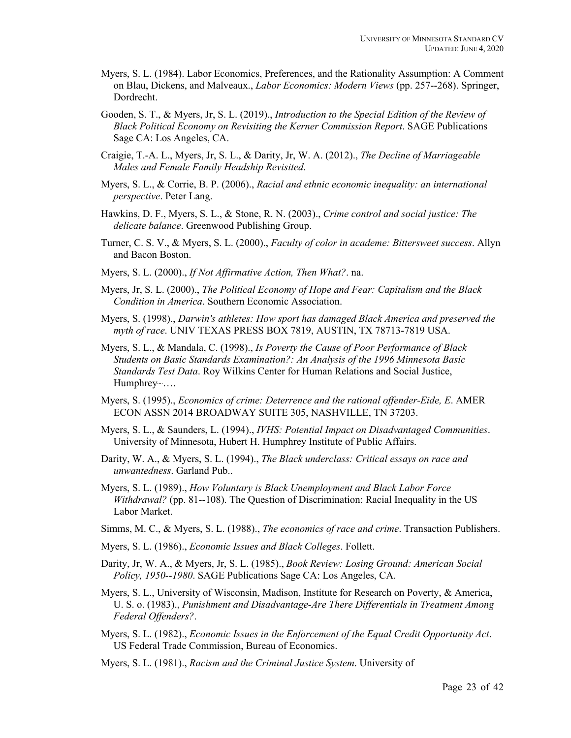Myers, S. L. (1984). Labor Economics, Preferences, and the Rationality Assumption: A Comment on Blau, Dickens, and Malveaux., *Labor Economics: Modern Views* (pp. 257--268). Springer, Dordrecht.

Gooden, S. T., & Myers, Jr, S. L. (2019)., *Introduction to the Special Edition of the Review of Black Political Economy on Revisiting the Kerner Commission Report*. SAGE Publications Sage CA: Los Angeles, CA.

Craigie, T.-A. L., Myers, Jr, S. L., & Darity, Jr, W. A. (2012)., *The Decline of Marriageable Males and Female Family Headship Revisited*.

Myers, S. L., & Corrie, B. P. (2006)., *Racial and ethnic economic inequality: an international perspective*. Peter Lang.

Hawkins, D. F., Myers, S. L., & Stone, R. N. (2003)., *Crime control and social justice: The delicate balance*. Greenwood Publishing Group.

Turner, C. S. V., & Myers, S. L. (2000)., *Faculty of color in academe: Bittersweet success*. Allyn and Bacon Boston.

Myers, S. L. (2000)., *If Not Affirmative Action, Then What?*. na.

Myers, Jr, S. L. (2000)., *The Political Economy of Hope and Fear: Capitalism and the Black Condition in America*. Southern Economic Association.

Myers, S. (1998)., *Darwin's athletes: How sport has damaged Black America and preserved the myth of race*. UNIV TEXAS PRESS BOX 7819, AUSTIN, TX 78713-7819 USA.

Myers, S. L., & Mandala, C. (1998)., *Is Poverty the Cause of Poor Performance of Black Students on Basic Standards Examination?: An Analysis of the 1996 Minnesota Basic Standards Test Data*. Roy Wilkins Center for Human Relations and Social Justice, Humphrey~….

Myers, S. (1995)., *Economics of crime: Deterrence and the rational offender-Eide, E*. AMER ECON ASSN 2014 BROADWAY SUITE 305, NASHVILLE, TN 37203.

Myers, S. L., & Saunders, L. (1994)., *IVHS: Potential Impact on Disadvantaged Communities*. University of Minnesota, Hubert H. Humphrey Institute of Public Affairs.

Darity, W. A., & Myers, S. L. (1994)., *The Black underclass: Critical essays on race and unwantedness*. Garland Pub..

Myers, S. L. (1989)., *How Voluntary is Black Unemployment and Black Labor Force Withdrawal?* (pp. 81--108). The Question of Discrimination: Racial Inequality in the US Labor Market.

Simms, M. C., & Myers, S. L. (1988)., *The economics of race and crime*. Transaction Publishers.

Myers, S. L. (1986)., *Economic Issues and Black Colleges*. Follett.

Darity, Jr, W. A., & Myers, Jr, S. L. (1985)., *Book Review: Losing Ground: American Social Policy, 1950--1980*. SAGE Publications Sage CA: Los Angeles, CA.

Myers, S. L., University of Wisconsin, Madison, Institute for Research on Poverty, & America, U. S. o. (1983)., *Punishment and Disadvantage-Are There Differentials in Treatment Among Federal Offenders?*.

Myers, S. L. (1982)., *Economic Issues in the Enforcement of the Equal Credit Opportunity Act*. US Federal Trade Commission, Bureau of Economics.

Myers, S. L. (1981)., *Racism and the Criminal Justice System*. University of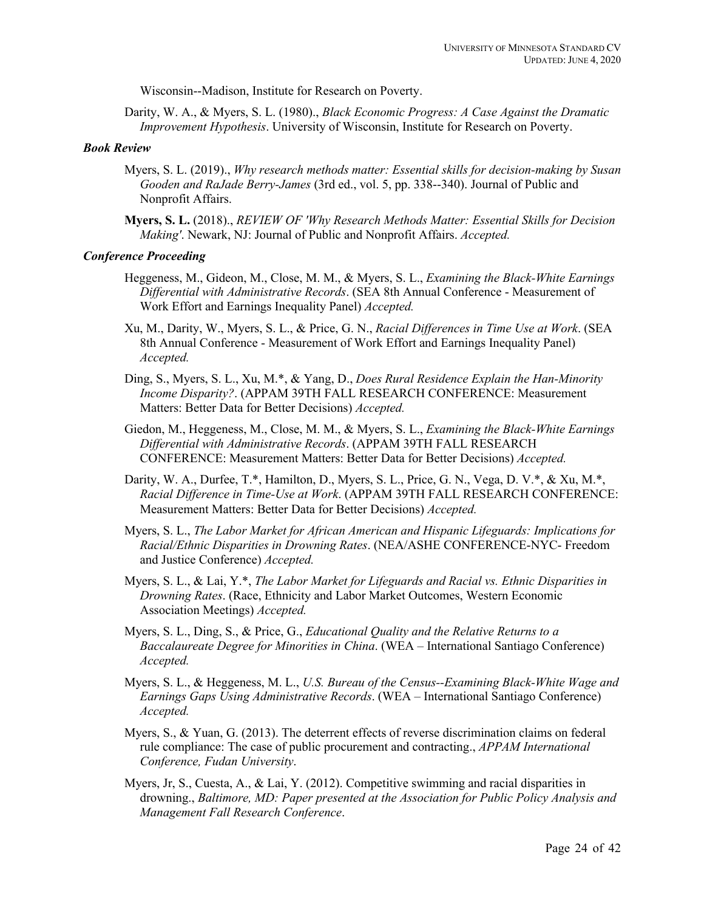Wisconsin--Madison, Institute for Research on Poverty.

Darity, W. A., & Myers, S. L. (1980)., *Black Economic Progress: A Case Against the Dramatic Improvement Hypothesis*. University of Wisconsin, Institute for Research on Poverty.

### *Book Review*

Myers, S. L. (2019)., *Why research methods matter: Essential skills for decision-making by Susan Gooden and RaJade Berry-James* (3rd ed., vol. 5, pp. 338--340). Journal of Public and Nonprofit Affairs.

**Myers, S. L.** (2018)., *REVIEW OF 'Why Research Methods Matter: Essential Skills for Decision Making'*. Newark, NJ: Journal of Public and Nonprofit Affairs. *Accepted.*

### *Conference Proceeding*

Heggeness, M., Gideon, M., Close, M. M., & Myers, S. L., *Examining the Black-White Earnings Differential with Administrative Records*. (SEA 8th Annual Conference - Measurement of Work Effort and Earnings Inequality Panel) *Accepted.*

Xu, M., Darity, W., Myers, S. L., & Price, G. N., *Racial Differences in Time Use at Work*. (SEA 8th Annual Conference - Measurement of Work Effort and Earnings Inequality Panel) *Accepted.*

Ding, S., Myers, S. L., Xu, M.*, & Yang, D., *Does Rural Residence Explain the Han-Minority Income Disparity?*. (APPAM 39TH FALL RESEARCH CONFERENCE: Measurement Matters: Better Data for Better Decisions) *Accepted.*

Giedon, M., Heggeness, M., Close, M. M., & Myers, S. L., *Examining the Black-White Earnings Differential with Administrative Records*. (APPAM 39TH FALL RESEARCH CONFERENCE: Measurement Matters: Better Data for Better Decisions) *Accepted.*

Darity, W. A., Durfee, T.*, Hamilton, D., Myers, S. L., Price, G. N., Vega, D. V.*, & Xu, M.*, *Racial Difference in Time-Use at Work*. (APPAM 39TH FALL RESEARCH CONFERENCE: Measurement Matters: Better Data for Better Decisions) *Accepted.*

Myers, S. L., *The Labor Market for African American and Hispanic Lifeguards: Implications for Racial/Ethnic Disparities in Drowning Rates*. (NEA/ASHE CONFERENCE-NYC- Freedom and Justice Conference) *Accepted.*

Myers, S. L., & Lai, Y.*, *The Labor Market for Lifeguards and Racial vs. Ethnic Disparities in Drowning Rates*. (Race, Ethnicity and Labor Market Outcomes, Western Economic Association Meetings) *Accepted.*

Myers, S. L., Ding, S., & Price, G., *Educational Quality and the Relative Returns to a Baccalaureate Degree for Minorities in China*. (WEA – International Santiago Conference) *Accepted.*

Myers, S. L., & Heggeness, M. L., *U.S. Bureau of the Census--Examining Black-White Wage and Earnings Gaps Using Administrative Records*. (WEA – International Santiago Conference) *Accepted.*

Myers, S., & Yuan, G. (2013). The deterrent effects of reverse discrimination claims on federal rule compliance: The case of public procurement and contracting., *APPAM International Conference, Fudan University*.

Myers, Jr, S., Cuesta, A., & Lai, Y. (2012). Competitive swimming and racial disparities in drowning., *Baltimore, MD: Paper presented at the Association for Public Policy Analysis and Management Fall Research Conference*.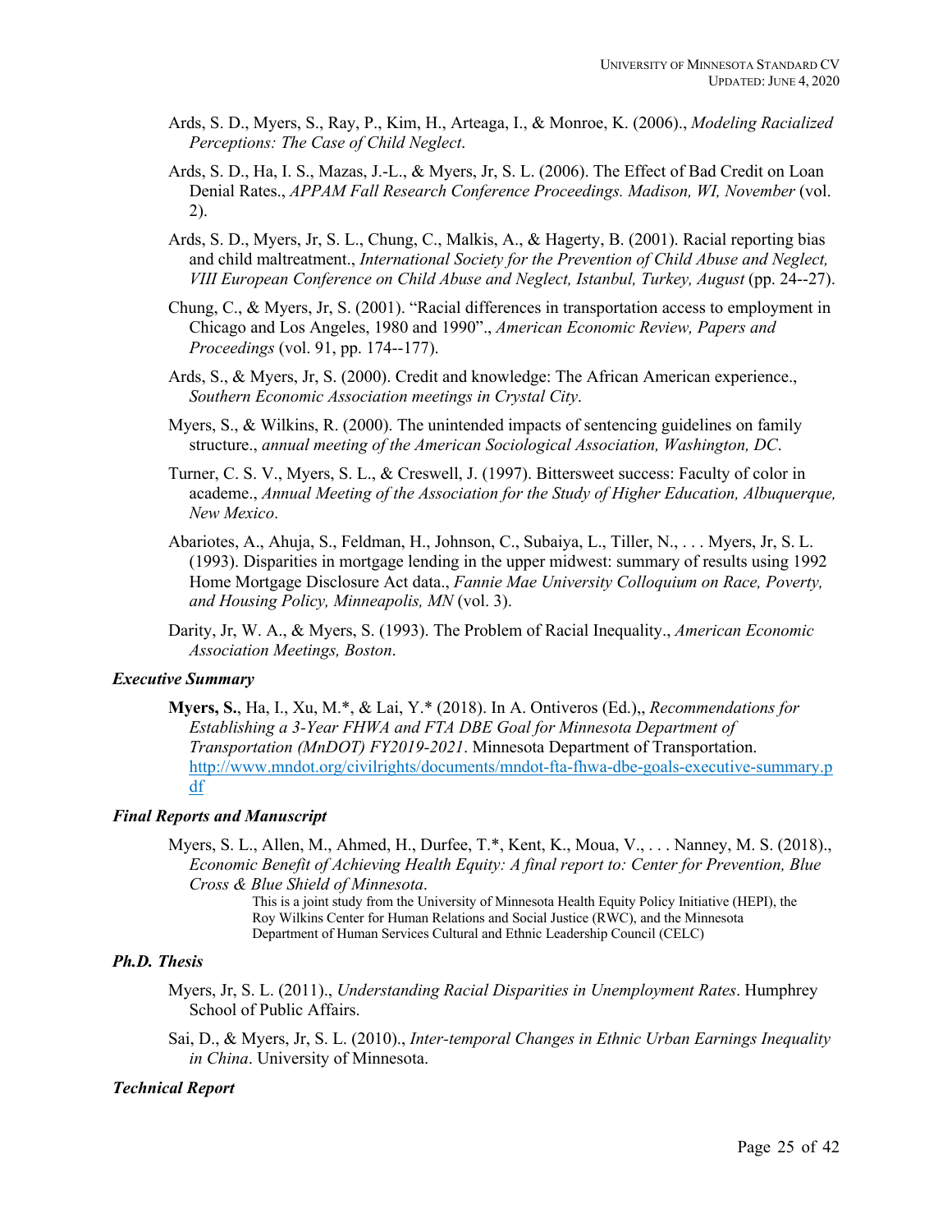Ards, S. D., Myers, S., Ray, P., Kim, H., Arteaga, I., & Monroe, K. (2006)., *Modeling Racialized Perceptions: The Case of Child Neglect*.

Ards, S. D., Ha, I. S., Mazas, J.-L., & Myers, Jr, S. L. (2006). The Effect of Bad Credit on Loan Denial Rates., *APPAM Fall Research Conference Proceedings. Madison, WI, November* (vol. 2).

Ards, S. D., Myers, Jr, S. L., Chung, C., Malkis, A., & Hagerty, B. (2001). Racial reporting bias and child maltreatment., *International Society for the Prevention of Child Abuse and Neglect, VIII European Conference on Child Abuse and Neglect, Istanbul, Turkey, August* (pp. 24--27).

Chung, C., & Myers, Jr, S. (2001). "Racial differences in transportation access to employment in Chicago and Los Angeles, 1980 and 1990"., *American Economic Review, Papers and Proceedings* (vol. 91, pp. 174--177).

Ards, S., & Myers, Jr, S. (2000). Credit and knowledge: The African American experience., *Southern Economic Association meetings in Crystal City*.

Myers, S., & Wilkins, R. (2000). The unintended impacts of sentencing guidelines on family structure., *annual meeting of the American Sociological Association, Washington, DC*.

Turner, C. S. V., Myers, S. L., & Creswell, J. (1997). Bittersweet success: Faculty of color in academe., *Annual Meeting of the Association for the Study of Higher Education, Albuquerque, New Mexico*.

Abariotes, A., Ahuja, S., Feldman, H., Johnson, C., Subaiya, L., Tiller, N., . . . Myers, Jr, S. L. (1993). Disparities in mortgage lending in the upper midwest: summary of results using 1992 Home Mortgage Disclosure Act data., *Fannie Mae University Colloquium on Race, Poverty, and Housing Policy, Minneapolis, MN* (vol. 3).

Darity, Jr, W. A., & Myers, S. (1993). The Problem of Racial Inequality., *American Economic Association Meetings, Boston*.

### *Executive Summary*

**Myers, S.**, Ha, I., Xu, M.*, & Lai, Y.* (2018). In A. Ontiveros (Ed.),, *Recommendations for Establishing a 3-Year FHWA and FTA DBE Goal for Minnesota Department of Transportation (MnDOT) FY2019-2021*. Minnesota Department of Transportation. http://www.mndot.org/civilrights/documents/mndot-fta-fhwa-dbe-goals-executive-summary.pdf

### *Final Reports and Manuscript*

Myers, S. L., Allen, M., Ahmed, H., Durfee, T.*, Kent, K., Moua, V., . . . Nanney, M. S. (2018)., *Economic Benefit of Achieving Health Equity: A final report to: Center for Prevention, Blue Cross & Blue Shield of Minnesota*.

This is a joint study from the University of Minnesota Health Equity Policy Initiative (HEPI), the Roy Wilkins Center for Human Relations and Social Justice (RWC), and the Minnesota Department of Human Services Cultural and Ethnic Leadership Council (CELC)

### *Ph.D. Thesis*

Myers, Jr, S. L. (2011)., *Understanding Racial Disparities in Unemployment Rates*. Humphrey School of Public Affairs.

Sai, D., & Myers, Jr, S. L. (2010)., *Inter-temporal Changes in Ethnic Urban Earnings Inequality in China*. University of Minnesota.

### *Technical Report*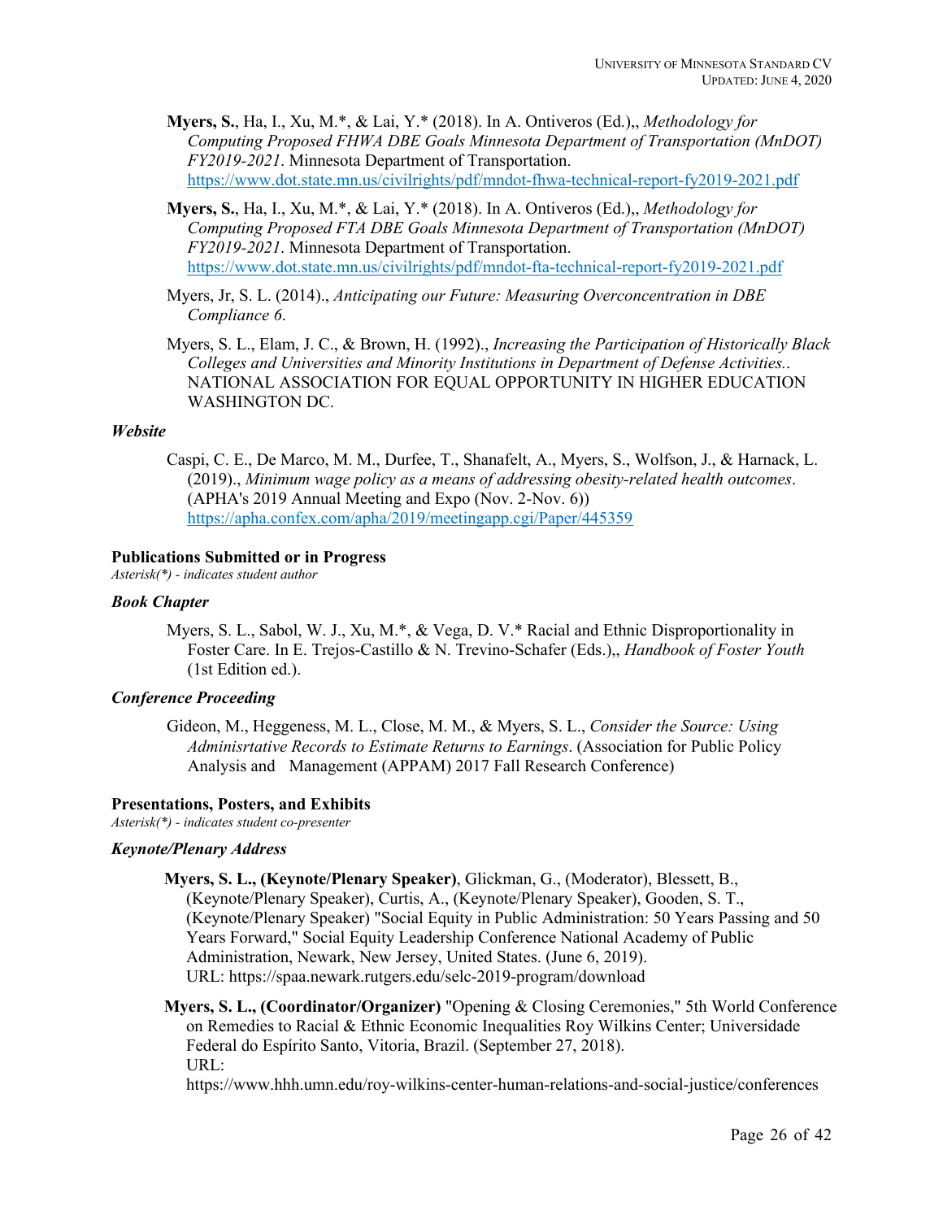**Myers, S.**, Ha, I., Xu, M.*, & Lai, Y.* (2018). In A. Ontiveros (Ed.),, *Methodology for Computing Proposed FHWA DBE Goals Minnesota Department of Transportation (MnDOT) FY2019-2021*. Minnesota Department of Transportation. https://www.dot.state.mn.us/civilrights/pdf/mndot-fhwa-technical-report-fy2019-2021.pdf

**Myers, S.**, Ha, I., Xu, M.*, & Lai, Y.* (2018). In A. Ontiveros (Ed.),, *Methodology for Computing Proposed FTA DBE Goals Minnesota Department of Transportation (MnDOT) FY2019-2021*. Minnesota Department of Transportation. https://www.dot.state.mn.us/civilrights/pdf/mndot-fta-technical-report-fy2019-2021.pdf

Myers, Jr, S. L. (2014)., *Anticipating our Future: Measuring Overconcentration in DBE Compliance 6*.

Myers, S. L., Elam, J. C., & Brown, H. (1992)., *Increasing the Participation of Historically Black Colleges and Universities and Minority Institutions in Department of Defense Activities.*. NATIONAL ASSOCIATION FOR EQUAL OPPORTUNITY IN HIGHER EDUCATION WASHINGTON DC.

***Website***

Caspi, C. E., De Marco, M. M., Durfee, T., Shanafelt, A., Myers, S., Wolfson, J., & Harnack, L. (2019)., *Minimum wage policy as a means of addressing obesity-related health outcomes*. (APHA's 2019 Annual Meeting and Expo (Nov. 2-Nov. 6)) https://apha.confex.com/apha/2019/meetingapp.cgi/Paper/445359

**Publications Submitted or in Progress**

*Asterisk(*) - indicates student author*

***Book Chapter***

Myers, S. L., Sabol, W. J., Xu, M.*, & Vega, D. V.* Racial and Ethnic Disproportionality in Foster Care. In E. Trejos-Castillo & N. Trevino-Schafer (Eds.),, *Handbook of Foster Youth* (1st Edition ed.).

***Conference Proceeding***

Gideon, M., Heggeness, M. L., Close, M. M., & Myers, S. L., *Consider the Source: Using Adminisrtative Records to Estimate Returns to Earnings*. (Association for Public Policy Analysis and Management (APPAM) 2017 Fall Research Conference)

**Presentations, Posters, and Exhibits**

*Asterisk(*) - indicates student co-presenter*

***Keynote/Plenary Address***

**Myers, S. L., (Keynote/Plenary Speaker)**, Glickman, G., (Moderator), Blessett, B., (Keynote/Plenary Speaker), Curtis, A., (Keynote/Plenary Speaker), Gooden, S. T., (Keynote/Plenary Speaker) "Social Equity in Public Administration: 50 Years Passing and 50 Years Forward," Social Equity Leadership Conference National Academy of Public Administration, Newark, New Jersey, United States. (June 6, 2019). URL: https://spaa.newark.rutgers.edu/selc-2019-program/download

**Myers, S. L., (Coordinator/Organizer)** "Opening & Closing Ceremonies," 5th World Conference on Remedies to Racial & Ethnic Economic Inequalities Roy Wilkins Center; Universidade Federal do Espírito Santo, Vitoria, Brazil. (September 27, 2018). URL: https://www.hhh.umn.edu/roy-wilkins-center-human-relations-and-social-justice/conferences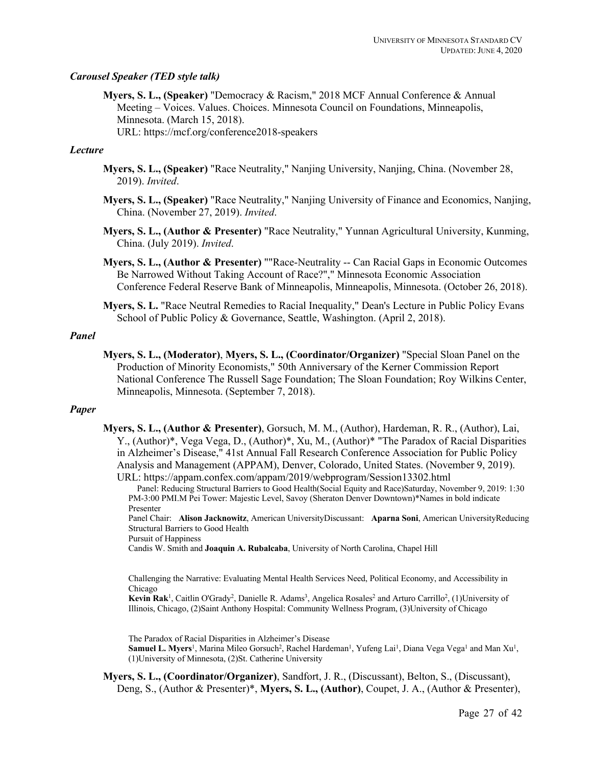### *Carousel Speaker (TED style talk)*

**Myers, S. L., (Speaker)** "Democracy & Racism," 2018 MCF Annual Conference & Annual Meeting – Voices. Values. Choices. Minnesota Council on Foundations, Minneapolis, Minnesota. (March 15, 2018).
URL: https://mcf.org/conference2018-speakers

### *Lecture*

**Myers, S. L., (Speaker)** "Race Neutrality," Nanjing University, Nanjing, China. (November 28, 2019). *Invited*.

**Myers, S. L., (Speaker)** "Race Neutrality," Nanjing University of Finance and Economics, Nanjing, China. (November 27, 2019). *Invited*.

**Myers, S. L., (Author & Presenter)** "Race Neutrality," Yunnan Agricultural University, Kunming, China. (July 2019). *Invited*.

**Myers, S. L., (Author & Presenter)** ""Race-Neutrality -- Can Racial Gaps in Economic Outcomes Be Narrowed Without Taking Account of Race?"," Minnesota Economic Association Conference Federal Reserve Bank of Minneapolis, Minneapolis, Minnesota. (October 26, 2018).

**Myers, S. L.** "Race Neutral Remedies to Racial Inequality," Dean's Lecture in Public Policy Evans School of Public Policy & Governance, Seattle, Washington. (April 2, 2018).

### *Panel*

**Myers, S. L., (Moderator)**, **Myers, S. L., (Coordinator/Organizer)** "Special Sloan Panel on the Production of Minority Economists," 50th Anniversary of the Kerner Commission Report National Conference The Russell Sage Foundation; The Sloan Foundation; Roy Wilkins Center, Minneapolis, Minnesota. (September 7, 2018).

### *Paper*

**Myers, S. L., (Author & Presenter)**, Gorsuch, M. M., (Author), Hardeman, R. R., (Author), Lai, Y., (Author)*, Vega Vega, D., (Author)*, Xu, M., (Author)* "The Paradox of Racial Disparities in Alzheimer's Disease," 41st Annual Fall Research Conference Association for Public Policy Analysis and Management (APPAM), Denver, Colorado, United States. (November 9, 2019).
URL: https://appam.confex.com/appam/2019/webprogram/Session13302.html

Panel: Reducing Structural Barriers to Good Health(Social Equity and Race)Saturday, November 9, 2019: 1:30 PM-3:00 PMI.M Pei Tower: Majestic Level, Savoy (Sheraton Denver Downtown)*Names in bold indicate Presenter
Panel Chair: **Alison Jacknowitz**, American UniversityDiscussant: **Aparna Soni**, American UniversityReducing Structural Barriers to Good Health
Pursuit of Happiness
Candis W. Smith and **Joaquin A. Rubalcaba**, University of North Carolina, Chapel Hill

Challenging the Narrative: Evaluating Mental Health Services Need, Political Economy, and Accessibility in Chicago
**Kevin Rak**[1], Caitlin O'Grady[2], Danielle R. Adams[3], Angelica Rosales[2] and Arturo Carrillo[2], (1)University of Illinois, Chicago, (2)Saint Anthony Hospital: Community Wellness Program, (3)University of Chicago

The Paradox of Racial Disparities in Alzheimer's Disease
**Samuel L. Myers**[1], Marina Mileo Gorsuch[2], Rachel Hardeman[1], Yufeng Lai[1], Diana Vega Vega[1] and Man Xu[1], (1)University of Minnesota, (2)St. Catherine University

**Myers, S. L., (Coordinator/Organizer)**, Sandfort, J. R., (Discussant), Belton, S., (Discussant), Deng, S., (Author & Presenter)*, **Myers, S. L., (Author)**, Coupet, J. A., (Author & Presenter),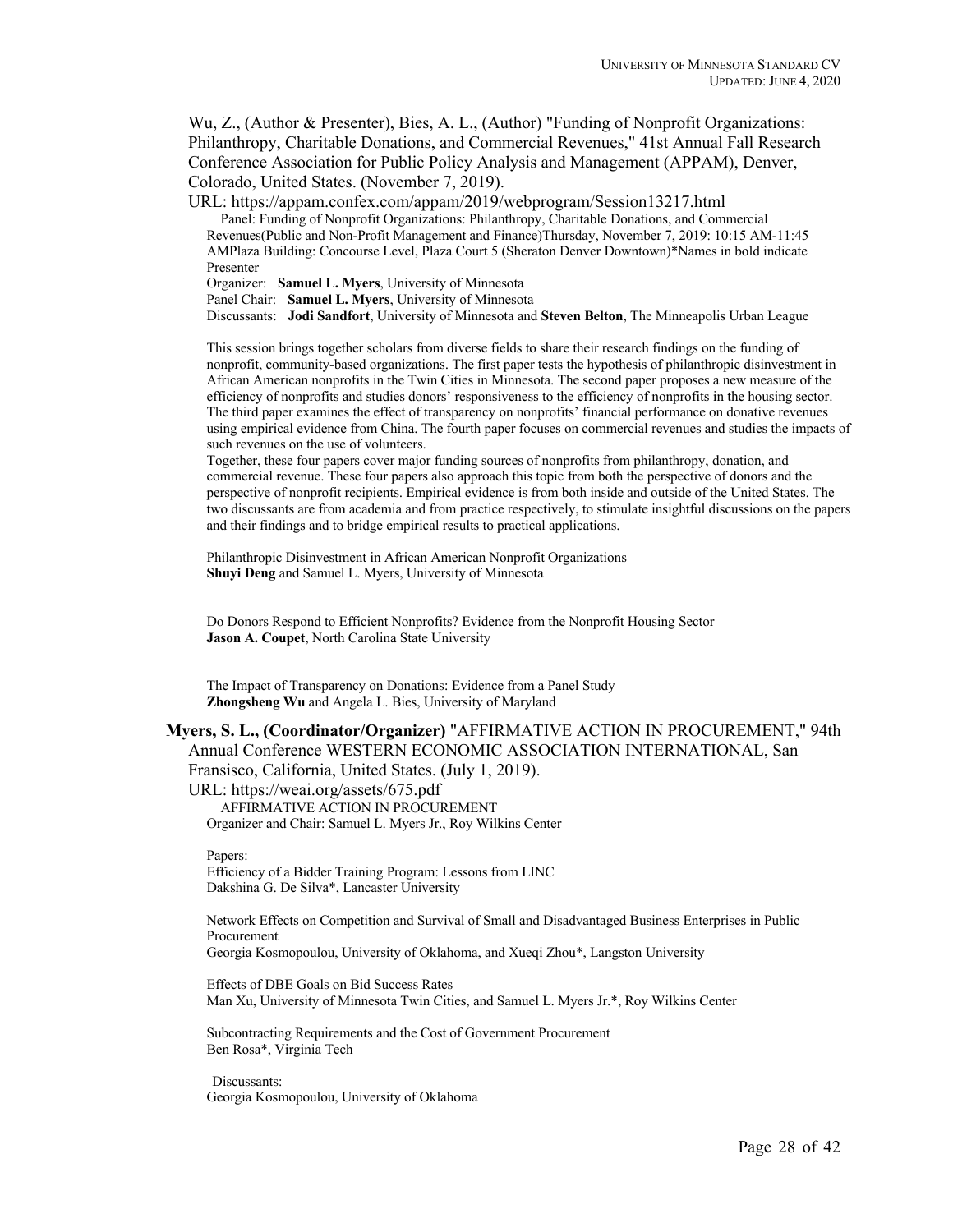Wu, Z., (Author & Presenter), Bies, A. L., (Author) "Funding of Nonprofit Organizations: Philanthropy, Charitable Donations, and Commercial Revenues," 41st Annual Fall Research Conference Association for Public Policy Analysis and Management (APPAM), Denver, Colorado, United States. (November 7, 2019).

URL: https://appam.confex.com/appam/2019/webprogram/Session13217.html

Panel: Funding of Nonprofit Organizations: Philanthropy, Charitable Donations, and Commercial Revenues(Public and Non-Profit Management and Finance)Thursday, November 7, 2019: 10:15 AM-11:45 AMPlaza Building: Concourse Level, Plaza Court 5 (Sheraton Denver Downtown)*Names in bold indicate Presenter

Organizer: **Samuel L. Myers**, University of Minnesota

Panel Chair: **Samuel L. Myers**, University of Minnesota

Discussants: **Jodi Sandfort**, University of Minnesota and **Steven Belton**, The Minneapolis Urban League

This session brings together scholars from diverse fields to share their research findings on the funding of nonprofit, community-based organizations. The first paper tests the hypothesis of philanthropic disinvestment in African American nonprofits in the Twin Cities in Minnesota. The second paper proposes a new measure of the efficiency of nonprofits and studies donors' responsiveness to the efficiency of nonprofits in the housing sector. The third paper examines the effect of transparency on nonprofits' financial performance on donative revenues using empirical evidence from China. The fourth paper focuses on commercial revenues and studies the impacts of such revenues on the use of volunteers.

Together, these four papers cover major funding sources of nonprofits from philanthropy, donation, and commercial revenue. These four papers also approach this topic from both the perspective of donors and the perspective of nonprofit recipients. Empirical evidence is from both inside and outside of the United States. The two discussants are from academia and from practice respectively, to stimulate insightful discussions on the papers and their findings and to bridge empirical results to practical applications.

Philanthropic Disinvestment in African American Nonprofit Organizations
**Shuyi Deng** and Samuel L. Myers, University of Minnesota

Do Donors Respond to Efficient Nonprofits? Evidence from the Nonprofit Housing Sector
**Jason A. Coupet**, North Carolina State University

The Impact of Transparency on Donations: Evidence from a Panel Study
**Zhongsheng Wu** and Angela L. Bies, University of Maryland

**Myers, S. L., (Coordinator/Organizer)** "AFFIRMATIVE ACTION IN PROCUREMENT," 94th Annual Conference WESTERN ECONOMIC ASSOCIATION INTERNATIONAL, San Fransisco, California, United States. (July 1, 2019).

URL: https://weai.org/assets/675.pdf

AFFIRMATIVE ACTION IN PROCUREMENT

Organizer and Chair: Samuel L. Myers Jr., Roy Wilkins Center

Papers:

Efficiency of a Bidder Training Program: Lessons from LINC
Dakshina G. De Silva*, Lancaster University

Network Effects on Competition and Survival of Small and Disadvantaged Business Enterprises in Public Procurement
Georgia Kosmopoulou, University of Oklahoma, and Xueqi Zhou*, Langston University

Effects of DBE Goals on Bid Success Rates
Man Xu, University of Minnesota Twin Cities, and Samuel L. Myers Jr.*, Roy Wilkins Center

Subcontracting Requirements and the Cost of Government Procurement
Ben Rosa*, Virginia Tech

Discussants:

Georgia Kosmopoulou, University of Oklahoma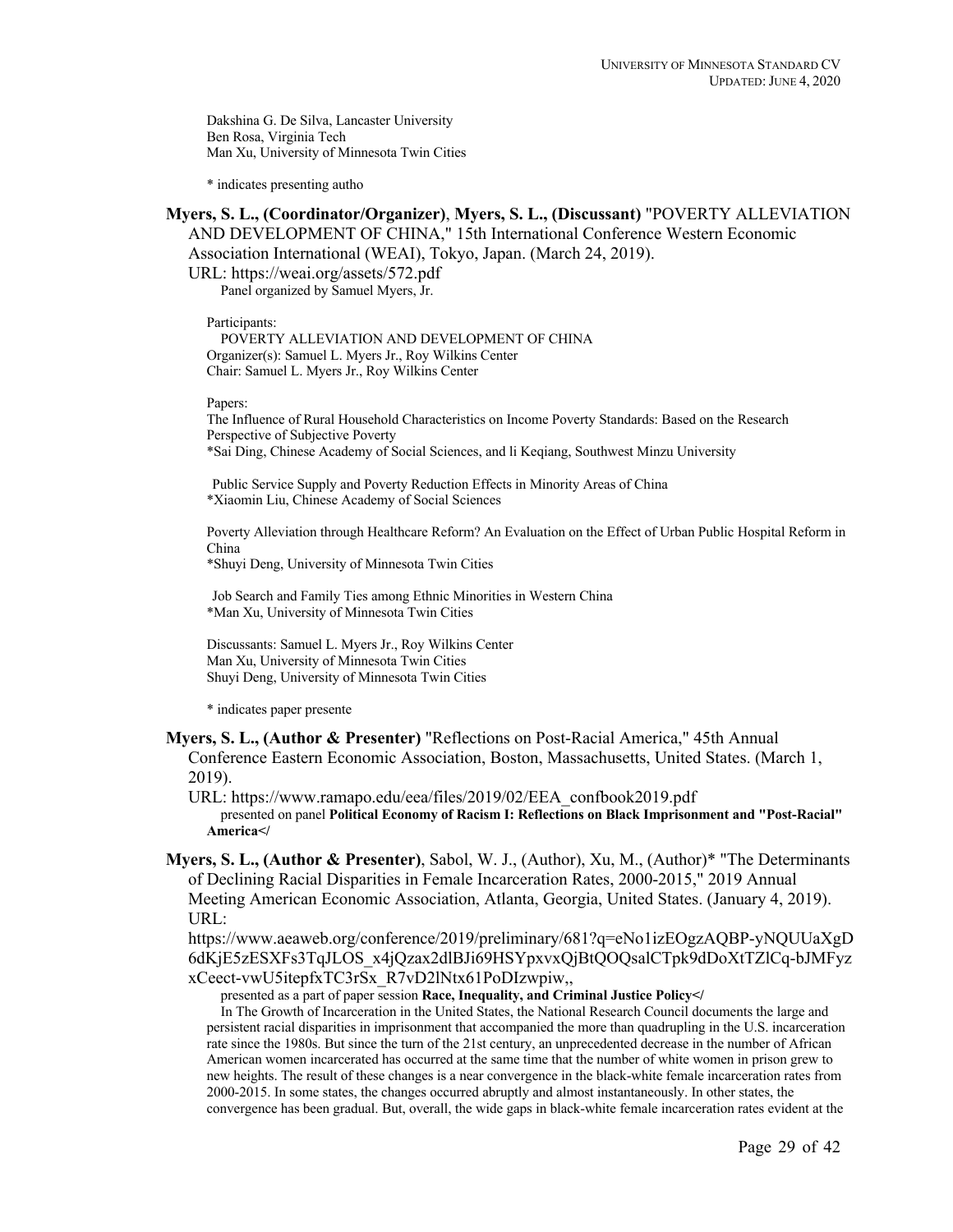Dakshina G. De Silva, Lancaster University
Ben Rosa, Virginia Tech
Man Xu, University of Minnesota Twin Cities

* indicates presenting autho

**Myers, S. L., (Coordinator/Organizer)**, **Myers, S. L., (Discussant)** "POVERTY ALLEVIATION AND DEVELOPMENT OF CHINA," 15th International Conference Western Economic Association International (WEAI), Tokyo, Japan. (March 24, 2019).
URL: https://weai.org/assets/572.pdf
Panel organized by Samuel Myers, Jr.

Participants:
POVERTY ALLEVIATION AND DEVELOPMENT OF CHINA
Organizer(s): Samuel L. Myers Jr., Roy Wilkins Center
Chair: Samuel L. Myers Jr., Roy Wilkins Center

Papers:
The Influence of Rural Household Characteristics on Income Poverty Standards: Based on the Research Perspective of Subjective Poverty
*Sai Ding, Chinese Academy of Social Sciences, and li Keqiang, Southwest Minzu University

Public Service Supply and Poverty Reduction Effects in Minority Areas of China
*Xiaomin Liu, Chinese Academy of Social Sciences

Poverty Alleviation through Healthcare Reform? An Evaluation on the Effect of Urban Public Hospital Reform in China
*Shuyi Deng, University of Minnesota Twin Cities

Job Search and Family Ties among Ethnic Minorities in Western China
*Man Xu, University of Minnesota Twin Cities

Discussants: Samuel L. Myers Jr., Roy Wilkins Center
Man Xu, University of Minnesota Twin Cities
Shuyi Deng, University of Minnesota Twin Cities

* indicates paper presente

**Myers, S. L., (Author & Presenter)** "Reflections on Post-Racial America," 45th Annual Conference Eastern Economic Association, Boston, Massachusetts, United States. (March 1, 2019).
URL: https://www.ramapo.edu/eea/files/2019/02/EEA_confbook2019.pdf
presented on panel **Political Economy of Racism I: Reflections on Black Imprisonment and "Post-Racial" America</**

**Myers, S. L., (Author & Presenter)**, Sabol, W. J., (Author), Xu, M., (Author)* "The Determinants of Declining Racial Disparities in Female Incarceration Rates, 2000-2015," 2019 Annual Meeting American Economic Association, Atlanta, Georgia, United States. (January 4, 2019).
URL:
https://www.aeaweb.org/conference/2019/preliminary/681?q=eNo1izEOgzAQBP-yNQUUaXgD6dKjE5zESXFs3TqJLOS_x4jQzax2dlBJi69HSYpxvxQjBtQOQsalCTpk9dDoXtTZlCq-bJMFyzxCeect-vwU5itepfxTC3rSx_R7vD2lNtx61PoDIzwpiw,,
presented as a part of paper session **Race, Inequality, and Criminal Justice Policy</**
In The Growth of Incarceration in the United States, the National Research Council documents the large and persistent racial disparities in imprisonment that accompanied the more than quadrupling in the U.S. incarceration rate since the 1980s. But since the turn of the 21st century, an unprecedented decrease in the number of African American women incarcerated has occurred at the same time that the number of white women in prison grew to new heights. The result of these changes is a near convergence in the black-white female incarceration rates from 2000-2015. In some states, the changes occurred abruptly and almost instantaneously. In other states, the convergence has been gradual. But, overall, the wide gaps in black-white female incarceration rates evident at the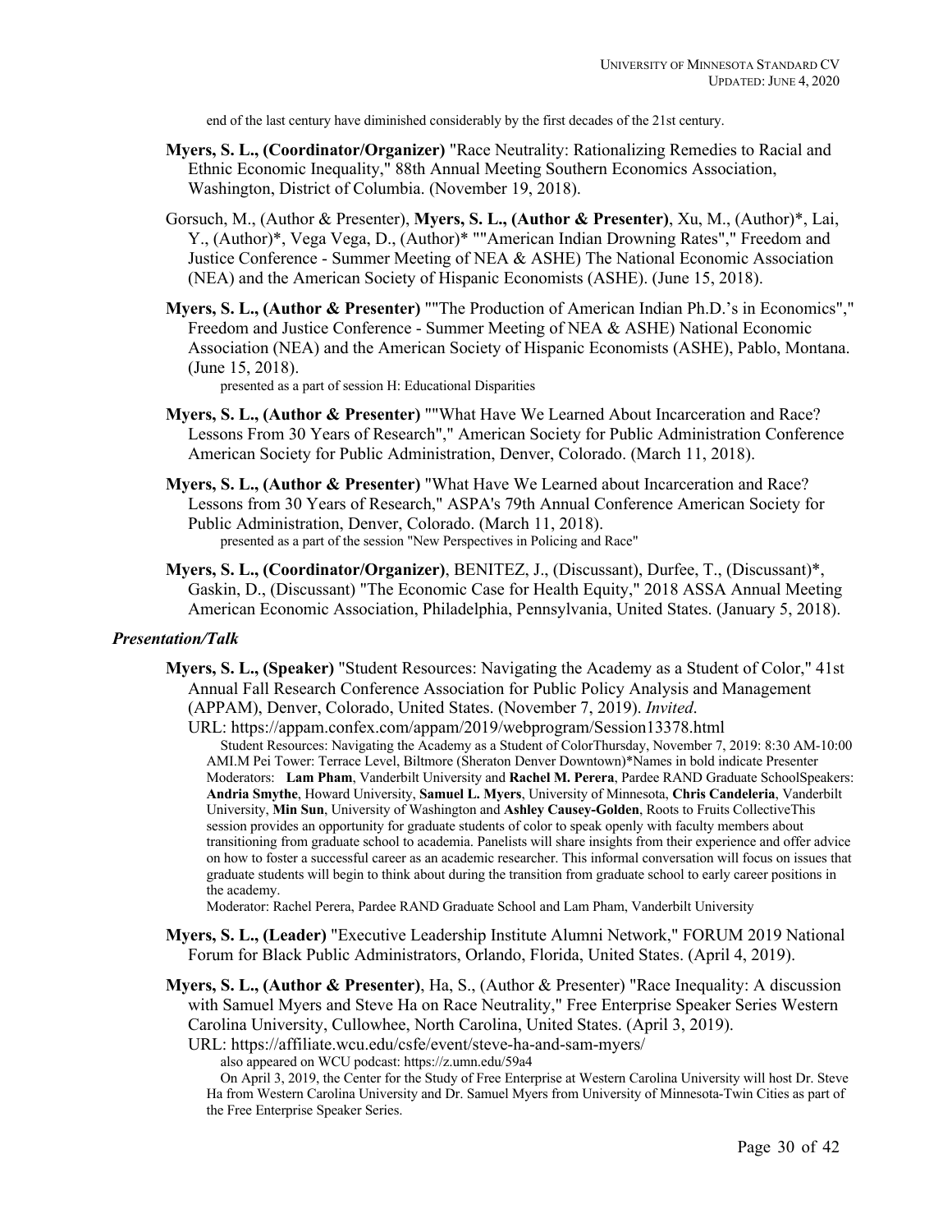end of the last century have diminished considerably by the first decades of the 21st century.

**Myers, S. L., (Coordinator/Organizer)** "Race Neutrality: Rationalizing Remedies to Racial and Ethnic Economic Inequality," 88th Annual Meeting Southern Economics Association, Washington, District of Columbia. (November 19, 2018).

Gorsuch, M., (Author & Presenter), **Myers, S. L., (Author & Presenter)**, Xu, M., (Author)*, Lai, Y., (Author)*, Vega Vega, D., (Author)* ""American Indian Drowning Rates"," Freedom and Justice Conference - Summer Meeting of NEA & ASHE) The National Economic Association (NEA) and the American Society of Hispanic Economists (ASHE). (June 15, 2018).

**Myers, S. L., (Author & Presenter)** ""The Production of American Indian Ph.D.'s in Economics"," Freedom and Justice Conference - Summer Meeting of NEA & ASHE) National Economic Association (NEA) and the American Society of Hispanic Economists (ASHE), Pablo, Montana. (June 15, 2018).

presented as a part of session H: Educational Disparities

**Myers, S. L., (Author & Presenter)** ""What Have We Learned About Incarceration and Race? Lessons From 30 Years of Research"," American Society for Public Administration Conference American Society for Public Administration, Denver, Colorado. (March 11, 2018).

**Myers, S. L., (Author & Presenter)** "What Have We Learned about Incarceration and Race? Lessons from 30 Years of Research," ASPA's 79th Annual Conference American Society for Public Administration, Denver, Colorado. (March 11, 2018).

presented as a part of the session "New Perspectives in Policing and Race"

**Myers, S. L., (Coordinator/Organizer)**, BENITEZ, J., (Discussant), Durfee, T., (Discussant)*, Gaskin, D., (Discussant) "The Economic Case for Health Equity," 2018 ASSA Annual Meeting American Economic Association, Philadelphia, Pennsylvania, United States. (January 5, 2018).

### *Presentation/Talk*

**Myers, S. L., (Speaker)** "Student Resources: Navigating the Academy as a Student of Color," 41st Annual Fall Research Conference Association for Public Policy Analysis and Management (APPAM), Denver, Colorado, United States. (November 7, 2019). *Invited*.

URL: https://appam.confex.com/appam/2019/webprogram/Session13378.html

Student Resources: Navigating the Academy as a Student of ColorThursday, November 7, 2019: 8:30 AM-10:00 AMI.M Pei Tower: Terrace Level, Biltmore (Sheraton Denver Downtown)*Names in bold indicate Presenter Moderators: **Lam Pham**, Vanderbilt University and **Rachel M. Perera**, Pardee RAND Graduate SchoolSpeakers: **Andria Smythe**, Howard University, **Samuel L. Myers**, University of Minnesota, **Chris Candeleria**, Vanderbilt University, **Min Sun**, University of Washington and **Ashley Causey-Golden**, Roots to Fruits CollectiveThis session provides an opportunity for graduate students of color to speak openly with faculty members about transitioning from graduate school to academia. Panelists will share insights from their experience and offer advice on how to foster a successful career as an academic researcher. This informal conversation will focus on issues that graduate students will begin to think about during the transition from graduate school to early career positions in the academy.

Moderator: Rachel Perera, Pardee RAND Graduate School and Lam Pham, Vanderbilt University

**Myers, S. L., (Leader)** "Executive Leadership Institute Alumni Network," FORUM 2019 National Forum for Black Public Administrators, Orlando, Florida, United States. (April 4, 2019).

**Myers, S. L., (Author & Presenter)**, Ha, S., (Author & Presenter) "Race Inequality: A discussion with Samuel Myers and Steve Ha on Race Neutrality," Free Enterprise Speaker Series Western Carolina University, Cullowhee, North Carolina, United States. (April 3, 2019).

URL: https://affiliate.wcu.edu/csfe/event/steve-ha-and-sam-myers/

also appeared on WCU podcast: https://z.umn.edu/59a4

On April 3, 2019, the Center for the Study of Free Enterprise at Western Carolina University will host Dr. Steve Ha from Western Carolina University and Dr. Samuel Myers from University of Minnesota-Twin Cities as part of the Free Enterprise Speaker Series.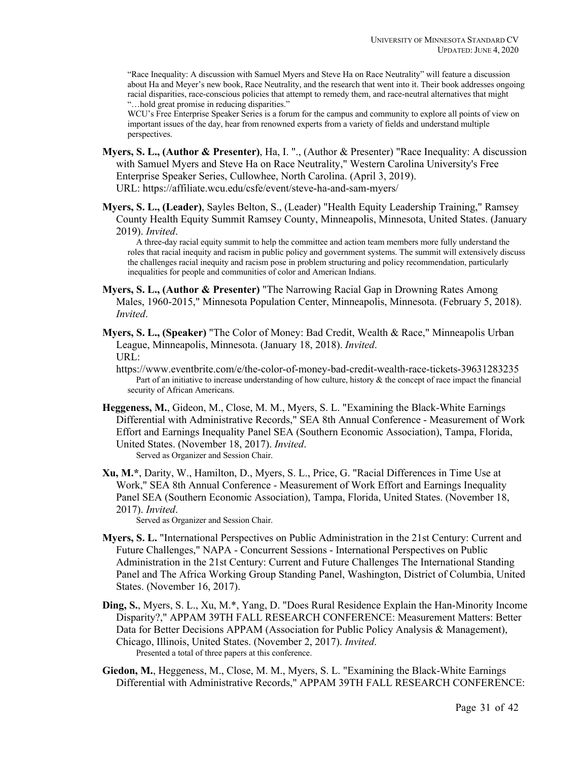"Race Inequality: A discussion with Samuel Myers and Steve Ha on Race Neutrality" will feature a discussion about Ha and Meyer's new book, Race Neutrality, and the research that went into it. Their book addresses ongoing racial disparities, race-conscious policies that attempt to remedy them, and race-neutral alternatives that might "…hold great promise in reducing disparities."
WCU's Free Enterprise Speaker Series is a forum for the campus and community to explore all points of view on important issues of the day, hear from renowned experts from a variety of fields and understand multiple perspectives.

**Myers, S. L., (Author & Presenter)**, Ha, I. "., (Author & Presenter) "Race Inequality: A discussion with Samuel Myers and Steve Ha on Race Neutrality," Western Carolina University's Free Enterprise Speaker Series, Cullowhee, North Carolina. (April 3, 2019).
URL: https://affiliate.wcu.edu/csfe/event/steve-ha-and-sam-myers/

**Myers, S. L., (Leader)**, Sayles Belton, S., (Leader) "Health Equity Leadership Training," Ramsey County Health Equity Summit Ramsey County, Minneapolis, Minnesota, United States. (January 2019). *Invited*.
A three-day racial equity summit to help the committee and action team members more fully understand the roles that racial inequity and racism in public policy and government systems. The summit will extensively discuss the challenges racial inequity and racism pose in problem structuring and policy recommendation, particularly inequalities for people and communities of color and American Indians.

**Myers, S. L., (Author & Presenter)** "The Narrowing Racial Gap in Drowning Rates Among Males, 1960-2015," Minnesota Population Center, Minneapolis, Minnesota. (February 5, 2018). *Invited*.

**Myers, S. L., (Speaker)** "The Color of Money: Bad Credit, Wealth & Race," Minneapolis Urban League, Minneapolis, Minnesota. (January 18, 2018). *Invited*.
URL:
https://www.eventbrite.com/e/the-color-of-money-bad-credit-wealth-race-tickets-39631283235
Part of an initiative to increase understanding of how culture, history & the concept of race impact the financial security of African Americans.

**Heggeness, M.**, Gideon, M., Close, M. M., Myers, S. L. "Examining the Black-White Earnings Differential with Administrative Records," SEA 8th Annual Conference - Measurement of Work Effort and Earnings Inequality Panel SEA (Southern Economic Association), Tampa, Florida, United States. (November 18, 2017). *Invited*.
Served as Organizer and Session Chair.

**Xu, M.***, Darity, W., Hamilton, D., Myers, S. L., Price, G. "Racial Differences in Time Use at Work," SEA 8th Annual Conference - Measurement of Work Effort and Earnings Inequality Panel SEA (Southern Economic Association), Tampa, Florida, United States. (November 18, 2017). *Invited*.
Served as Organizer and Session Chair.

**Myers, S. L.** "International Perspectives on Public Administration in the 21st Century: Current and Future Challenges," NAPA - Concurrent Sessions - International Perspectives on Public Administration in the 21st Century: Current and Future Challenges The International Standing Panel and The Africa Working Group Standing Panel, Washington, District of Columbia, United States. (November 16, 2017).

**Ding, S.**, Myers, S. L., Xu, M.*, Yang, D. "Does Rural Residence Explain the Han-Minority Income Disparity?," APPAM 39TH FALL RESEARCH CONFERENCE: Measurement Matters: Better Data for Better Decisions APPAM (Association for Public Policy Analysis & Management), Chicago, Illinois, United States. (November 2, 2017). *Invited*.
Presented a total of three papers at this conference.

**Giedon, M.**, Heggeness, M., Close, M. M., Myers, S. L. "Examining the Black-White Earnings Differential with Administrative Records," APPAM 39TH FALL RESEARCH CONFERENCE: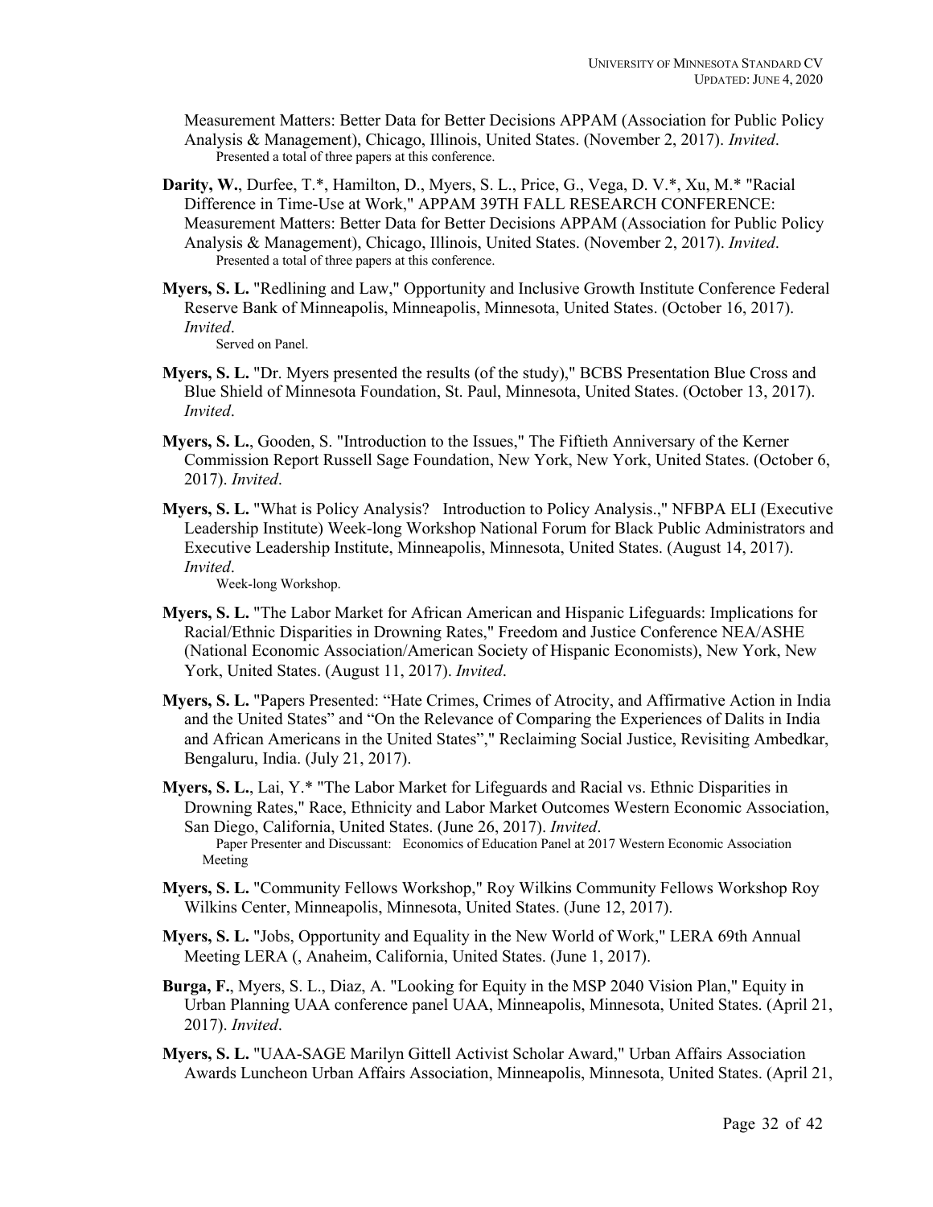Measurement Matters: Better Data for Better Decisions APPAM (Association for Public Policy Analysis & Management), Chicago, Illinois, United States. (November 2, 2017). *Invited*.
Presented a total of three papers at this conference.

**Darity, W.**, Durfee, T.*, Hamilton, D., Myers, S. L., Price, G., Vega, D. V.*, Xu, M.* "Racial Difference in Time-Use at Work," APPAM 39TH FALL RESEARCH CONFERENCE: Measurement Matters: Better Data for Better Decisions APPAM (Association for Public Policy Analysis & Management), Chicago, Illinois, United States. (November 2, 2017). *Invited*.
Presented a total of three papers at this conference.

**Myers, S. L.** "Redlining and Law," Opportunity and Inclusive Growth Institute Conference Federal Reserve Bank of Minneapolis, Minneapolis, Minnesota, United States. (October 16, 2017). *Invited*.
Served on Panel.

**Myers, S. L.** "Dr. Myers presented the results (of the study)," BCBS Presentation Blue Cross and Blue Shield of Minnesota Foundation, St. Paul, Minnesota, United States. (October 13, 2017). *Invited*.

**Myers, S. L.**, Gooden, S. "Introduction to the Issues," The Fiftieth Anniversary of the Kerner Commission Report Russell Sage Foundation, New York, New York, United States. (October 6, 2017). *Invited*.

**Myers, S. L.** "What is Policy Analysis? Introduction to Policy Analysis.," NFBPA ELI (Executive Leadership Institute) Week-long Workshop National Forum for Black Public Administrators and Executive Leadership Institute, Minneapolis, Minnesota, United States. (August 14, 2017). *Invited*.
Week-long Workshop.

**Myers, S. L.** "The Labor Market for African American and Hispanic Lifeguards: Implications for Racial/Ethnic Disparities in Drowning Rates," Freedom and Justice Conference NEA/ASHE (National Economic Association/American Society of Hispanic Economists), New York, New York, United States. (August 11, 2017). *Invited*.

**Myers, S. L.** "Papers Presented: “Hate Crimes, Crimes of Atrocity, and Affirmative Action in India and the United States” and “On the Relevance of Comparing the Experiences of Dalits in India and African Americans in the United States”," Reclaiming Social Justice, Revisiting Ambedkar, Bengaluru, India. (July 21, 2017).

**Myers, S. L.**, Lai, Y.* "The Labor Market for Lifeguards and Racial vs. Ethnic Disparities in Drowning Rates," Race, Ethnicity and Labor Market Outcomes Western Economic Association, San Diego, California, United States. (June 26, 2017). *Invited*.
Paper Presenter and Discussant: Economics of Education Panel at 2017 Western Economic Association Meeting

**Myers, S. L.** "Community Fellows Workshop," Roy Wilkins Community Fellows Workshop Roy Wilkins Center, Minneapolis, Minnesota, United States. (June 12, 2017).

**Myers, S. L.** "Jobs, Opportunity and Equality in the New World of Work," LERA 69th Annual Meeting LERA (, Anaheim, California, United States. (June 1, 2017).

**Burga, F.**, Myers, S. L., Diaz, A. "Looking for Equity in the MSP 2040 Vision Plan," Equity in Urban Planning UAA conference panel UAA, Minneapolis, Minnesota, United States. (April 21, 2017). *Invited*.

**Myers, S. L.** "UAA-SAGE Marilyn Gittell Activist Scholar Award," Urban Affairs Association Awards Luncheon Urban Affairs Association, Minneapolis, Minnesota, United States. (April 21,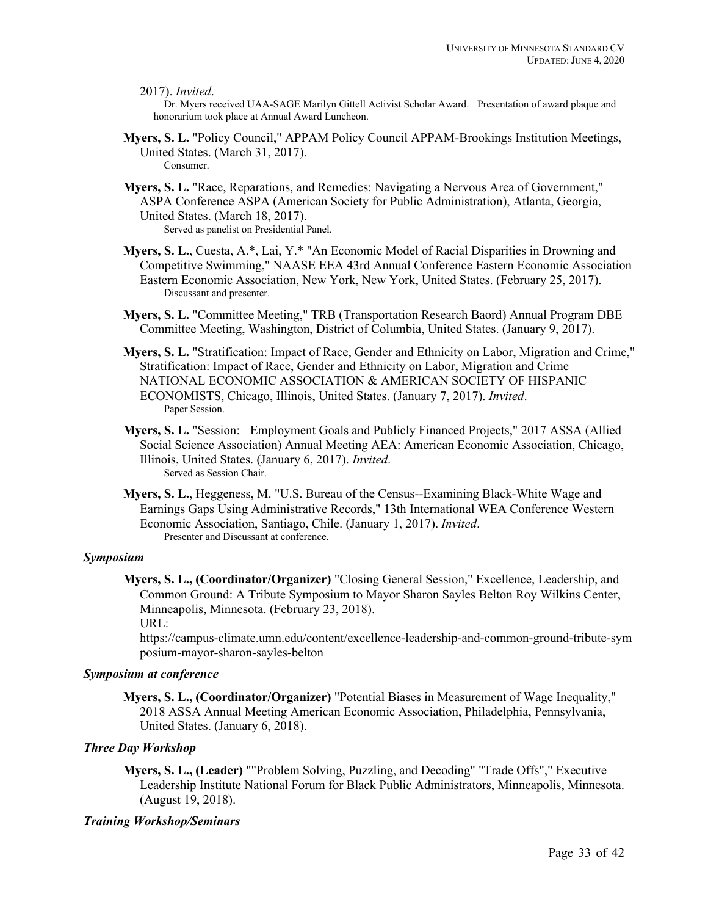2017). *Invited*.

Dr. Myers received UAA-SAGE Marilyn Gittell Activist Scholar Award. Presentation of award plaque and honorarium took place at Annual Award Luncheon.

**Myers, S. L.** "Policy Council," APPAM Policy Council APPAM-Brookings Institution Meetings, United States. (March 31, 2017).

Consumer.

**Myers, S. L.** "Race, Reparations, and Remedies: Navigating a Nervous Area of Government," ASPA Conference ASPA (American Society for Public Administration), Atlanta, Georgia, United States. (March 18, 2017).

Served as panelist on Presidential Panel.

**Myers, S. L.**, Cuesta, A.*, Lai, Y.* "An Economic Model of Racial Disparities in Drowning and Competitive Swimming," NAASE EEA 43rd Annual Conference Eastern Economic Association Eastern Economic Association, New York, New York, United States. (February 25, 2017).

Discussant and presenter.

**Myers, S. L.** "Committee Meeting," TRB (Transportation Research Baord) Annual Program DBE Committee Meeting, Washington, District of Columbia, United States. (January 9, 2017).

**Myers, S. L.** "Stratification: Impact of Race, Gender and Ethnicity on Labor, Migration and Crime," Stratification: Impact of Race, Gender and Ethnicity on Labor, Migration and Crime NATIONAL ECONOMIC ASSOCIATION & AMERICAN SOCIETY OF HISPANIC ECONOMISTS, Chicago, Illinois, United States. (January 7, 2017). *Invited*.

Paper Session.

**Myers, S. L.** "Session: Employment Goals and Publicly Financed Projects," 2017 ASSA (Allied Social Science Association) Annual Meeting AEA: American Economic Association, Chicago, Illinois, United States. (January 6, 2017). *Invited*.

Served as Session Chair.

**Myers, S. L.**, Heggeness, M. "U.S. Bureau of the Census--Examining Black-White Wage and Earnings Gaps Using Administrative Records," 13th International WEA Conference Western Economic Association, Santiago, Chile. (January 1, 2017). *Invited*.

Presenter and Discussant at conference.

### *Symposium*

**Myers, S. L., (Coordinator/Organizer)** "Closing General Session," Excellence, Leadership, and Common Ground: A Tribute Symposium to Mayor Sharon Sayles Belton Roy Wilkins Center, Minneapolis, Minnesota. (February 23, 2018).
URL:
https://campus-climate.umn.edu/content/excellence-leadership-and-common-ground-tribute-symposium-mayor-sharon-sayles-belton

### *Symposium at conference*

**Myers, S. L., (Coordinator/Organizer)** "Potential Biases in Measurement of Wage Inequality," 2018 ASSA Annual Meeting American Economic Association, Philadelphia, Pennsylvania, United States. (January 6, 2018).

### *Three Day Workshop*

**Myers, S. L., (Leader)** ""Problem Solving, Puzzling, and Decoding" "Trade Offs"," Executive Leadership Institute National Forum for Black Public Administrators, Minneapolis, Minnesota. (August 19, 2018).

### *Training Workshop/Seminars*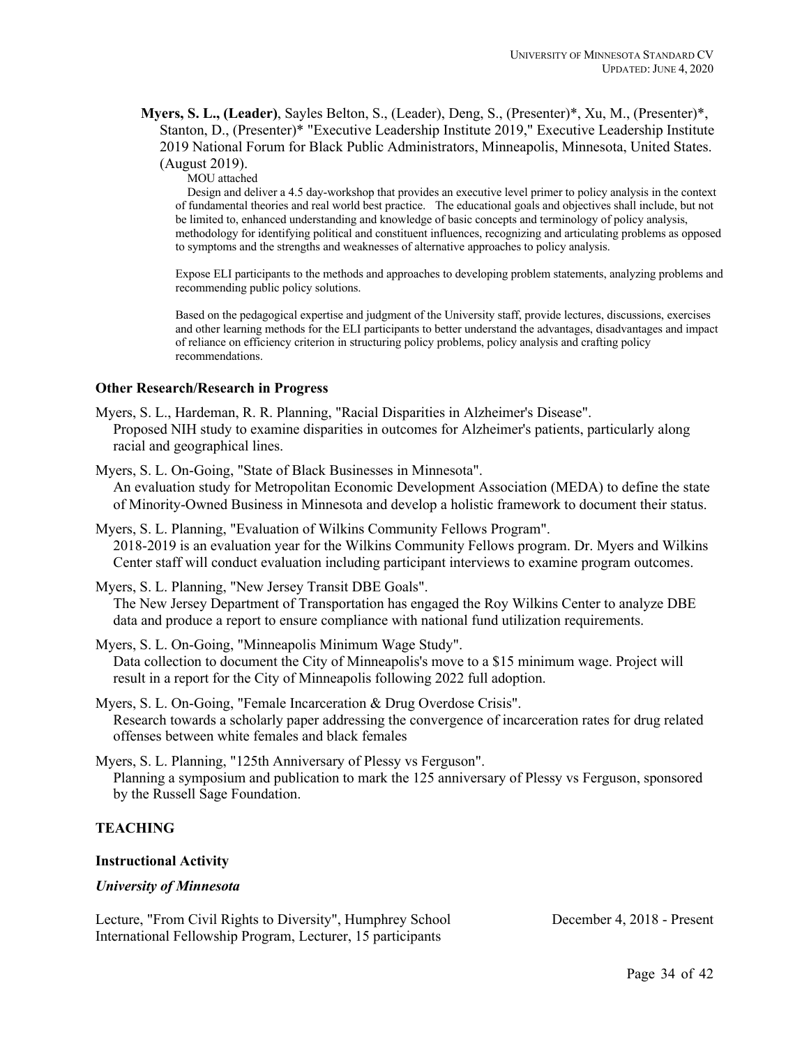**Myers, S. L., (Leader)**, Sayles Belton, S., (Leader), Deng, S., (Presenter)*, Xu, M., (Presenter)*, Stanton, D., (Presenter)* "Executive Leadership Institute 2019," Executive Leadership Institute 2019 National Forum for Black Public Administrators, Minneapolis, Minnesota, United States. (August 2019).

MOU attached

Design and deliver a 4.5 day-workshop that provides an executive level primer to policy analysis in the context of fundamental theories and real world best practice. The educational goals and objectives shall include, but not be limited to, enhanced understanding and knowledge of basic concepts and terminology of policy analysis, methodology for identifying political and constituent influences, recognizing and articulating problems as opposed to symptoms and the strengths and weaknesses of alternative approaches to policy analysis.

Expose ELI participants to the methods and approaches to developing problem statements, analyzing problems and recommending public policy solutions.

Based on the pedagogical expertise and judgment of the University staff, provide lectures, discussions, exercises and other learning methods for the ELI participants to better understand the advantages, disadvantages and impact of reliance on efficiency criterion in structuring policy problems, policy analysis and crafting policy recommendations.

### Other Research/Research in Progress

Myers, S. L., Hardeman, R. R. Planning, "Racial Disparities in Alzheimer's Disease".
Proposed NIH study to examine disparities in outcomes for Alzheimer's patients, particularly along racial and geographical lines.

Myers, S. L. On-Going, "State of Black Businesses in Minnesota".
An evaluation study for Metropolitan Economic Development Association (MEDA) to define the state of Minority-Owned Business in Minnesota and develop a holistic framework to document their status.

Myers, S. L. Planning, "Evaluation of Wilkins Community Fellows Program".
2018-2019 is an evaluation year for the Wilkins Community Fellows program. Dr. Myers and Wilkins Center staff will conduct evaluation including participant interviews to examine program outcomes.

Myers, S. L. Planning, "New Jersey Transit DBE Goals".
The New Jersey Department of Transportation has engaged the Roy Wilkins Center to analyze DBE data and produce a report to ensure compliance with national fund utilization requirements.

Myers, S. L. On-Going, "Minneapolis Minimum Wage Study".
Data collection to document the City of Minneapolis's move to a $15 minimum wage. Project will result in a report for the City of Minneapolis following 2022 full adoption.

Myers, S. L. On-Going, "Female Incarceration & Drug Overdose Crisis".
Research towards a scholarly paper addressing the convergence of incarceration rates for drug related offenses between white females and black females

Myers, S. L. Planning, "125th Anniversary of Plessy vs Ferguson".
Planning a symposium and publication to mark the 125 anniversary of Plessy vs Ferguson, sponsored by the Russell Sage Foundation.

## TEACHING

### Instructional Activity

#### *University of Minnesota*

Lecture, "From Civil Rights to Diversity", Humphrey School International Fellowship Program, Lecturer, 15 participants — December 4, 2018 - Present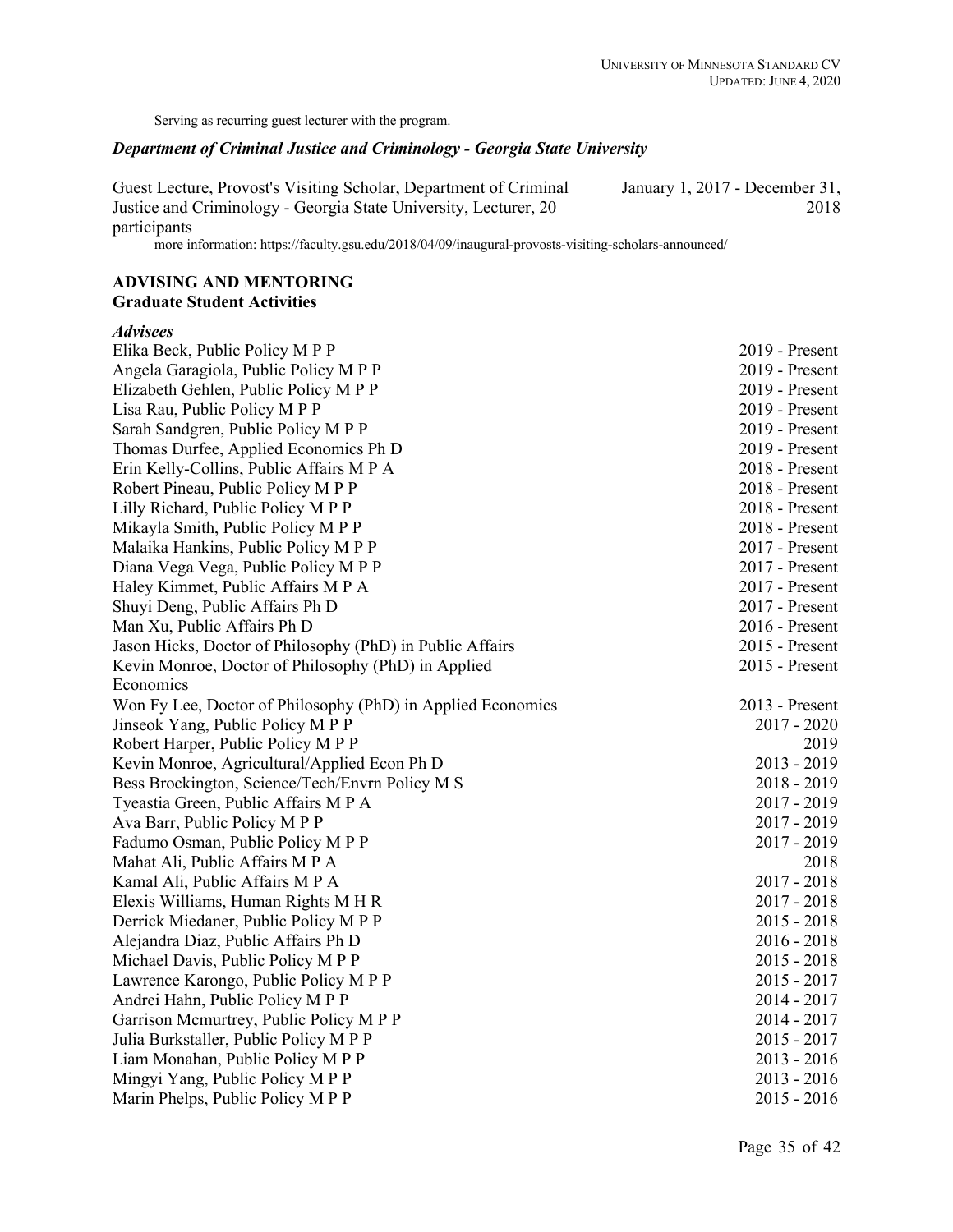Serving as recurring guest lecturer with the program.

### *Department of Criminal Justice and Criminology - Georgia State University*

Guest Lecture, Provost's Visiting Scholar, Department of Criminal Justice and Criminology - Georgia State University, Lecturer, 20 participants — January 1, 2017 - December 31, 2018

more information: https://faculty.gsu.edu/2018/04/09/inaugural-provosts-visiting-scholars-announced/

## ADVISING AND MENTORING

### Graduate Student Activities

#### *Advisees*

| Name | Years |
|---|---|
| Elika Beck, Public Policy M P P | 2019 - Present |
| Angela Garagiola, Public Policy M P P | 2019 - Present |
| Elizabeth Gehlen, Public Policy M P P | 2019 - Present |
| Lisa Rau, Public Policy M P P | 2019 - Present |
| Sarah Sandgren, Public Policy M P P | 2019 - Present |
| Thomas Durfee, Applied Economics Ph D | 2019 - Present |
| Erin Kelly-Collins, Public Affairs M P A | 2018 - Present |
| Robert Pineau, Public Policy M P P | 2018 - Present |
| Lilly Richard, Public Policy M P P | 2018 - Present |
| Mikayla Smith, Public Policy M P P | 2018 - Present |
| Malaika Hankins, Public Policy M P P | 2017 - Present |
| Diana Vega Vega, Public Policy M P P | 2017 - Present |
| Haley Kimmet, Public Affairs M P A | 2017 - Present |
| Shuyi Deng, Public Affairs Ph D | 2017 - Present |
| Man Xu, Public Affairs Ph D | 2016 - Present |
| Jason Hicks, Doctor of Philosophy (PhD) in Public Affairs | 2015 - Present |
| Kevin Monroe, Doctor of Philosophy (PhD) in Applied Economics | 2015 - Present |
| Won Fy Lee, Doctor of Philosophy (PhD) in Applied Economics | 2013 - Present |
| Jinseok Yang, Public Policy M P P | 2017 - 2020 |
| Robert Harper, Public Policy M P P | 2019 |
| Kevin Monroe, Agricultural/Applied Econ Ph D | 2013 - 2019 |
| Bess Brockington, Science/Tech/Envrn Policy M S | 2018 - 2019 |
| Tyeastia Green, Public Affairs M P A | 2017 - 2019 |
| Ava Barr, Public Policy M P P | 2017 - 2019 |
| Fadumo Osman, Public Policy M P P | 2017 - 2019 |
| Mahat Ali, Public Affairs M P A | 2018 |
| Kamal Ali, Public Affairs M P A | 2017 - 2018 |
| Elexis Williams, Human Rights M H R | 2017 - 2018 |
| Derrick Miedaner, Public Policy M P P | 2015 - 2018 |
| Alejandra Diaz, Public Affairs Ph D | 2016 - 2018 |
| Michael Davis, Public Policy M P P | 2015 - 2018 |
| Lawrence Karongo, Public Policy M P P | 2015 - 2017 |
| Andrei Hahn, Public Policy M P P | 2014 - 2017 |
| Garrison Mcmurtrey, Public Policy M P P | 2014 - 2017 |
| Julia Burkstaller, Public Policy M P P | 2015 - 2017 |
| Liam Monahan, Public Policy M P P | 2013 - 2016 |
| Mingyi Yang, Public Policy M P P | 2013 - 2016 |
| Marin Phelps, Public Policy M P P | 2015 - 2016 |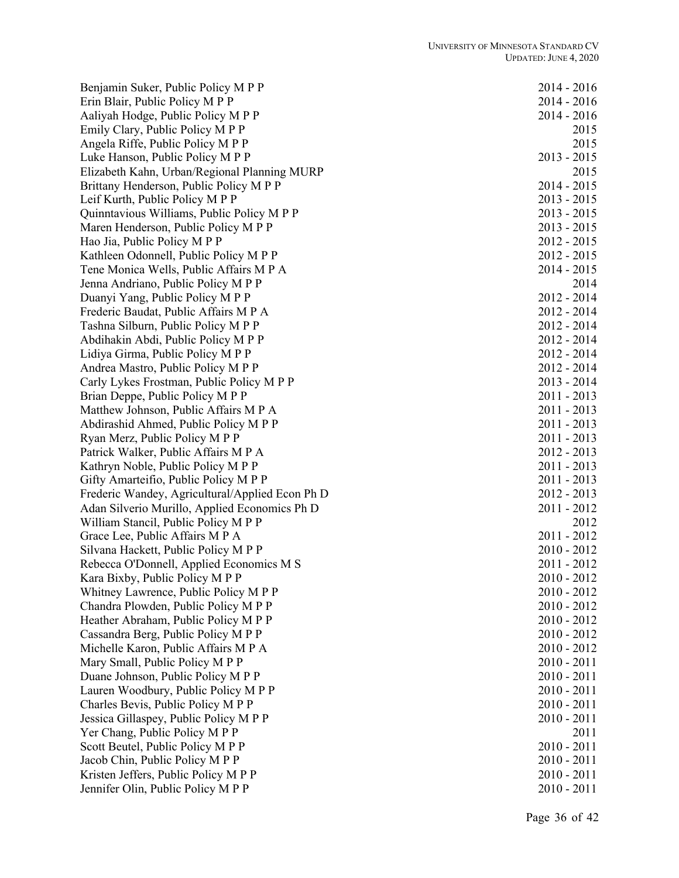| | |
|---|---|
| Benjamin Suker, Public Policy M P P | 2014 - 2016 |
| Erin Blair, Public Policy M P P | 2014 - 2016 |
| Aaliyah Hodge, Public Policy M P P | 2014 - 2016 |
| Emily Clary, Public Policy M P P | 2015 |
| Angela Riffe, Public Policy M P P | 2015 |
| Luke Hanson, Public Policy M P P | 2013 - 2015 |
| Elizabeth Kahn, Urban/Regional Planning MURP | 2015 |
| Brittany Henderson, Public Policy M P P | 2014 - 2015 |
| Leif Kurth, Public Policy M P P | 2013 - 2015 |
| Quinntavious Williams, Public Policy M P P | 2013 - 2015 |
| Maren Henderson, Public Policy M P P | 2013 - 2015 |
| Hao Jia, Public Policy M P P | 2012 - 2015 |
| Kathleen Odonnell, Public Policy M P P | 2012 - 2015 |
| Tene Monica Wells, Public Affairs M P A | 2014 - 2015 |
| Jenna Andriano, Public Policy M P P | 2014 |
| Duanyi Yang, Public Policy M P P | 2012 - 2014 |
| Frederic Baudat, Public Affairs M P A | 2012 - 2014 |
| Tashna Silburn, Public Policy M P P | 2012 - 2014 |
| Abdihakin Abdi, Public Policy M P P | 2012 - 2014 |
| Lidiya Girma, Public Policy M P P | 2012 - 2014 |
| Andrea Mastro, Public Policy M P P | 2012 - 2014 |
| Carly Lykes Frostman, Public Policy M P P | 2013 - 2014 |
| Brian Deppe, Public Policy M P P | 2011 - 2013 |
| Matthew Johnson, Public Affairs M P A | 2011 - 2013 |
| Abdirashid Ahmed, Public Policy M P P | 2011 - 2013 |
| Ryan Merz, Public Policy M P P | 2011 - 2013 |
| Patrick Walker, Public Affairs M P A | 2012 - 2013 |
| Kathryn Noble, Public Policy M P P | 2011 - 2013 |
| Gifty Amarteifio, Public Policy M P P | 2011 - 2013 |
| Frederic Wandey, Agricultural/Applied Econ Ph D | 2012 - 2013 |
| Adan Silverio Murillo, Applied Economics Ph D | 2011 - 2012 |
| William Stancil, Public Policy M P P | 2012 |
| Grace Lee, Public Affairs M P A | 2011 - 2012 |
| Silvana Hackett, Public Policy M P P | 2010 - 2012 |
| Rebecca O'Donnell, Applied Economics M S | 2011 - 2012 |
| Kara Bixby, Public Policy M P P | 2010 - 2012 |
| Whitney Lawrence, Public Policy M P P | 2010 - 2012 |
| Chandra Plowden, Public Policy M P P | 2010 - 2012 |
| Heather Abraham, Public Policy M P P | 2010 - 2012 |
| Cassandra Berg, Public Policy M P P | 2010 - 2012 |
| Michelle Karon, Public Affairs M P A | 2010 - 2012 |
| Mary Small, Public Policy M P P | 2010 - 2011 |
| Duane Johnson, Public Policy M P P | 2010 - 2011 |
| Lauren Woodbury, Public Policy M P P | 2010 - 2011 |
| Charles Bevis, Public Policy M P P | 2010 - 2011 |
| Jessica Gillaspey, Public Policy M P P | 2010 - 2011 |
| Yer Chang, Public Policy M P P | 2011 |
| Scott Beutel, Public Policy M P P | 2010 - 2011 |
| Jacob Chin, Public Policy M P P | 2010 - 2011 |
| Kristen Jeffers, Public Policy M P P | 2010 - 2011 |
| Jennifer Olin, Public Policy M P P | 2010 - 2011 |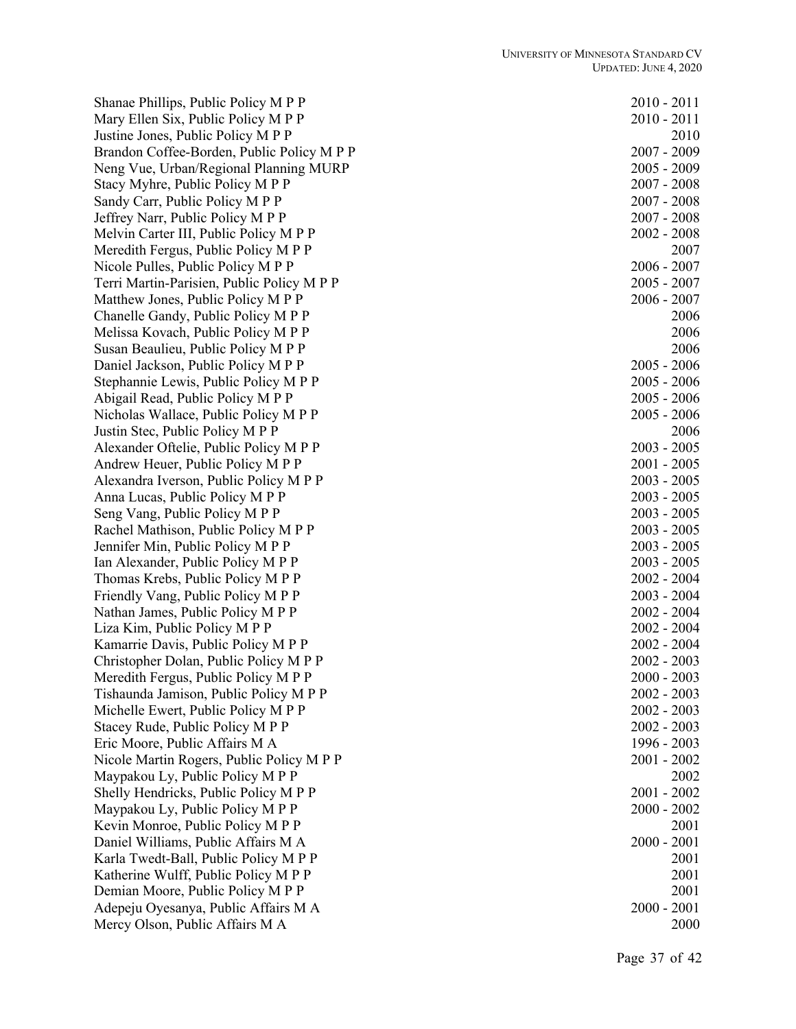| | |
|---|---|
| Shanae Phillips, Public Policy M P P | 2010 - 2011 |
| Mary Ellen Six, Public Policy M P P | 2010 - 2011 |
| Justine Jones, Public Policy M P P | 2010 |
| Brandon Coffee-Borden, Public Policy M P P | 2007 - 2009 |
| Neng Vue, Urban/Regional Planning MURP | 2005 - 2009 |
| Stacy Myhre, Public Policy M P P | 2007 - 2008 |
| Sandy Carr, Public Policy M P P | 2007 - 2008 |
| Jeffrey Narr, Public Policy M P P | 2007 - 2008 |
| Melvin Carter III, Public Policy M P P | 2002 - 2008 |
| Meredith Fergus, Public Policy M P P | 2007 |
| Nicole Pulles, Public Policy M P P | 2006 - 2007 |
| Terri Martin-Parisien, Public Policy M P P | 2005 - 2007 |
| Matthew Jones, Public Policy M P P | 2006 - 2007 |
| Chanelle Gandy, Public Policy M P P | 2006 |
| Melissa Kovach, Public Policy M P P | 2006 |
| Susan Beaulieu, Public Policy M P P | 2006 |
| Daniel Jackson, Public Policy M P P | 2005 - 2006 |
| Stephannie Lewis, Public Policy M P P | 2005 - 2006 |
| Abigail Read, Public Policy M P P | 2005 - 2006 |
| Nicholas Wallace, Public Policy M P P | 2005 - 2006 |
| Justin Stec, Public Policy M P P | 2006 |
| Alexander Oftelie, Public Policy M P P | 2003 - 2005 |
| Andrew Heuer, Public Policy M P P | 2001 - 2005 |
| Alexandra Iverson, Public Policy M P P | 2003 - 2005 |
| Anna Lucas, Public Policy M P P | 2003 - 2005 |
| Seng Vang, Public Policy M P P | 2003 - 2005 |
| Rachel Mathison, Public Policy M P P | 2003 - 2005 |
| Jennifer Min, Public Policy M P P | 2003 - 2005 |
| Ian Alexander, Public Policy M P P | 2003 - 2005 |
| Thomas Krebs, Public Policy M P P | 2002 - 2004 |
| Friendly Vang, Public Policy M P P | 2003 - 2004 |
| Nathan James, Public Policy M P P | 2002 - 2004 |
| Liza Kim, Public Policy M P P | 2002 - 2004 |
| Kamarrie Davis, Public Policy M P P | 2002 - 2004 |
| Christopher Dolan, Public Policy M P P | 2002 - 2003 |
| Meredith Fergus, Public Policy M P P | 2000 - 2003 |
| Tishaunda Jamison, Public Policy M P P | 2002 - 2003 |
| Michelle Ewert, Public Policy M P P | 2002 - 2003 |
| Stacey Rude, Public Policy M P P | 2002 - 2003 |
| Eric Moore, Public Affairs M A | 1996 - 2003 |
| Nicole Martin Rogers, Public Policy M P P | 2001 - 2002 |
| Maypakou Ly, Public Policy M P P | 2002 |
| Shelly Hendricks, Public Policy M P P | 2001 - 2002 |
| Maypakou Ly, Public Policy M P P | 2000 - 2002 |
| Kevin Monroe, Public Policy M P P | 2001 |
| Daniel Williams, Public Affairs M A | 2000 - 2001 |
| Karla Twedt-Ball, Public Policy M P P | 2001 |
| Katherine Wulff, Public Policy M P P | 2001 |
| Demian Moore, Public Policy M P P | 2001 |
| Adepeju Oyesanya, Public Affairs M A | 2000 - 2001 |
| Mercy Olson, Public Affairs M A | 2000 |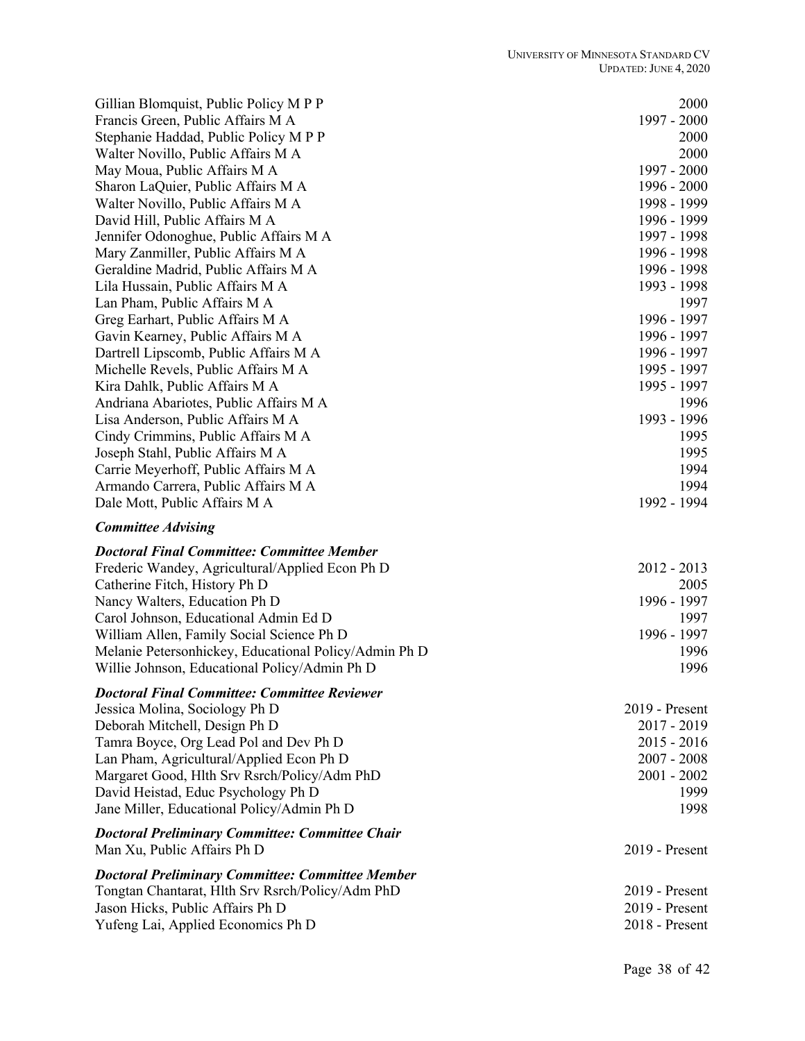Gillian Blomquist, Public Policy M P P 2000
Francis Green, Public Affairs M A 1997 - 2000
Stephanie Haddad, Public Policy M P P 2000
Walter Novillo, Public Affairs M A 2000
May Moua, Public Affairs M A 1997 - 2000
Sharon LaQuier, Public Affairs M A 1996 - 2000
Walter Novillo, Public Affairs M A 1998 - 1999
David Hill, Public Affairs M A 1996 - 1999
Jennifer Odonoghue, Public Affairs M A 1997 - 1998
Mary Zanmiller, Public Affairs M A 1996 - 1998
Geraldine Madrid, Public Affairs M A 1996 - 1998
Lila Hussain, Public Affairs M A 1993 - 1998
Lan Pham, Public Affairs M A 1997
Greg Earhart, Public Affairs M A 1996 - 1997
Gavin Kearney, Public Affairs M A 1996 - 1997
Dartrell Lipscomb, Public Affairs M A 1996 - 1997
Michelle Revels, Public Affairs M A 1995 - 1997
Kira Dahlk, Public Affairs M A 1995 - 1997
Andriana Abariotes, Public Affairs M A 1996
Lisa Anderson, Public Affairs M A 1993 - 1996
Cindy Crimmins, Public Affairs M A 1995
Joseph Stahl, Public Affairs M A 1995
Carrie Meyerhoff, Public Affairs M A 1994
Armando Carrera, Public Affairs M A 1994
Dale Mott, Public Affairs M A 1992 - 1994

***Committee Advising***

***Doctoral Final Committee: Committee Member***

Frederic Wandey, Agricultural/Applied Econ Ph D 2012 - 2013
Catherine Fitch, History Ph D 2005
Nancy Walters, Education Ph D 1996 - 1997
Carol Johnson, Educational Admin Ed D 1997
William Allen, Family Social Science Ph D 1996 - 1997
Melanie Petersonhickey, Educational Policy/Admin Ph D 1996
Willie Johnson, Educational Policy/Admin Ph D 1996

***Doctoral Final Committee: Committee Reviewer***

Jessica Molina, Sociology Ph D 2019 - Present
Deborah Mitchell, Design Ph D 2017 - 2019
Tamra Boyce, Org Lead Pol and Dev Ph D 2015 - 2016
Lan Pham, Agricultural/Applied Econ Ph D 2007 - 2008
Margaret Good, Hlth Srv Rsrch/Policy/Adm PhD 2001 - 2002
David Heistad, Educ Psychology Ph D 1999
Jane Miller, Educational Policy/Admin Ph D 1998

***Doctoral Preliminary Committee: Committee Chair***

Man Xu, Public Affairs Ph D 2019 - Present

***Doctoral Preliminary Committee: Committee Member***

Tongtan Chantarat, Hlth Srv Rsrch/Policy/Adm PhD 2019 - Present
Jason Hicks, Public Affairs Ph D 2019 - Present
Yufeng Lai, Applied Economics Ph D 2018 - Present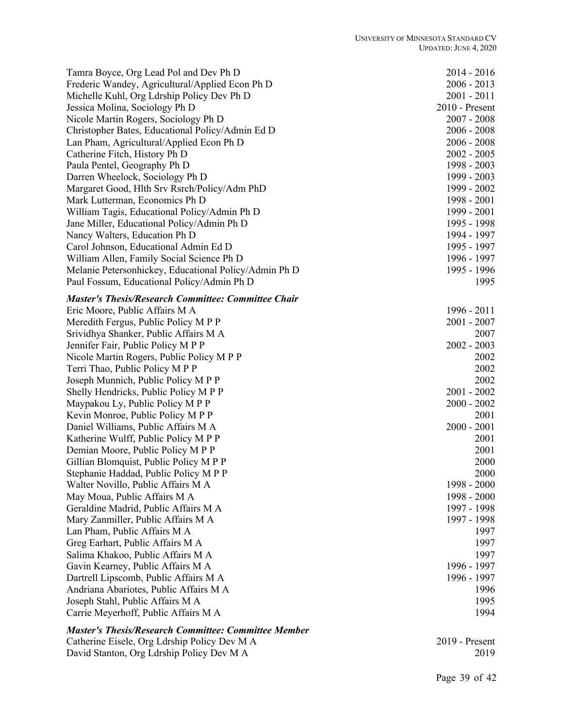Tamra Boyce, Org Lead Pol and Dev Ph D 2014 - 2016
Frederic Wandey, Agricultural/Applied Econ Ph D 2006 - 2013
Michelle Kuhl, Org Ldrship Policy Dev Ph D 2001 - 2011
Jessica Molina, Sociology Ph D 2010 - Present
Nicole Martin Rogers, Sociology Ph D 2007 - 2008
Christopher Bates, Educational Policy/Admin Ed D 2006 - 2008
Lan Pham, Agricultural/Applied Econ Ph D 2006 - 2008
Catherine Fitch, History Ph D 2002 - 2005
Paula Pentel, Geography Ph D 1998 - 2003
Darren Wheelock, Sociology Ph D 1999 - 2003
Margaret Good, Hlth Srv Rsrch/Policy/Adm PhD 1999 - 2002
Mark Lutterman, Economics Ph D 1998 - 2001
William Tagis, Educational Policy/Admin Ph D 1999 - 2001
Jane Miller, Educational Policy/Admin Ph D 1995 - 1998
Nancy Walters, Education Ph D 1994 - 1997
Carol Johnson, Educational Admin Ed D 1995 - 1997
William Allen, Family Social Science Ph D 1996 - 1997
Melanie Petersonhickey, Educational Policy/Admin Ph D 1995 - 1996
Paul Fossum, Educational Policy/Admin Ph D 1995

***Master's Thesis/Research Committee: Committee Chair***

Eric Moore, Public Affairs M A 1996 - 2011
Meredith Fergus, Public Policy M P P 2001 - 2007
Srividhya Shanker, Public Affairs M A 2007
Jennifer Fair, Public Policy M P P 2002 - 2003
Nicole Martin Rogers, Public Policy M P P 2002
Terri Thao, Public Policy M P P 2002
Joseph Munnich, Public Policy M P P 2002
Shelly Hendricks, Public Policy M P P 2001 - 2002
Maypakou Ly, Public Policy M P P 2000 - 2002
Kevin Monroe, Public Policy M P P 2001
Daniel Williams, Public Affairs M A 2000 - 2001
Katherine Wulff, Public Policy M P P 2001
Demian Moore, Public Policy M P P 2001
Gillian Blomquist, Public Policy M P P 2000
Stephanie Haddad, Public Policy M P P 2000
Walter Novillo, Public Affairs M A 1998 - 2000
May Moua, Public Affairs M A 1998 - 2000
Geraldine Madrid, Public Affairs M A 1997 - 1998
Mary Zanmiller, Public Affairs M A 1997 - 1998
Lan Pham, Public Affairs M A 1997
Greg Earhart, Public Affairs M A 1997
Salima Khakoo, Public Affairs M A 1997
Gavin Kearney, Public Affairs M A 1996 - 1997
Dartrell Lipscomb, Public Affairs M A 1996 - 1997
Andriana Abariotes, Public Affairs M A 1996
Joseph Stahl, Public Affairs M A 1995
Carrie Meyerhoff, Public Affairs M A 1994

***Master's Thesis/Research Committee: Committee Member***

Catherine Eisele, Org Ldrship Policy Dev M A 2019 - Present
David Stanton, Org Ldrship Policy Dev M A 2019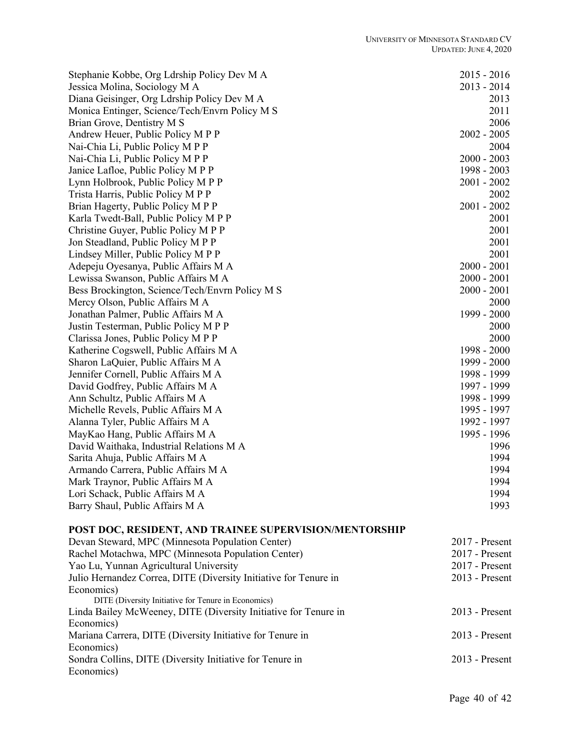| | |
|---|---|
| Stephanie Kobbe, Org Ldrship Policy Dev M A | 2015 - 2016 |
| Jessica Molina, Sociology M A | 2013 - 2014 |
| Diana Geisinger, Org Ldrship Policy Dev M A | 2013 |
| Monica Entinger, Science/Tech/Envrn Policy M S | 2011 |
| Brian Grove, Dentistry M S | 2006 |
| Andrew Heuer, Public Policy M P P | 2002 - 2005 |
| Nai-Chia Li, Public Policy M P P | 2004 |
| Nai-Chia Li, Public Policy M P P | 2000 - 2003 |
| Janice Lafloe, Public Policy M P P | 1998 - 2003 |
| Lynn Holbrook, Public Policy M P P | 2001 - 2002 |
| Trista Harris, Public Policy M P P | 2002 |
| Brian Hagerty, Public Policy M P P | 2001 - 2002 |
| Karla Twedt-Ball, Public Policy M P P | 2001 |
| Christine Guyer, Public Policy M P P | 2001 |
| Jon Steadland, Public Policy M P P | 2001 |
| Lindsey Miller, Public Policy M P P | 2001 |
| Adepeju Oyesanya, Public Affairs M A | 2000 - 2001 |
| Lewissa Swanson, Public Affairs M A | 2000 - 2001 |
| Bess Brockington, Science/Tech/Envrn Policy M S | 2000 - 2001 |
| Mercy Olson, Public Affairs M A | 2000 |
| Jonathan Palmer, Public Affairs M A | 1999 - 2000 |
| Justin Testerman, Public Policy M P P | 2000 |
| Clarissa Jones, Public Policy M P P | 2000 |
| Katherine Cogswell, Public Affairs M A | 1998 - 2000 |
| Sharon LaQuier, Public Affairs M A | 1999 - 2000 |
| Jennifer Cornell, Public Affairs M A | 1998 - 1999 |
| David Godfrey, Public Affairs M A | 1997 - 1999 |
| Ann Schultz, Public Affairs M A | 1998 - 1999 |
| Michelle Revels, Public Affairs M A | 1995 - 1997 |
| Alanna Tyler, Public Affairs M A | 1992 - 1997 |
| MayKao Hang, Public Affairs M A | 1995 - 1996 |
| David Waithaka, Industrial Relations M A | 1996 |
| Sarita Ahuja, Public Affairs M A | 1994 |
| Armando Carrera, Public Affairs M A | 1994 |
| Mark Traynor, Public Affairs M A | 1994 |
| Lori Schack, Public Affairs M A | 1994 |
| Barry Shaul, Public Affairs M A | 1993 |

## POST DOC, RESIDENT, AND TRAINEE SUPERVISION/MENTORSHIP

| | |
|---|---|
| Devan Steward, MPC (Minnesota Population Center) | 2017 - Present |
| Rachel Motachwa, MPC (Minnesota Population Center) | 2017 - Present |
| Yao Lu, Yunnan Agricultural University | 2017 - Present |
| Julio Hernandez Correa, DITE (Diversity Initiative for Tenure in Economics)<br>DITE (Diversity Initiative for Tenure in Economics) | 2013 - Present |
| Linda Bailey McWeeney, DITE (Diversity Initiative for Tenure in Economics) | 2013 - Present |
| Mariana Carrera, DITE (Diversity Initiative for Tenure in Economics) | 2013 - Present |
| Sondra Collins, DITE (Diversity Initiative for Tenure in Economics) | 2013 - Present |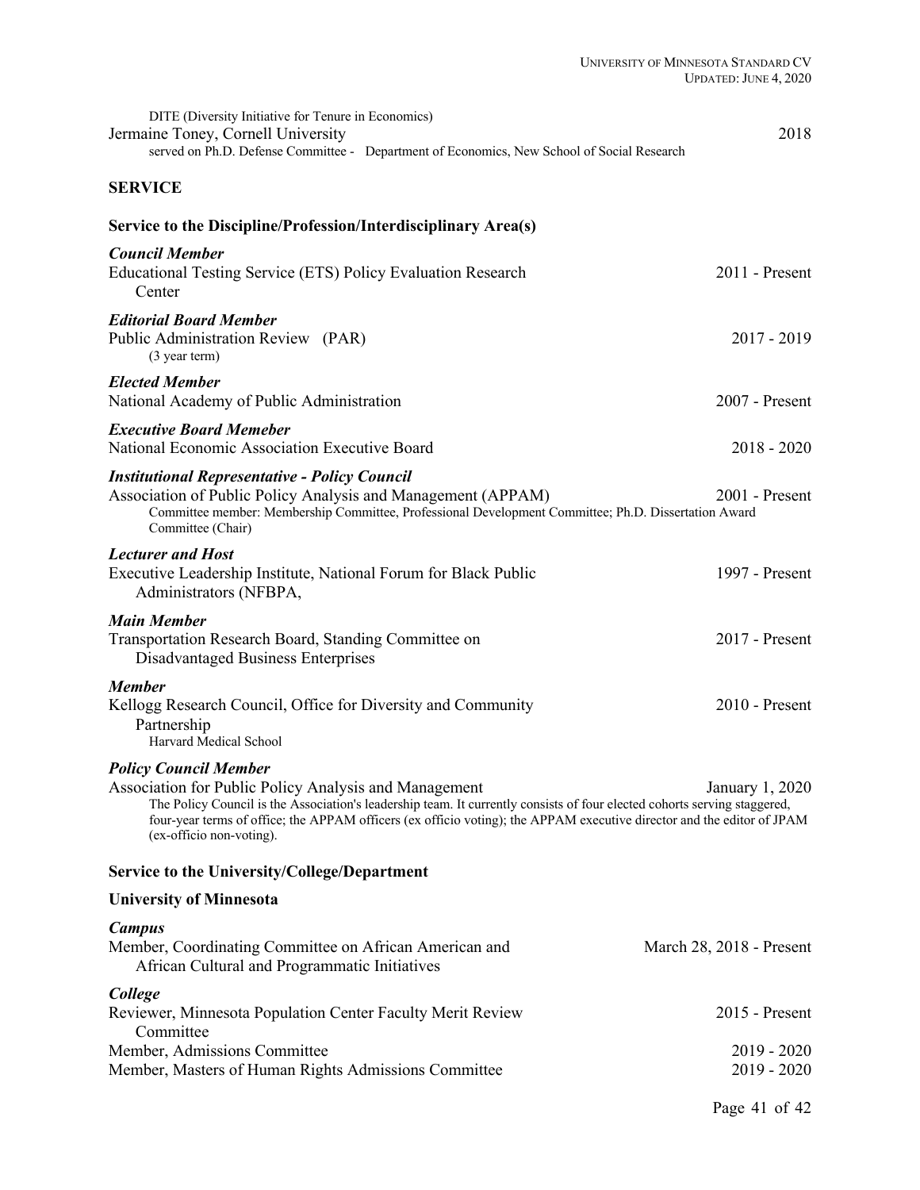DITE (Diversity Initiative for Tenure in Economics)

Jermaine Toney, Cornell University — 2018

served on Ph.D. Defense Committee - Department of Economics, New School of Social Research

## SERVICE

### Service to the Discipline/Profession/Interdisciplinary Area(s)

***Council Member***

Educational Testing Service (ETS) Policy Evaluation Research Center — 2011 - Present

***Editorial Board Member***

Public Administration Review (PAR) — 2017 - 2019

(3 year term)

***Elected Member***

National Academy of Public Administration — 2007 - Present

***Executive Board Memeber***

National Economic Association Executive Board — 2018 - 2020

***Institutional Representative - Policy Council***

Association of Public Policy Analysis and Management (APPAM) — 2001 - Present

Committee member: Membership Committee, Professional Development Committee; Ph.D. Dissertation Award Committee (Chair)

***Lecturer and Host***

Executive Leadership Institute, National Forum for Black Public Administrators (NFBPA, — 1997 - Present

***Main Member***

Transportation Research Board, Standing Committee on Disadvantaged Business Enterprises — 2017 - Present

***Member***

Kellogg Research Council, Office for Diversity and Community Partnership — 2010 - Present

Harvard Medical School

***Policy Council Member***

Association for Public Policy Analysis and Management — January 1, 2020

The Policy Council is the Association's leadership team. It currently consists of four elected cohorts serving staggered, four-year terms of office; the APPAM officers (ex officio voting); the APPAM executive director and the editor of JPAM (ex-officio non-voting).

### Service to the University/College/Department

### University of Minnesota

***Campus***

Member, Coordinating Committee on African American and African Cultural and Programmatic Initiatives — March 28, 2018 - Present

***College***

Reviewer, Minnesota Population Center Faculty Merit Review Committee — 2015 - Present

Member, Admissions Committee — 2019 - 2020

Member, Masters of Human Rights Admissions Committee — 2019 - 2020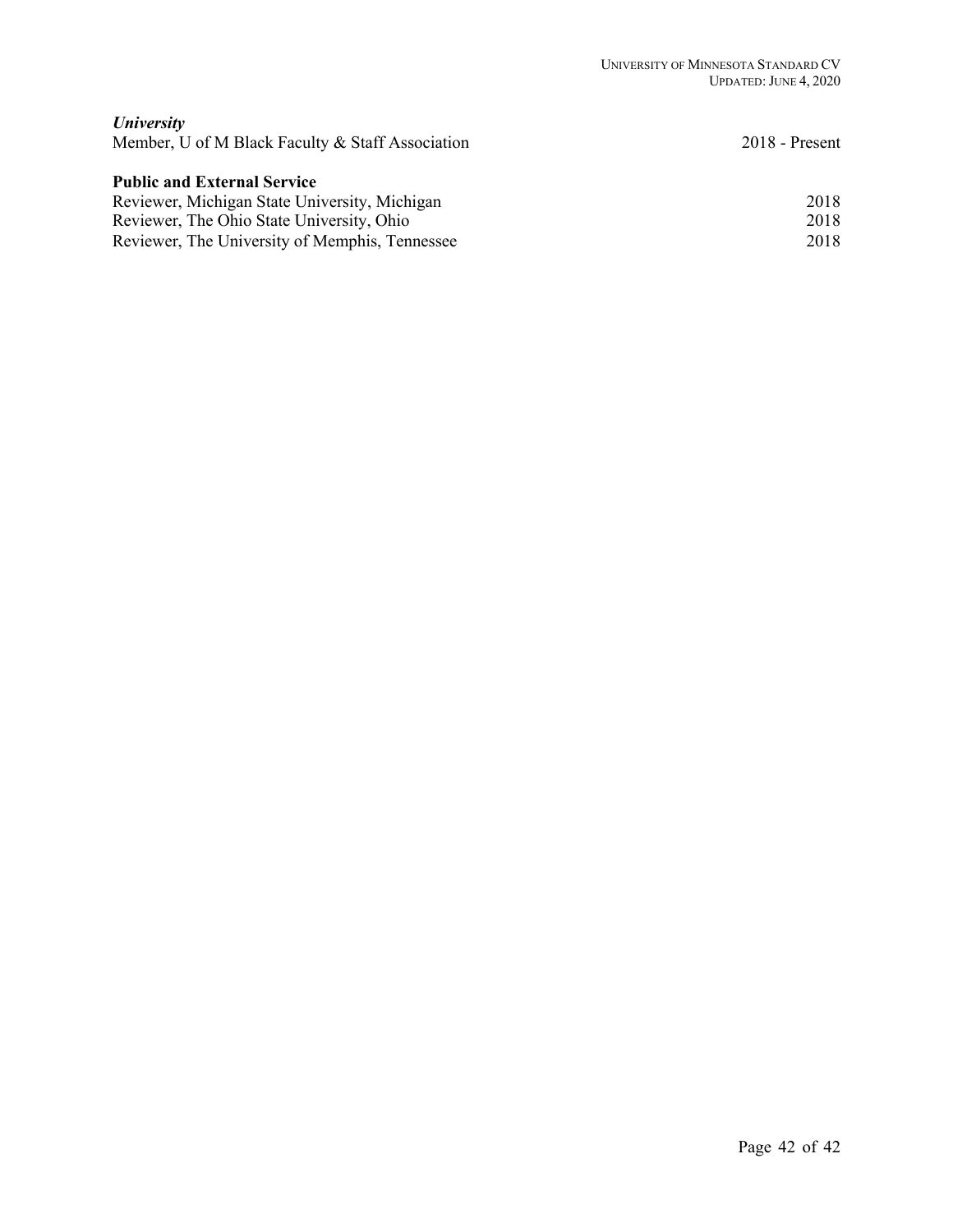***University***

Member, U of M Black Faculty & Staff Association 2018 - Present

**Public and External Service**

Reviewer, Michigan State University, Michigan 2018
Reviewer, The Ohio State University, Ohio 2018
Reviewer, The University of Memphis, Tennessee 2018